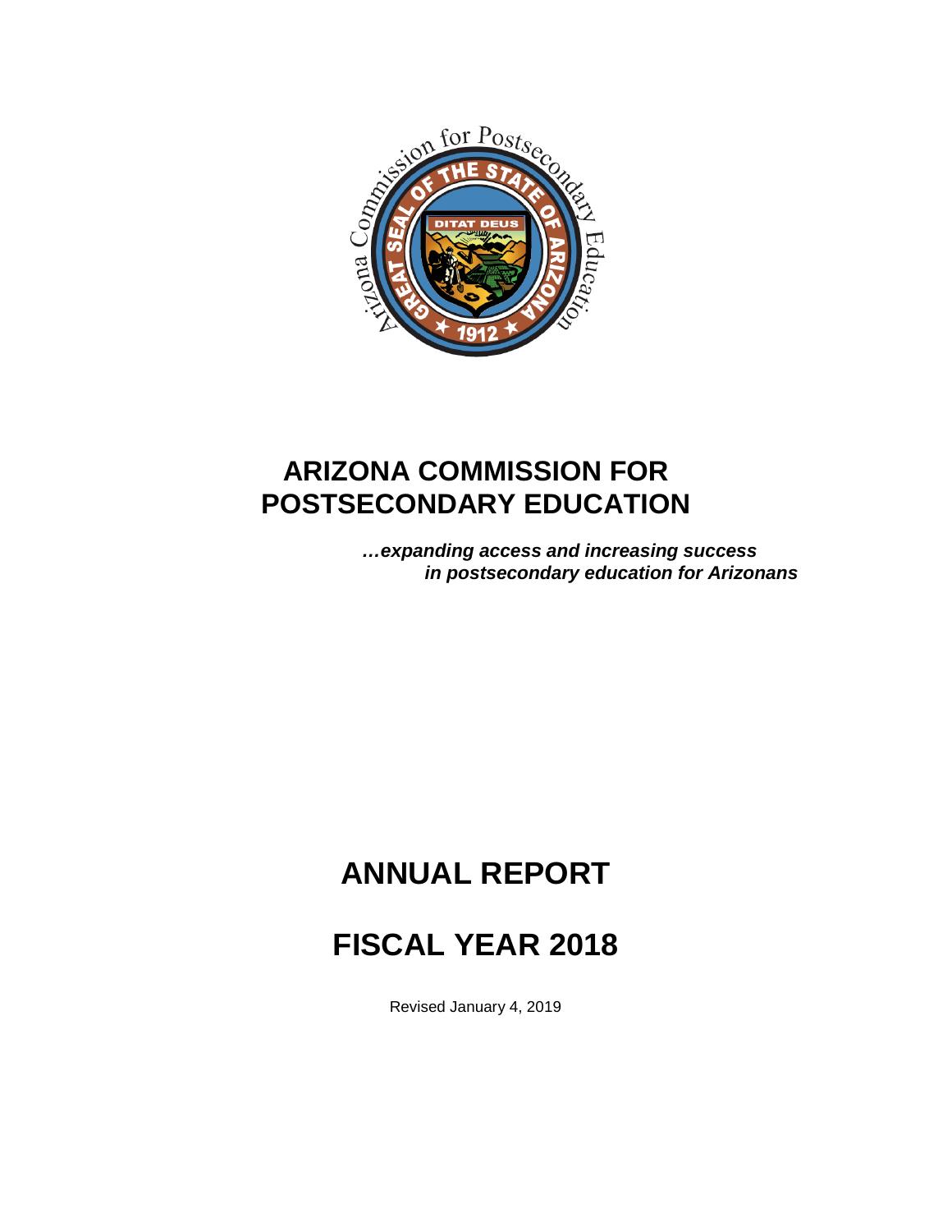# ARIZONA COMMISSION FOR POSTSECONDARY EDUCATION

***…expanding access and increasing success in postsecondary education for Arizonans***

# ANNUAL REPORT

# FISCAL YEAR 2018

Revised January 4, 2019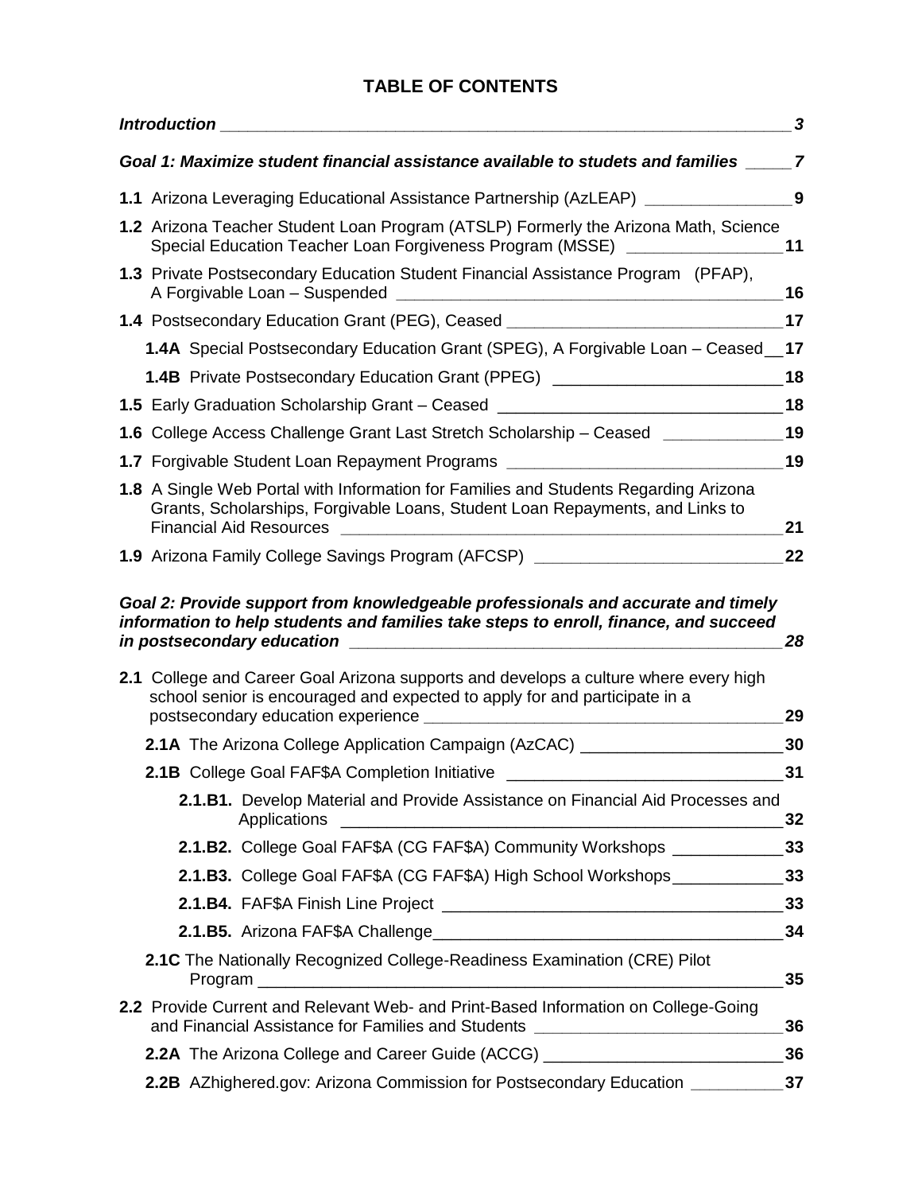# TABLE OF CONTENTS

| | |
|---|---|
| ***Introduction*** | ***3*** |
| ***Goal 1: Maximize student financial assistance available to studets and families*** | ***7*** |
| **1.1** Arizona Leveraging Educational Assistance Partnership (AzLEAP) | **9** |
| **1.2** Arizona Teacher Student Loan Program (ATSLP) Formerly the Arizona Math, Science Special Education Teacher Loan Forgiveness Program (MSSE) | **11** |
| **1.3** Private Postsecondary Education Student Financial Assistance Program (PFAP), A Forgivable Loan – Suspended | **16** |
| **1.4** Postsecondary Education Grant (PEG), Ceased | **17** |
| **1.4A** Special Postsecondary Education Grant (SPEG), A Forgivable Loan – Ceased | **17** |
| **1.4B** Private Postsecondary Education Grant (PPEG) | **18** |
| **1.5** Early Graduation Scholarship Grant – Ceased | **18** |
| **1.6** College Access Challenge Grant Last Stretch Scholarship – Ceased | **19** |
| **1.7** Forgivable Student Loan Repayment Programs | **19** |
| **1.8** A Single Web Portal with Information for Families and Students Regarding Arizona Grants, Scholarships, Forgivable Loans, Student Loan Repayments, and Links to Financial Aid Resources | **21** |
| **1.9** Arizona Family College Savings Program (AFCSP) | **22** |
| ***Goal 2: Provide support from knowledgeable professionals and accurate and timely information to help students and families take steps to enroll, finance, and succeed in postsecondary education*** | ***28*** |
| **2.1** College and Career Goal Arizona supports and develops a culture where every high school senior is encouraged and expected to apply for and participate in a postsecondary education experience | **29** |
| **2.1A** The Arizona College Application Campaign (AzCAC) | **30** |
| **2.1B** College Goal FAF$A Completion Initiative | **31** |
| **2.1.B1.** Develop Material and Provide Assistance on Financial Aid Processes and Applications | **32** |
| **2.1.B2.** College Goal FAF$A (CG FAF$A) Community Workshops | **33** |
| **2.1.B3.** College Goal FAF$A (CG FAF$A) High School Workshops | **33** |
| **2.1.B4.** FAF$A Finish Line Project | **33** |
| **2.1.B5.** Arizona FAF$A Challenge | **34** |
| **2.1C** The Nationally Recognized College-Readiness Examination (CRE) Pilot Program | **35** |
| **2.2** Provide Current and Relevant Web- and Print-Based Information on College-Going and Financial Assistance for Families and Students | **36** |
| **2.2A** The Arizona College and Career Guide (ACCG) | **36** |
| **2.2B** AZhighered.gov: Arizona Commission for Postsecondary Education | **37** |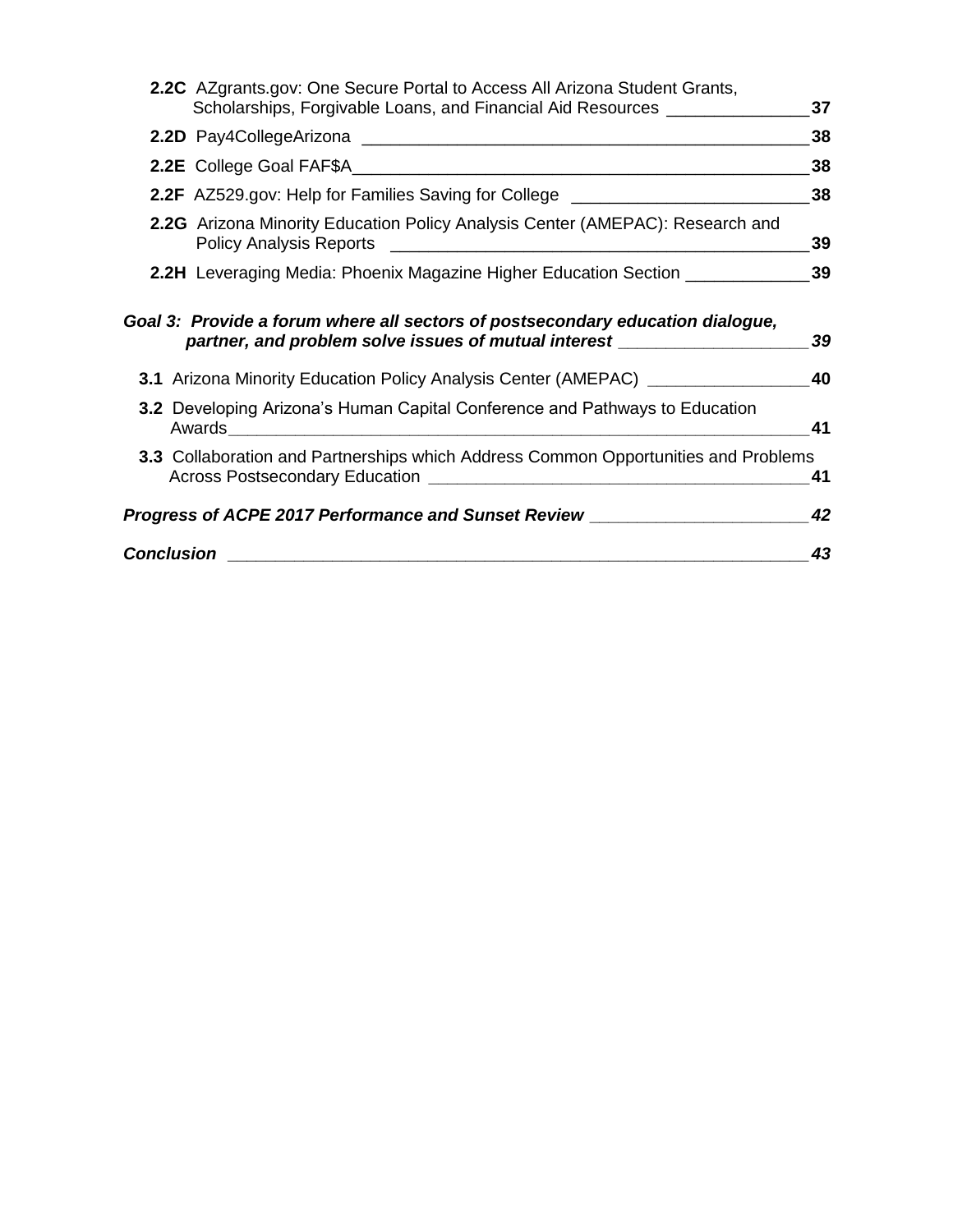**2.2C** AZgrants.gov: One Secure Portal to Access All Arizona Student Grants, Scholarships, Forgivable Loans, and Financial Aid Resources ____ **37**

**2.2D** Pay4CollegeArizona ____ **38**

**2.2E** College Goal FAF$A ____ **38**

**2.2F** AZ529.gov: Help for Families Saving for College ____ **38**

**2.2G** Arizona Minority Education Policy Analysis Center (AMEPAC): Research and Policy Analysis Reports ____ **39**

**2.2H** Leveraging Media: Phoenix Magazine Higher Education Section ____ **39**

***Goal 3: Provide a forum where all sectors of postsecondary education dialogue, partner, and problem solve issues of mutual interest ____ 39***

**3.1** Arizona Minority Education Policy Analysis Center (AMEPAC) ____ **40**

**3.2** Developing Arizona's Human Capital Conference and Pathways to Education Awards ____ **41**

**3.3** Collaboration and Partnerships which Address Common Opportunities and Problems Across Postsecondary Education ____ **41**

***Progress of ACPE 2017 Performance and Sunset Review ____ 42***

***Conclusion ____ 43***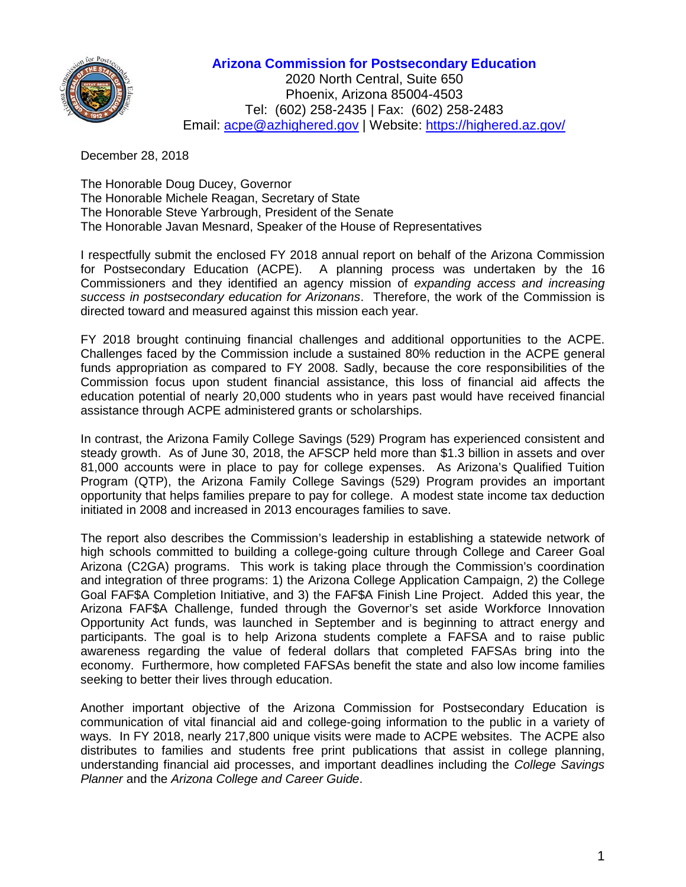**Arizona Commission for Postsecondary Education**
2020 North Central, Suite 650
Phoenix, Arizona 85004-4503
Tel: (602) 258-2435 | Fax: (602) 258-2483
Email: [acpe@azhighered.gov](mailto:acpe@azhighered.gov) | Website: [https://highered.az.gov/](https://highered.az.gov/)

December 28, 2018

The Honorable Doug Ducey, Governor
The Honorable Michele Reagan, Secretary of State
The Honorable Steve Yarbrough, President of the Senate
The Honorable Javan Mesnard, Speaker of the House of Representatives

I respectfully submit the enclosed FY 2018 annual report on behalf of the Arizona Commission for Postsecondary Education (ACPE). A planning process was undertaken by the 16 Commissioners and they identified an agency mission of *expanding access and increasing success in postsecondary education for Arizonans*. Therefore, the work of the Commission is directed toward and measured against this mission each year.

FY 2018 brought continuing financial challenges and additional opportunities to the ACPE. Challenges faced by the Commission include a sustained 80% reduction in the ACPE general funds appropriation as compared to FY 2008. Sadly, because the core responsibilities of the Commission focus upon student financial assistance, this loss of financial aid affects the education potential of nearly 20,000 students who in years past would have received financial assistance through ACPE administered grants or scholarships.

In contrast, the Arizona Family College Savings (529) Program has experienced consistent and steady growth. As of June 30, 2018, the AFSCP held more than $1.3 billion in assets and over 81,000 accounts were in place to pay for college expenses. As Arizona's Qualified Tuition Program (QTP), the Arizona Family College Savings (529) Program provides an important opportunity that helps families prepare to pay for college. A modest state income tax deduction initiated in 2008 and increased in 2013 encourages families to save.

The report also describes the Commission's leadership in establishing a statewide network of high schools committed to building a college-going culture through College and Career Goal Arizona (C2GA) programs. This work is taking place through the Commission's coordination and integration of three programs: 1) the Arizona College Application Campaign, 2) the College Goal FAF$A Completion Initiative, and 3) the FAF$A Finish Line Project. Added this year, the Arizona FAF$A Challenge, funded through the Governor's set aside Workforce Innovation Opportunity Act funds, was launched in September and is beginning to attract energy and participants. The goal is to help Arizona students complete a FAFSA and to raise public awareness regarding the value of federal dollars that completed FAFSAs bring into the economy. Furthermore, how completed FAFSAs benefit the state and also low income families seeking to better their lives through education.

Another important objective of the Arizona Commission for Postsecondary Education is communication of vital financial aid and college-going information to the public in a variety of ways. In FY 2018, nearly 217,800 unique visits were made to ACPE websites. The ACPE also distributes to families and students free print publications that assist in college planning, understanding financial aid processes, and important deadlines including the *College Savings Planner* and the *Arizona College and Career Guide*.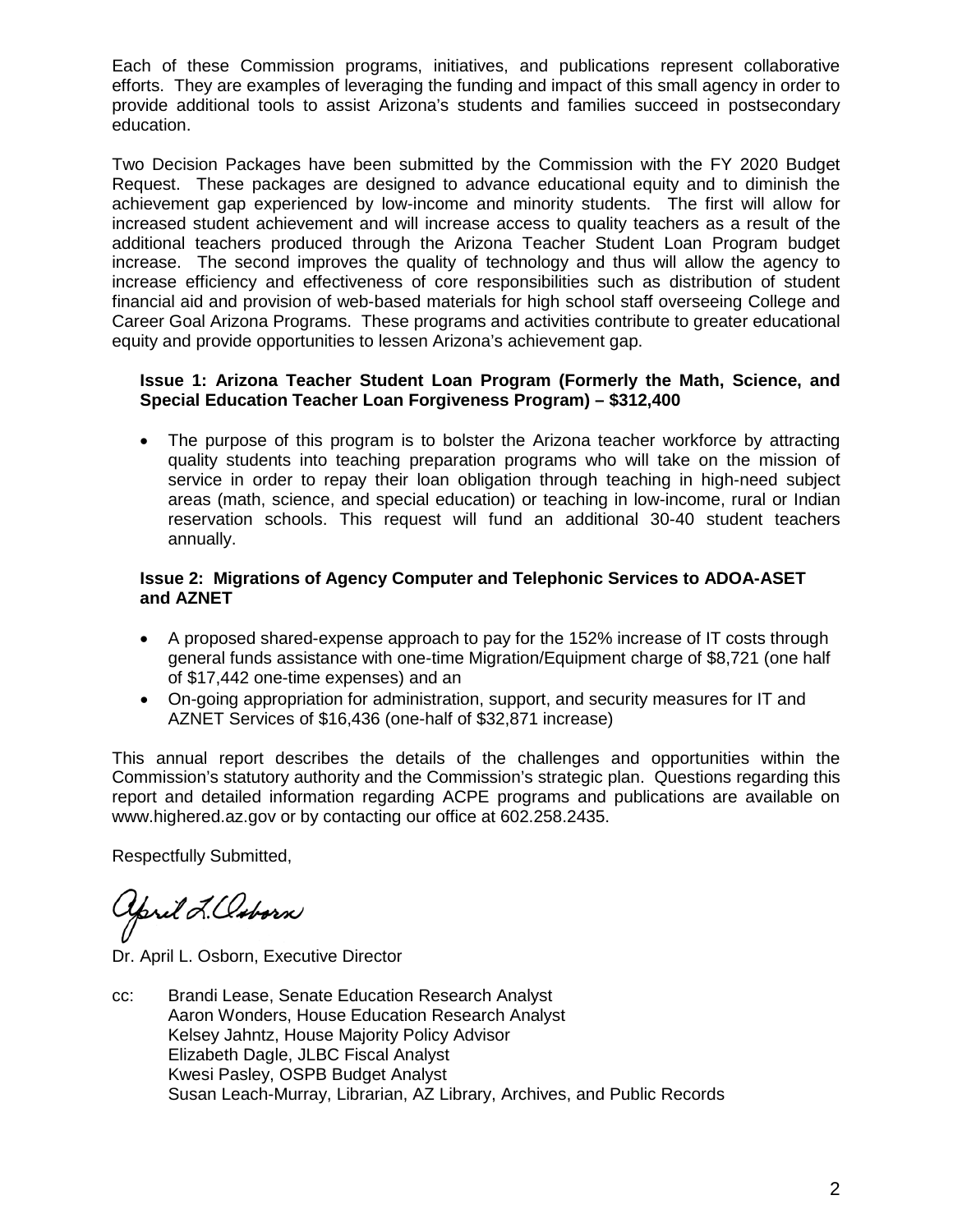Each of these Commission programs, initiatives, and publications represent collaborative efforts. They are examples of leveraging the funding and impact of this small agency in order to provide additional tools to assist Arizona's students and families succeed in postsecondary education.

Two Decision Packages have been submitted by the Commission with the FY 2020 Budget Request. These packages are designed to advance educational equity and to diminish the achievement gap experienced by low-income and minority students. The first will allow for increased student achievement and will increase access to quality teachers as a result of the additional teachers produced through the Arizona Teacher Student Loan Program budget increase. The second improves the quality of technology and thus will allow the agency to increase efficiency and effectiveness of core responsibilities such as distribution of student financial aid and provision of web-based materials for high school staff overseeing College and Career Goal Arizona Programs. These programs and activities contribute to greater educational equity and provide opportunities to lessen Arizona's achievement gap.

**Issue 1: Arizona Teacher Student Loan Program (Formerly the Math, Science, and Special Education Teacher Loan Forgiveness Program) – $312,400**

- The purpose of this program is to bolster the Arizona teacher workforce by attracting quality students into teaching preparation programs who will take on the mission of service in order to repay their loan obligation through teaching in high-need subject areas (math, science, and special education) or teaching in low-income, rural or Indian reservation schools. This request will fund an additional 30-40 student teachers annually.

**Issue 2: Migrations of Agency Computer and Telephonic Services to ADOA-ASET and AZNET**

- A proposed shared-expense approach to pay for the 152% increase of IT costs through general funds assistance with one-time Migration/Equipment charge of $8,721 (one half of $17,442 one-time expenses) and an
- On-going appropriation for administration, support, and security measures for IT and AZNET Services of $16,436 (one-half of $32,871 increase)

This annual report describes the details of the challenges and opportunities within the Commission's statutory authority and the Commission's strategic plan. Questions regarding this report and detailed information regarding ACPE programs and publications are available on www.highered.az.gov or by contacting our office at 602.258.2435.

Respectfully Submitted,

April L. Osborn

Dr. April L. Osborn, Executive Director

cc: Brandi Lease, Senate Education Research Analyst
Aaron Wonders, House Education Research Analyst
Kelsey Jahntz, House Majority Policy Advisor
Elizabeth Dagle, JLBC Fiscal Analyst
Kwesi Pasley, OSPB Budget Analyst
Susan Leach-Murray, Librarian, AZ Library, Archives, and Public Records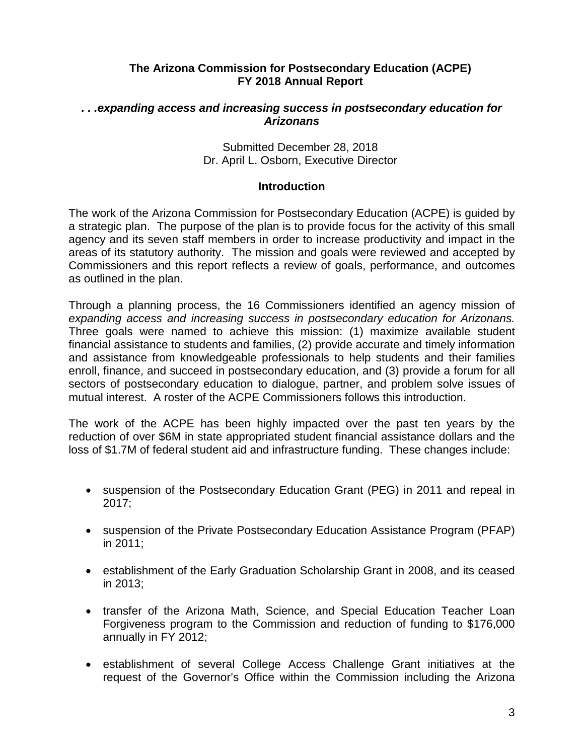**The Arizona Commission for Postsecondary Education (ACPE)**
**FY 2018 Annual Report**

***. . .expanding access and increasing success in postsecondary education for Arizonans***

Submitted December 28, 2018
Dr. April L. Osborn, Executive Director

## Introduction

The work of the Arizona Commission for Postsecondary Education (ACPE) is guided by a strategic plan. The purpose of the plan is to provide focus for the activity of this small agency and its seven staff members in order to increase productivity and impact in the areas of its statutory authority. The mission and goals were reviewed and accepted by Commissioners and this report reflects a review of goals, performance, and outcomes as outlined in the plan.

Through a planning process, the 16 Commissioners identified an agency mission of *expanding access and increasing success in postsecondary education for Arizonans.* Three goals were named to achieve this mission: (1) maximize available student financial assistance to students and families, (2) provide accurate and timely information and assistance from knowledgeable professionals to help students and their families enroll, finance, and succeed in postsecondary education, and (3) provide a forum for all sectors of postsecondary education to dialogue, partner, and problem solve issues of mutual interest. A roster of the ACPE Commissioners follows this introduction.

The work of the ACPE has been highly impacted over the past ten years by the reduction of over $6M in state appropriated student financial assistance dollars and the loss of $1.7M of federal student aid and infrastructure funding. These changes include:

- suspension of the Postsecondary Education Grant (PEG) in 2011 and repeal in 2017;
- suspension of the Private Postsecondary Education Assistance Program (PFAP) in 2011;
- establishment of the Early Graduation Scholarship Grant in 2008, and its ceased in 2013;
- transfer of the Arizona Math, Science, and Special Education Teacher Loan Forgiveness program to the Commission and reduction of funding to $176,000 annually in FY 2012;
- establishment of several College Access Challenge Grant initiatives at the request of the Governor's Office within the Commission including the Arizona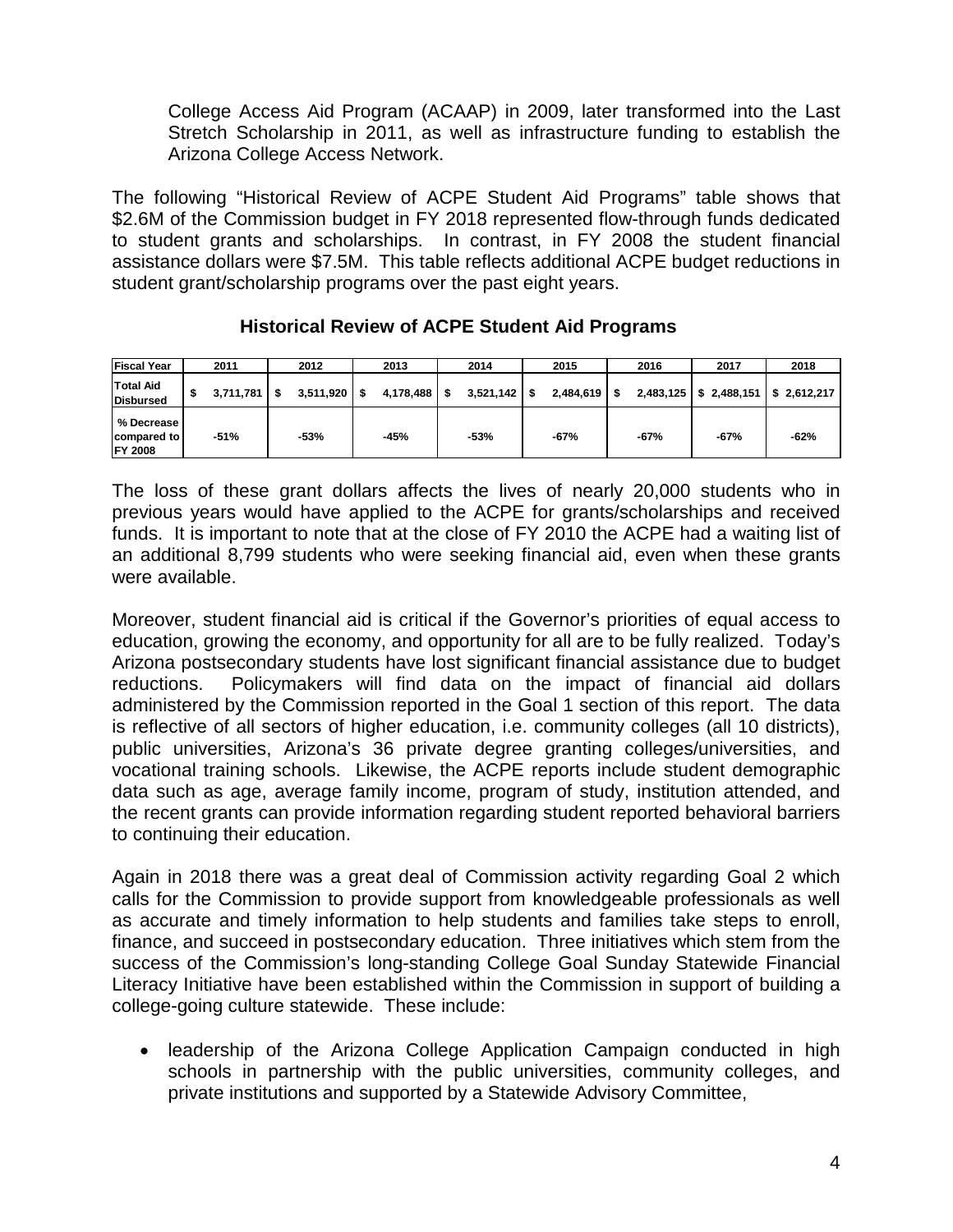College Access Aid Program (ACAAP) in 2009, later transformed into the Last Stretch Scholarship in 2011, as well as infrastructure funding to establish the Arizona College Access Network.

The following "Historical Review of ACPE Student Aid Programs" table shows that $2.6M of the Commission budget in FY 2018 represented flow-through funds dedicated to student grants and scholarships. In contrast, in FY 2008 the student financial assistance dollars were $7.5M. This table reflects additional ACPE budget reductions in student grant/scholarship programs over the past eight years.

**Historical Review of ACPE Student Aid Programs**

| Fiscal Year | 2011 | 2012 | 2013 | 2014 | 2015 | 2016 | 2017 | 2018 |
|---|---|---|---|---|---|---|---|---|
| Total Aid Disbursed | $ 3,711,781 | $ 3,511,920 | $ 4,178,488 | $ 3,521,142 | $ 2,484,619 | $ 2,483,125 | $ 2,488,151 | $ 2,612,217 |
| % Decrease compared to FY 2008 | -51% | -53% | -45% | -53% | -67% | -67% | -67% | -62% |

The loss of these grant dollars affects the lives of nearly 20,000 students who in previous years would have applied to the ACPE for grants/scholarships and received funds. It is important to note that at the close of FY 2010 the ACPE had a waiting list of an additional 8,799 students who were seeking financial aid, even when these grants were available.

Moreover, student financial aid is critical if the Governor's priorities of equal access to education, growing the economy, and opportunity for all are to be fully realized. Today's Arizona postsecondary students have lost significant financial assistance due to budget reductions. Policymakers will find data on the impact of financial aid dollars administered by the Commission reported in the Goal 1 section of this report. The data is reflective of all sectors of higher education, i.e. community colleges (all 10 districts), public universities, Arizona's 36 private degree granting colleges/universities, and vocational training schools. Likewise, the ACPE reports include student demographic data such as age, average family income, program of study, institution attended, and the recent grants can provide information regarding student reported behavioral barriers to continuing their education.

Again in 2018 there was a great deal of Commission activity regarding Goal 2 which calls for the Commission to provide support from knowledgeable professionals as well as accurate and timely information to help students and families take steps to enroll, finance, and succeed in postsecondary education. Three initiatives which stem from the success of the Commission's long-standing College Goal Sunday Statewide Financial Literacy Initiative have been established within the Commission in support of building a college-going culture statewide. These include:

- leadership of the Arizona College Application Campaign conducted in high schools in partnership with the public universities, community colleges, and private institutions and supported by a Statewide Advisory Committee,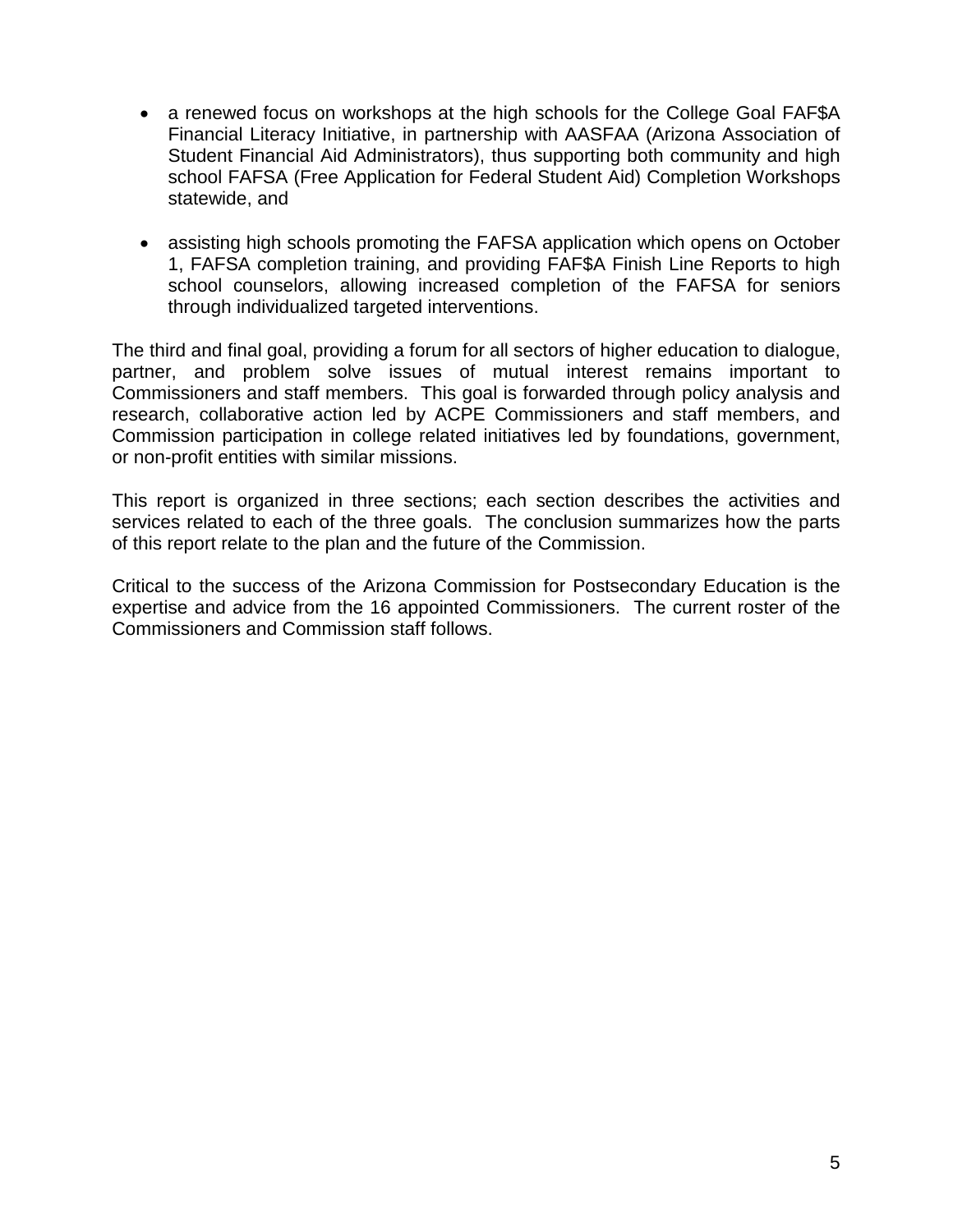- a renewed focus on workshops at the high schools for the College Goal FAF$A Financial Literacy Initiative, in partnership with AASFAA (Arizona Association of Student Financial Aid Administrators), thus supporting both community and high school FAFSA (Free Application for Federal Student Aid) Completion Workshops statewide, and

- assisting high schools promoting the FAFSA application which opens on October 1, FAFSA completion training, and providing FAF$A Finish Line Reports to high school counselors, allowing increased completion of the FAFSA for seniors through individualized targeted interventions.

The third and final goal, providing a forum for all sectors of higher education to dialogue, partner, and problem solve issues of mutual interest remains important to Commissioners and staff members. This goal is forwarded through policy analysis and research, collaborative action led by ACPE Commissioners and staff members, and Commission participation in college related initiatives led by foundations, government, or non-profit entities with similar missions.

This report is organized in three sections; each section describes the activities and services related to each of the three goals. The conclusion summarizes how the parts of this report relate to the plan and the future of the Commission.

Critical to the success of the Arizona Commission for Postsecondary Education is the expertise and advice from the 16 appointed Commissioners. The current roster of the Commissioners and Commission staff follows.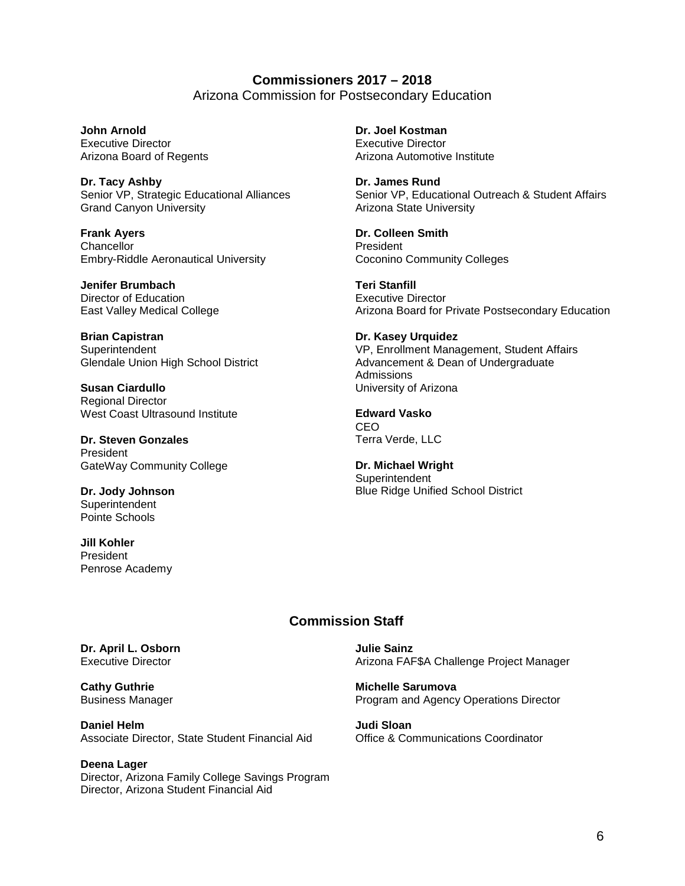## Commissioners 2017 – 2018

Arizona Commission for Postsecondary Education

**John Arnold**
Executive Director
Arizona Board of Regents

**Dr. Tacy Ashby**
Senior VP, Strategic Educational Alliances
Grand Canyon University

**Frank Ayers**
Chancellor
Embry-Riddle Aeronautical University

**Jenifer Brumbach**
Director of Education
East Valley Medical College

**Brian Capistran**
Superintendent
Glendale Union High School District

**Susan Ciardullo**
Regional Director
West Coast Ultrasound Institute

**Dr. Steven Gonzales**
President
GateWay Community College

**Dr. Jody Johnson**
Superintendent
Pointe Schools

**Jill Kohler**
President
Penrose Academy

**Dr. Joel Kostman**
Executive Director
Arizona Automotive Institute

**Dr. James Rund**
Senior VP, Educational Outreach & Student Affairs
Arizona State University

**Dr. Colleen Smith**
President
Coconino Community Colleges

**Teri Stanfill**
Executive Director
Arizona Board for Private Postsecondary Education

**Dr. Kasey Urquidez**
VP, Enrollment Management, Student Affairs Advancement & Dean of Undergraduate Admissions
University of Arizona

**Edward Vasko**
CEO
Terra Verde, LLC

**Dr. Michael Wright**
Superintendent
Blue Ridge Unified School District

## Commission Staff

**Dr. April L. Osborn**
Executive Director

**Cathy Guthrie**
Business Manager

**Daniel Helm**
Associate Director, State Student Financial Aid

**Deena Lager**
Director, Arizona Family College Savings Program
Director, Arizona Student Financial Aid

**Julie Sainz**
Arizona FAF$A Challenge Project Manager

**Michelle Sarumova**
Program and Agency Operations Director

**Judi Sloan**
Office & Communications Coordinator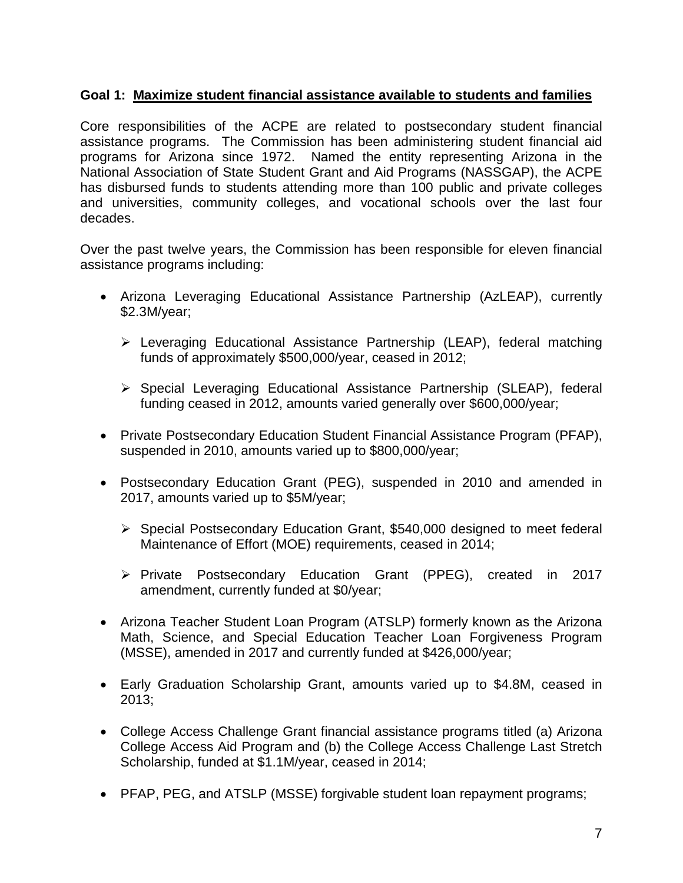**Goal 1: Maximize student financial assistance available to students and families**

Core responsibilities of the ACPE are related to postsecondary student financial assistance programs. The Commission has been administering student financial aid programs for Arizona since 1972. Named the entity representing Arizona in the National Association of State Student Grant and Aid Programs (NASSGAP), the ACPE has disbursed funds to students attending more than 100 public and private colleges and universities, community colleges, and vocational schools over the last four decades.

Over the past twelve years, the Commission has been responsible for eleven financial assistance programs including:

- Arizona Leveraging Educational Assistance Partnership (AzLEAP), currently \$2.3M/year;
  - Leveraging Educational Assistance Partnership (LEAP), federal matching funds of approximately \$500,000/year, ceased in 2012;
  - Special Leveraging Educational Assistance Partnership (SLEAP), federal funding ceased in 2012, amounts varied generally over \$600,000/year;
- Private Postsecondary Education Student Financial Assistance Program (PFAP), suspended in 2010, amounts varied up to \$800,000/year;
- Postsecondary Education Grant (PEG), suspended in 2010 and amended in 2017, amounts varied up to \$5M/year;
  - Special Postsecondary Education Grant, \$540,000 designed to meet federal Maintenance of Effort (MOE) requirements, ceased in 2014;
  - Private Postsecondary Education Grant (PPEG), created in 2017 amendment, currently funded at \$0/year;
- Arizona Teacher Student Loan Program (ATSLP) formerly known as the Arizona Math, Science, and Special Education Teacher Loan Forgiveness Program (MSSE), amended in 2017 and currently funded at \$426,000/year;
- Early Graduation Scholarship Grant, amounts varied up to \$4.8M, ceased in 2013;
- College Access Challenge Grant financial assistance programs titled (a) Arizona College Access Aid Program and (b) the College Access Challenge Last Stretch Scholarship, funded at \$1.1M/year, ceased in 2014;
- PFAP, PEG, and ATSLP (MSSE) forgivable student loan repayment programs;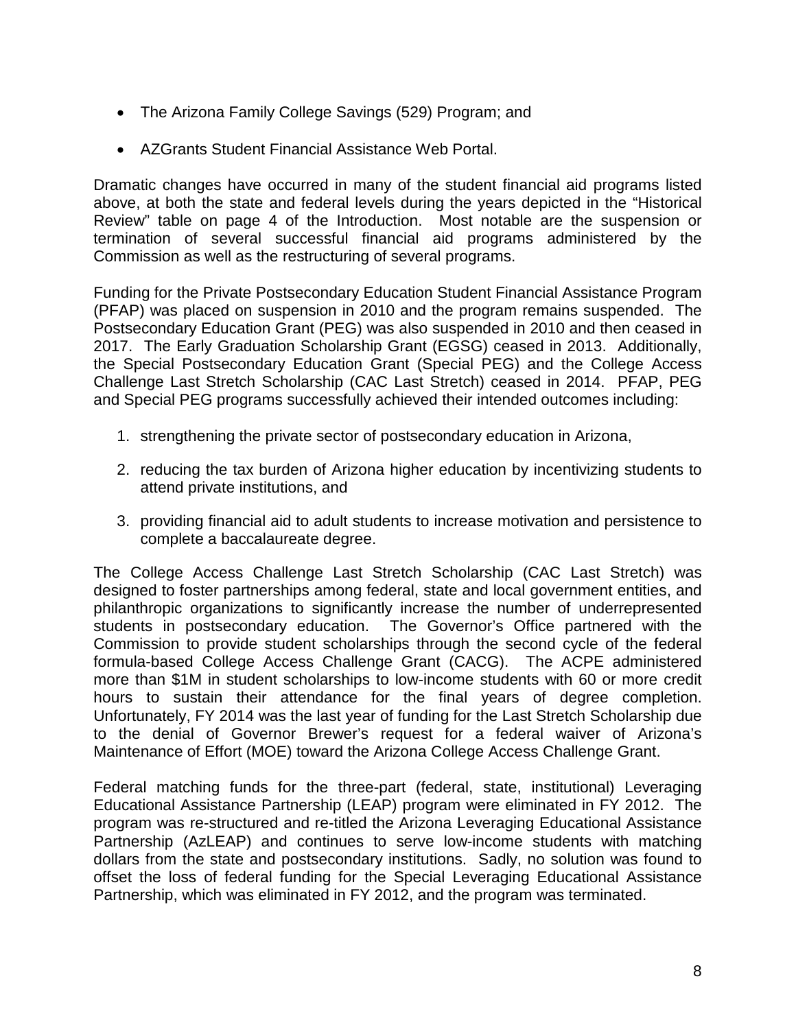- The Arizona Family College Savings (529) Program; and
- AZGrants Student Financial Assistance Web Portal.

Dramatic changes have occurred in many of the student financial aid programs listed above, at both the state and federal levels during the years depicted in the "Historical Review" table on page 4 of the Introduction. Most notable are the suspension or termination of several successful financial aid programs administered by the Commission as well as the restructuring of several programs.

Funding for the Private Postsecondary Education Student Financial Assistance Program (PFAP) was placed on suspension in 2010 and the program remains suspended. The Postsecondary Education Grant (PEG) was also suspended in 2010 and then ceased in 2017. The Early Graduation Scholarship Grant (EGSG) ceased in 2013. Additionally, the Special Postsecondary Education Grant (Special PEG) and the College Access Challenge Last Stretch Scholarship (CAC Last Stretch) ceased in 2014. PFAP, PEG and Special PEG programs successfully achieved their intended outcomes including:

1. strengthening the private sector of postsecondary education in Arizona,
2. reducing the tax burden of Arizona higher education by incentivizing students to attend private institutions, and
3. providing financial aid to adult students to increase motivation and persistence to complete a baccalaureate degree.

The College Access Challenge Last Stretch Scholarship (CAC Last Stretch) was designed to foster partnerships among federal, state and local government entities, and philanthropic organizations to significantly increase the number of underrepresented students in postsecondary education. The Governor's Office partnered with the Commission to provide student scholarships through the second cycle of the federal formula-based College Access Challenge Grant (CACG). The ACPE administered more than $1M in student scholarships to low-income students with 60 or more credit hours to sustain their attendance for the final years of degree completion. Unfortunately, FY 2014 was the last year of funding for the Last Stretch Scholarship due to the denial of Governor Brewer's request for a federal waiver of Arizona's Maintenance of Effort (MOE) toward the Arizona College Access Challenge Grant.

Federal matching funds for the three-part (federal, state, institutional) Leveraging Educational Assistance Partnership (LEAP) program were eliminated in FY 2012. The program was re-structured and re-titled the Arizona Leveraging Educational Assistance Partnership (AzLEAP) and continues to serve low-income students with matching dollars from the state and postsecondary institutions. Sadly, no solution was found to offset the loss of federal funding for the Special Leveraging Educational Assistance Partnership, which was eliminated in FY 2012, and the program was terminated.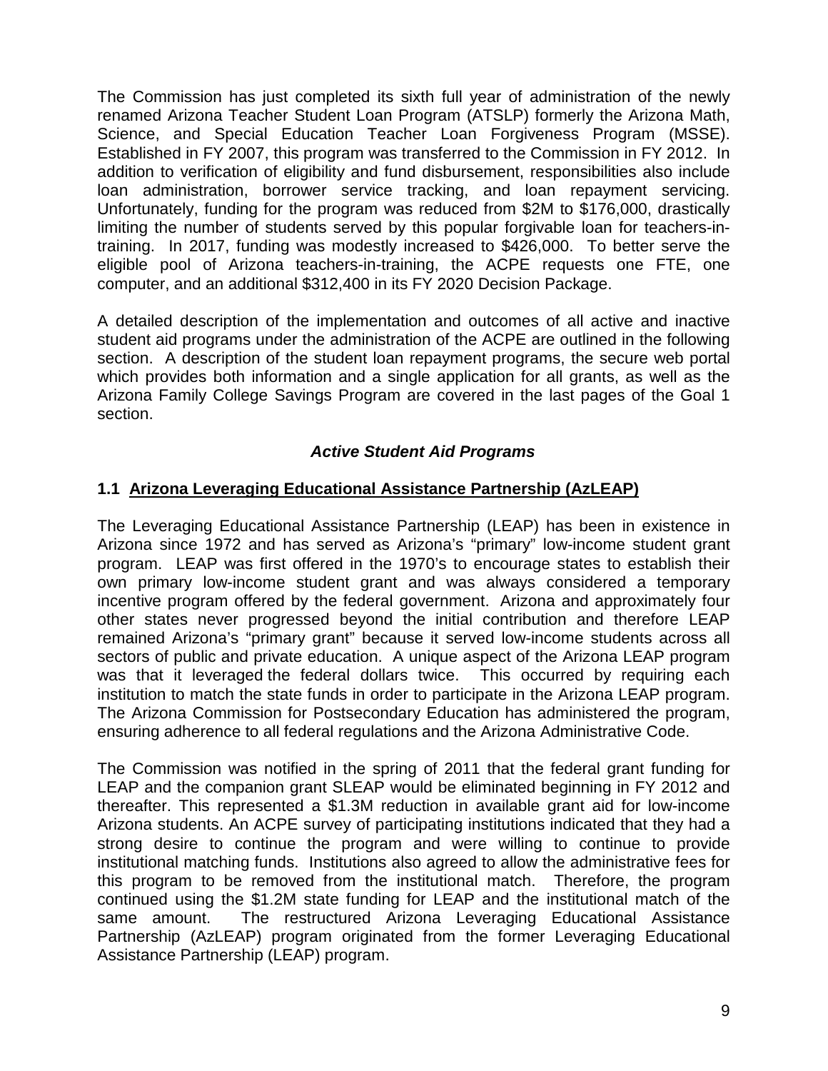The Commission has just completed its sixth full year of administration of the newly renamed Arizona Teacher Student Loan Program (ATSLP) formerly the Arizona Math, Science, and Special Education Teacher Loan Forgiveness Program (MSSE). Established in FY 2007, this program was transferred to the Commission in FY 2012. In addition to verification of eligibility and fund disbursement, responsibilities also include loan administration, borrower service tracking, and loan repayment servicing. Unfortunately, funding for the program was reduced from $2M to $176,000, drastically limiting the number of students served by this popular forgivable loan for teachers-in-training. In 2017, funding was modestly increased to $426,000. To better serve the eligible pool of Arizona teachers-in-training, the ACPE requests one FTE, one computer, and an additional $312,400 in its FY 2020 Decision Package.

A detailed description of the implementation and outcomes of all active and inactive student aid programs under the administration of the ACPE are outlined in the following section. A description of the student loan repayment programs, the secure web portal which provides both information and a single application for all grants, as well as the Arizona Family College Savings Program are covered in the last pages of the Goal 1 section.

### ***Active Student Aid Programs***

#### **1.1 Arizona Leveraging Educational Assistance Partnership (AzLEAP)**

The Leveraging Educational Assistance Partnership (LEAP) has been in existence in Arizona since 1972 and has served as Arizona's "primary" low-income student grant program. LEAP was first offered in the 1970's to encourage states to establish their own primary low-income student grant and was always considered a temporary incentive program offered by the federal government. Arizona and approximately four other states never progressed beyond the initial contribution and therefore LEAP remained Arizona's "primary grant" because it served low-income students across all sectors of public and private education. A unique aspect of the Arizona LEAP program was that it leveraged the federal dollars twice. This occurred by requiring each institution to match the state funds in order to participate in the Arizona LEAP program. The Arizona Commission for Postsecondary Education has administered the program, ensuring adherence to all federal regulations and the Arizona Administrative Code.

The Commission was notified in the spring of 2011 that the federal grant funding for LEAP and the companion grant SLEAP would be eliminated beginning in FY 2012 and thereafter. This represented a $1.3M reduction in available grant aid for low-income Arizona students. An ACPE survey of participating institutions indicated that they had a strong desire to continue the program and were willing to continue to provide institutional matching funds. Institutions also agreed to allow the administrative fees for this program to be removed from the institutional match. Therefore, the program continued using the $1.2M state funding for LEAP and the institutional match of the same amount. The restructured Arizona Leveraging Educational Assistance Partnership (AzLEAP) program originated from the former Leveraging Educational Assistance Partnership (LEAP) program.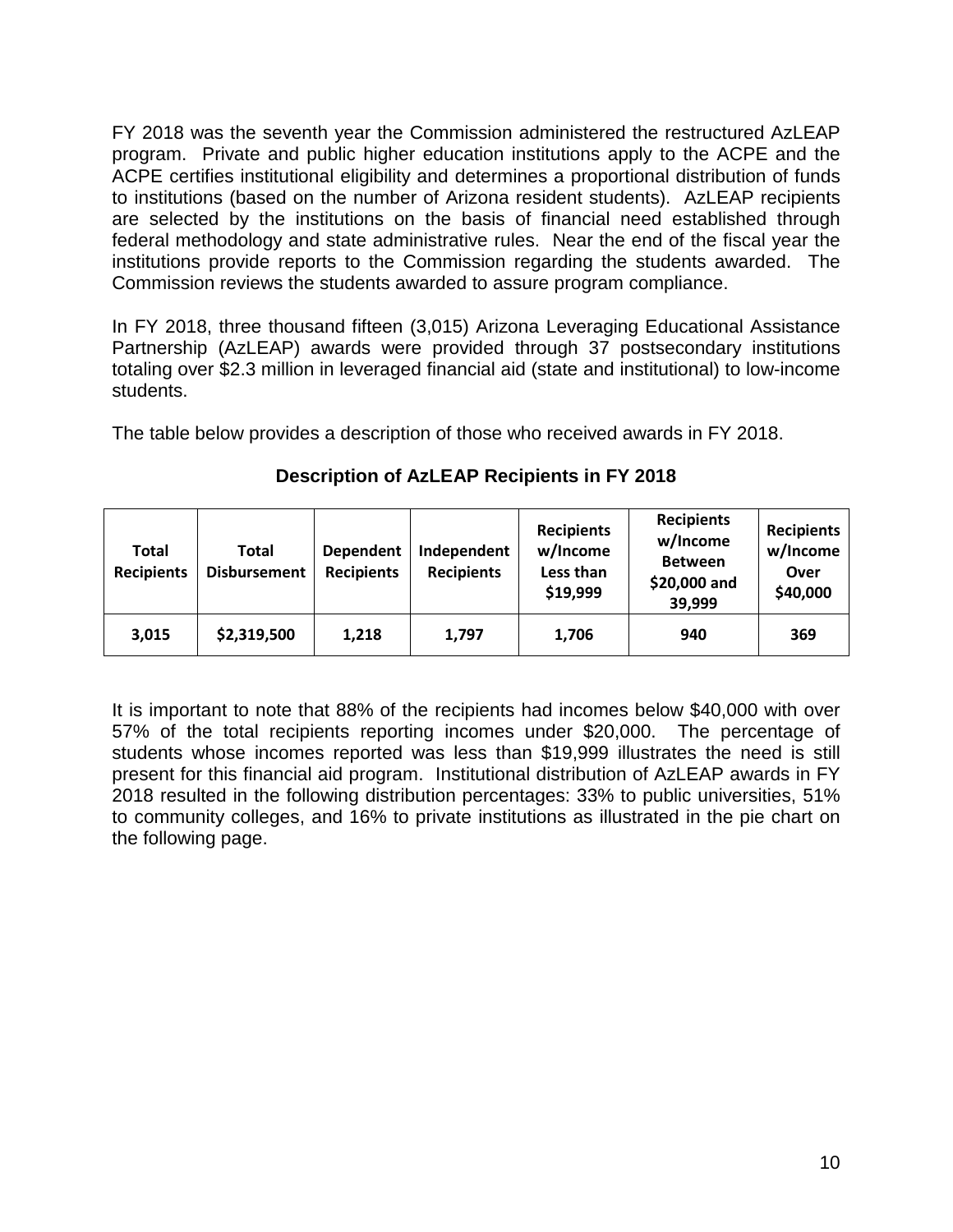FY 2018 was the seventh year the Commission administered the restructured AzLEAP program. Private and public higher education institutions apply to the ACPE and the ACPE certifies institutional eligibility and determines a proportional distribution of funds to institutions (based on the number of Arizona resident students). AzLEAP recipients are selected by the institutions on the basis of financial need established through federal methodology and state administrative rules. Near the end of the fiscal year the institutions provide reports to the Commission regarding the students awarded. The Commission reviews the students awarded to assure program compliance.

In FY 2018, three thousand fifteen (3,015) Arizona Leveraging Educational Assistance Partnership (AzLEAP) awards were provided through 37 postsecondary institutions totaling over $2.3 million in leveraged financial aid (state and institutional) to low-income students.

The table below provides a description of those who received awards in FY 2018.

**Description of AzLEAP Recipients in FY 2018**

| Total Recipients | Total Disbursement | Dependent Recipients | Independent Recipients | Recipients w/Income Less than $19,999 | Recipients w/Income Between $20,000 and 39,999 | Recipients w/Income Over $40,000 |
|---|---|---|---|---|---|---|
| **3,015** | **$2,319,500** | **1,218** | **1,797** | **1,706** | **940** | **369** |

It is important to note that 88% of the recipients had incomes below $40,000 with over 57% of the total recipients reporting incomes under $20,000. The percentage of students whose incomes reported was less than $19,999 illustrates the need is still present for this financial aid program. Institutional distribution of AzLEAP awards in FY 2018 resulted in the following distribution percentages: 33% to public universities, 51% to community colleges, and 16% to private institutions as illustrated in the pie chart on the following page.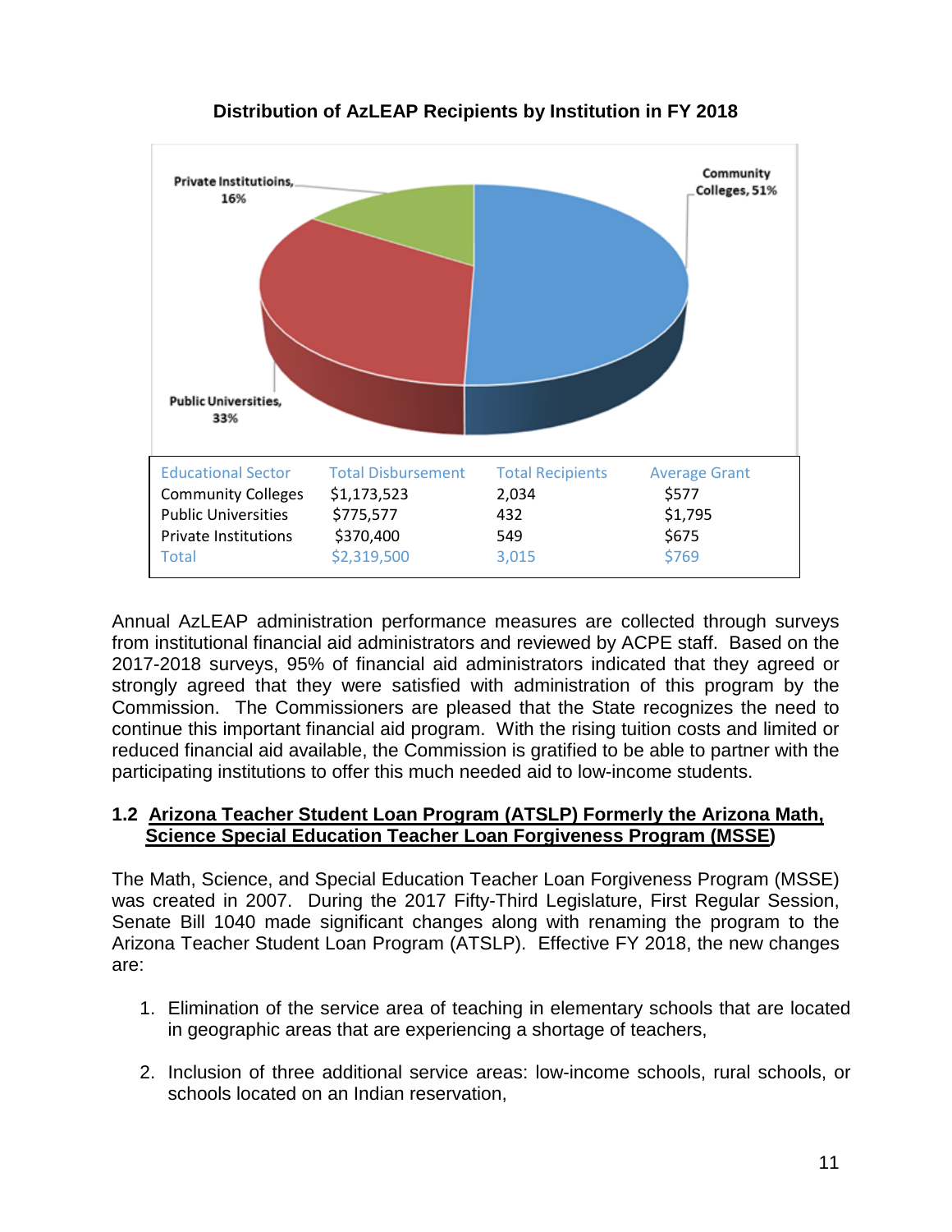**Distribution of AzLEAP Recipients by Institution in FY 2018**

Private Institutioins, 16%

Community Colleges, 51%

Public Universities, 33%

| Educational Sector | Total Disbursement | Total Recipients | Average Grant |
|---|---|---|---|
| Community Colleges | $1,173,523 | 2,034 | $577 |
| Public Universities | $775,577 | 432 | $1,795 |
| Private Institutions | $370,400 | 549 | $675 |
| Total | $2,319,500 | 3,015 | $769 |

Annual AzLEAP administration performance measures are collected through surveys from institutional financial aid administrators and reviewed by ACPE staff. Based on the 2017-2018 surveys, 95% of financial aid administrators indicated that they agreed or strongly agreed that they were satisfied with administration of this program by the Commission. The Commissioners are pleased that the State recognizes the need to continue this important financial aid program. With the rising tuition costs and limited or reduced financial aid available, the Commission is gratified to be able to partner with the participating institutions to offer this much needed aid to low-income students.

### 1.2 Arizona Teacher Student Loan Program (ATSLP) Formerly the Arizona Math, Science Special Education Teacher Loan Forgiveness Program (MSSE)

The Math, Science, and Special Education Teacher Loan Forgiveness Program (MSSE) was created in 2007. During the 2017 Fifty-Third Legislature, First Regular Session, Senate Bill 1040 made significant changes along with renaming the program to the Arizona Teacher Student Loan Program (ATSLP). Effective FY 2018, the new changes are:

1. Elimination of the service area of teaching in elementary schools that are located in geographic areas that are experiencing a shortage of teachers,
2. Inclusion of three additional service areas: low-income schools, rural schools, or schools located on an Indian reservation,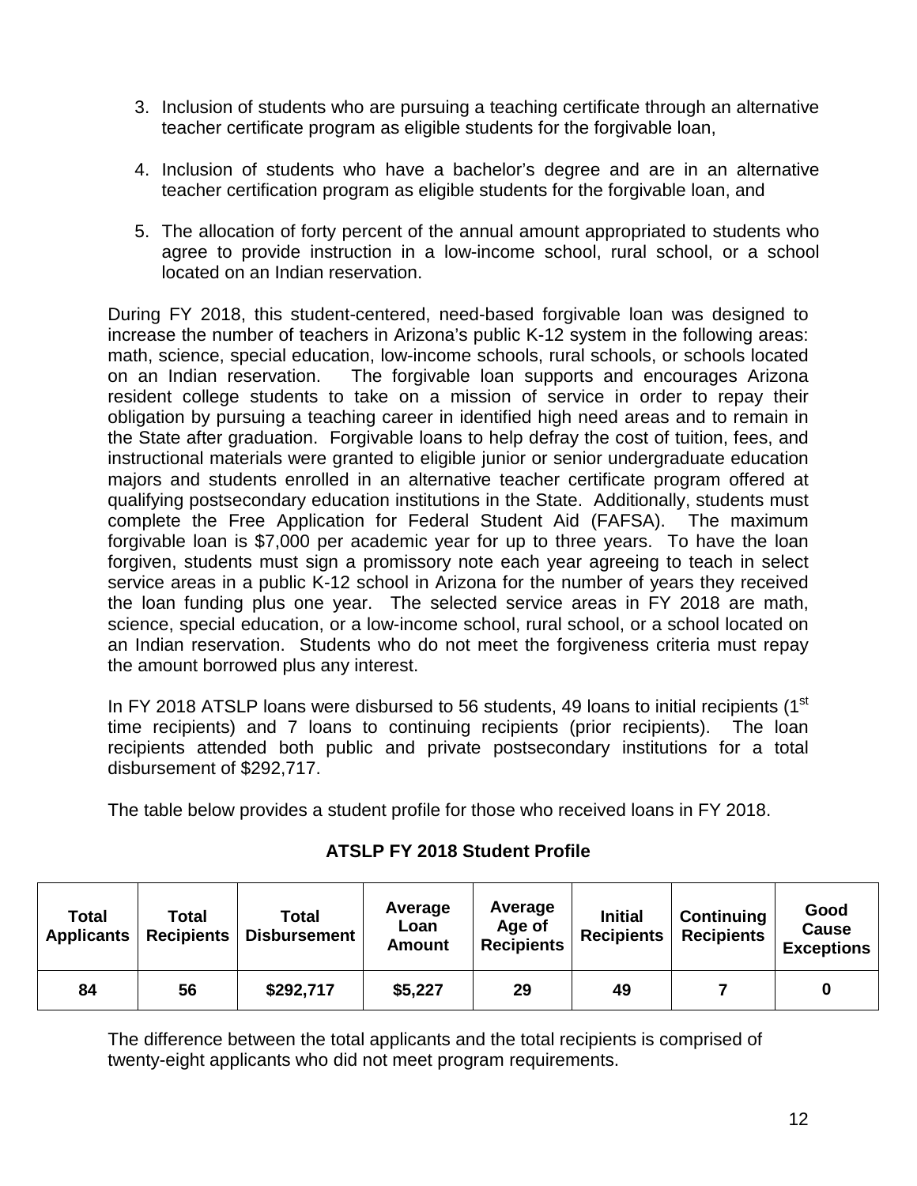3. Inclusion of students who are pursuing a teaching certificate through an alternative teacher certificate program as eligible students for the forgivable loan,

4. Inclusion of students who have a bachelor's degree and are in an alternative teacher certification program as eligible students for the forgivable loan, and

5. The allocation of forty percent of the annual amount appropriated to students who agree to provide instruction in a low-income school, rural school, or a school located on an Indian reservation.

During FY 2018, this student-centered, need-based forgivable loan was designed to increase the number of teachers in Arizona's public K-12 system in the following areas: math, science, special education, low-income schools, rural schools, or schools located on an Indian reservation. The forgivable loan supports and encourages Arizona resident college students to take on a mission of service in order to repay their obligation by pursuing a teaching career in identified high need areas and to remain in the State after graduation. Forgivable loans to help defray the cost of tuition, fees, and instructional materials were granted to eligible junior or senior undergraduate education majors and students enrolled in an alternative teacher certificate program offered at qualifying postsecondary education institutions in the State. Additionally, students must complete the Free Application for Federal Student Aid (FAFSA). The maximum forgivable loan is $7,000 per academic year for up to three years. To have the loan forgiven, students must sign a promissory note each year agreeing to teach in select service areas in a public K-12 school in Arizona for the number of years they received the loan funding plus one year. The selected service areas in FY 2018 are math, science, special education, or a low-income school, rural school, or a school located on an Indian reservation. Students who do not meet the forgiveness criteria must repay the amount borrowed plus any interest.

In FY 2018 ATSLP loans were disbursed to 56 students, 49 loans to initial recipients (1st time recipients) and 7 loans to continuing recipients (prior recipients). The loan recipients attended both public and private postsecondary institutions for a total disbursement of $292,717.

The table below provides a student profile for those who received loans in FY 2018.

**ATSLP FY 2018 Student Profile**

| Total Applicants | Total Recipients | Total Disbursement | Average Loan Amount | Average Age of Recipients | Initial Recipients | Continuing Recipients | Good Cause Exceptions |
|---|---|---|---|---|---|---|---|
| **84** | **56** | **$292,717** | **$5,227** | **29** | **49** | **7** | **0** |

The difference between the total applicants and the total recipients is comprised of twenty-eight applicants who did not meet program requirements.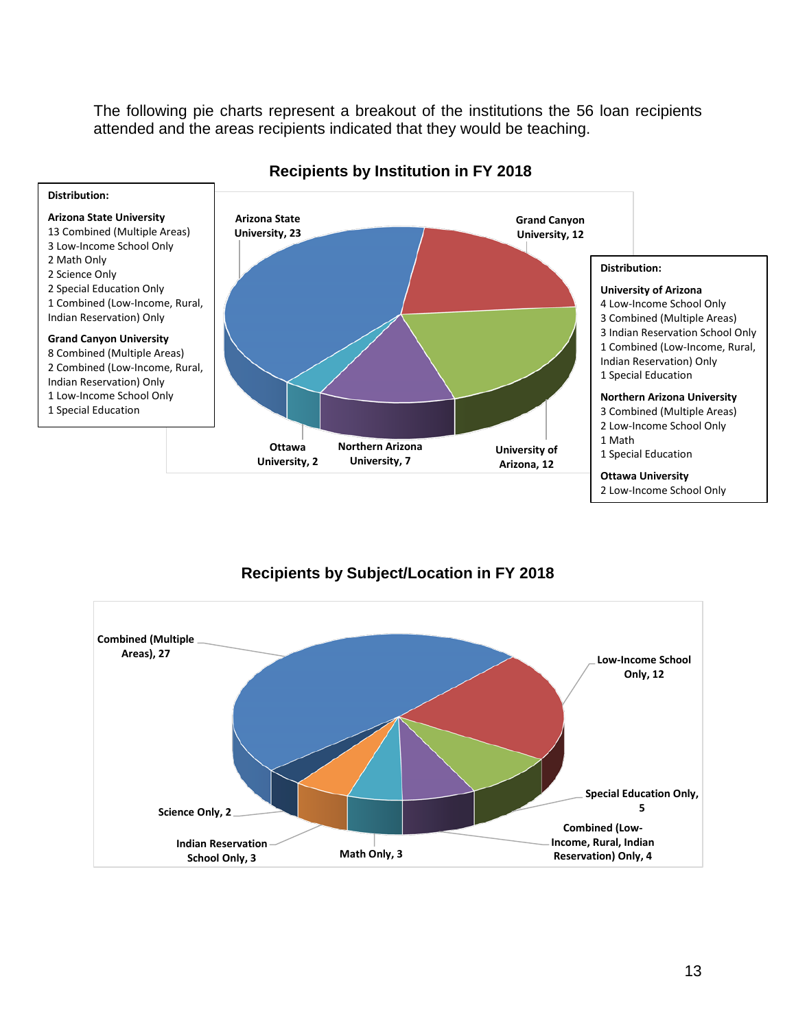The following pie charts represent a breakout of the institutions the 56 loan recipients attended and the areas recipients indicated that they would be teaching.

## Recipients by Institution in FY 2018

**Distribution:**

**Arizona State University**
13 Combined (Multiple Areas)
3 Low-Income School Only
2 Math Only
2 Science Only
2 Special Education Only
1 Combined (Low-Income, Rural, Indian Reservation) Only

**Grand Canyon University**
8 Combined (Multiple Areas)
2 Combined (Low-Income, Rural, Indian Reservation) Only
1 Low-Income School Only
1 Special Education

Arizona State University, 23
Grand Canyon University, 12
University of Arizona, 12
Northern Arizona University, 7
Ottawa University, 2

**Distribution:**

**University of Arizona**
4 Low-Income School Only
3 Combined (Multiple Areas)
3 Indian Reservation School Only
1 Combined (Low-Income, Rural, Indian Reservation) Only
1 Special Education

**Northern Arizona University**
3 Combined (Multiple Areas)
2 Low-Income School Only
1 Math
1 Special Education

**Ottawa University**
2 Low-Income School Only

## Recipients by Subject/Location in FY 2018

Combined (Multiple Areas), 27
Low-Income School Only, 12
Special Education Only, 5
Combined (Low-Income, Rural, Indian Reservation) Only, 4
Math Only, 3
Indian Reservation School Only, 3
Science Only, 2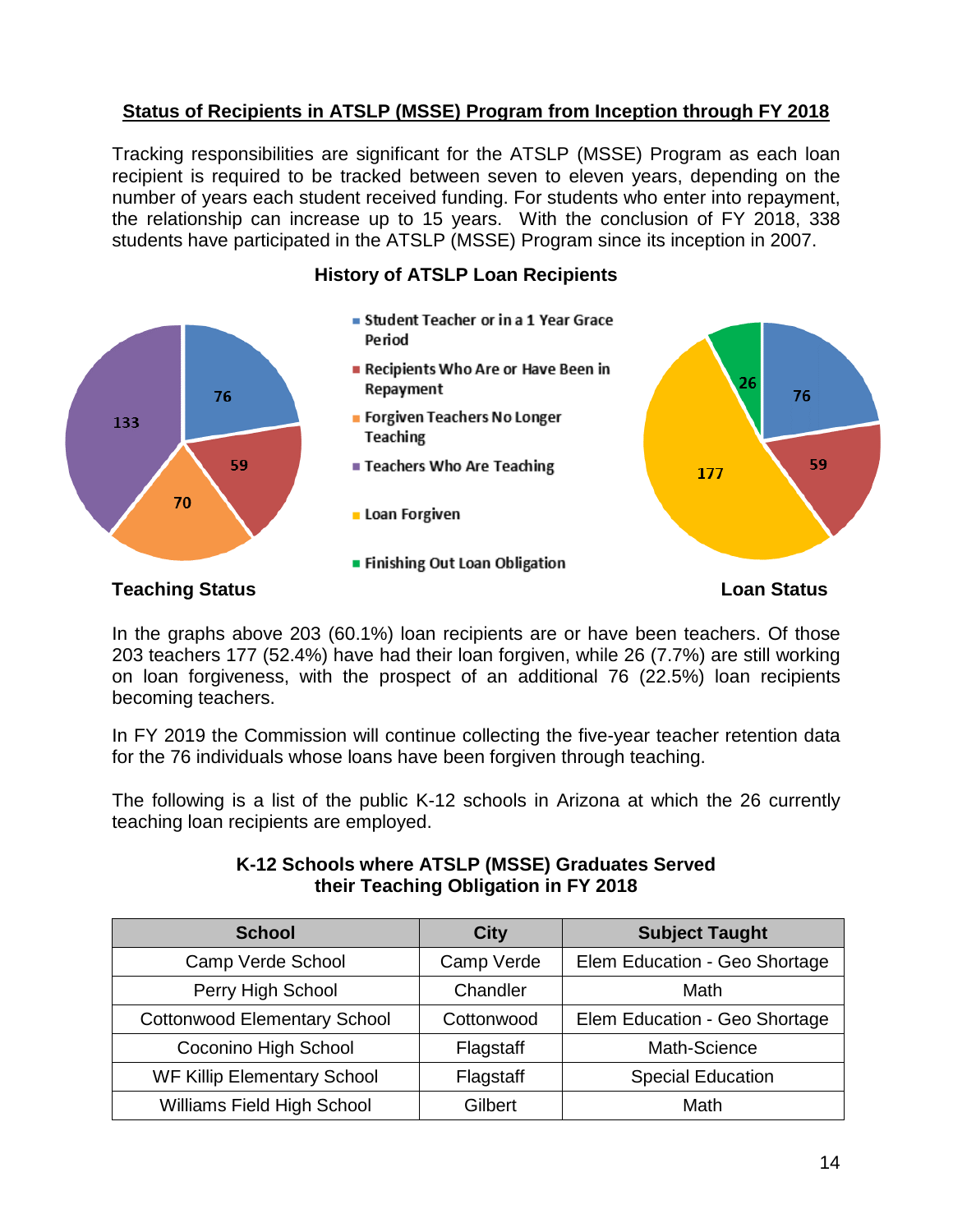## Status of Recipients in ATSLP (MSSE) Program from Inception through FY 2018

Tracking responsibilities are significant for the ATSLP (MSSE) Program as each loan recipient is required to be tracked between seven to eleven years, depending on the number of years each student received funding. For students who enter into repayment, the relationship can increase up to 15 years. With the conclusion of FY 2018, 338 students have participated in the ATSLP (MSSE) Program since its inception in 2007.

### History of ATSLP Loan Recipients

- Student Teacher or in a 1 Year Grace Period
- Recipients Who Are or Have Been in Repayment
- Forgiven Teachers No Longer Teaching
- Teachers Who Are Teaching
- Loan Forgiven
- Finishing Out Loan Obligation

**Teaching Status**: 76, 59, 70, 133

**Loan Status**: 76, 59, 177, 26

In the graphs above 203 (60.1%) loan recipients are or have been teachers. Of those 203 teachers 177 (52.4%) have had their loan forgiven, while 26 (7.7%) are still working on loan forgiveness, with the prospect of an additional 76 (22.5%) loan recipients becoming teachers.

In FY 2019 the Commission will continue collecting the five-year teacher retention data for the 76 individuals whose loans have been forgiven through teaching.

The following is a list of the public K-12 schools in Arizona at which the 26 currently teaching loan recipients are employed.

**K-12 Schools where ATSLP (MSSE) Graduates Served their Teaching Obligation in FY 2018**

| School | City | Subject Taught |
|---|---|---|
| Camp Verde School | Camp Verde | Elem Education - Geo Shortage |
| Perry High School | Chandler | Math |
| Cottonwood Elementary School | Cottonwood | Elem Education - Geo Shortage |
| Coconino High School | Flagstaff | Math-Science |
| WF Killip Elementary School | Flagstaff | Special Education |
| Williams Field High School | Gilbert | Math |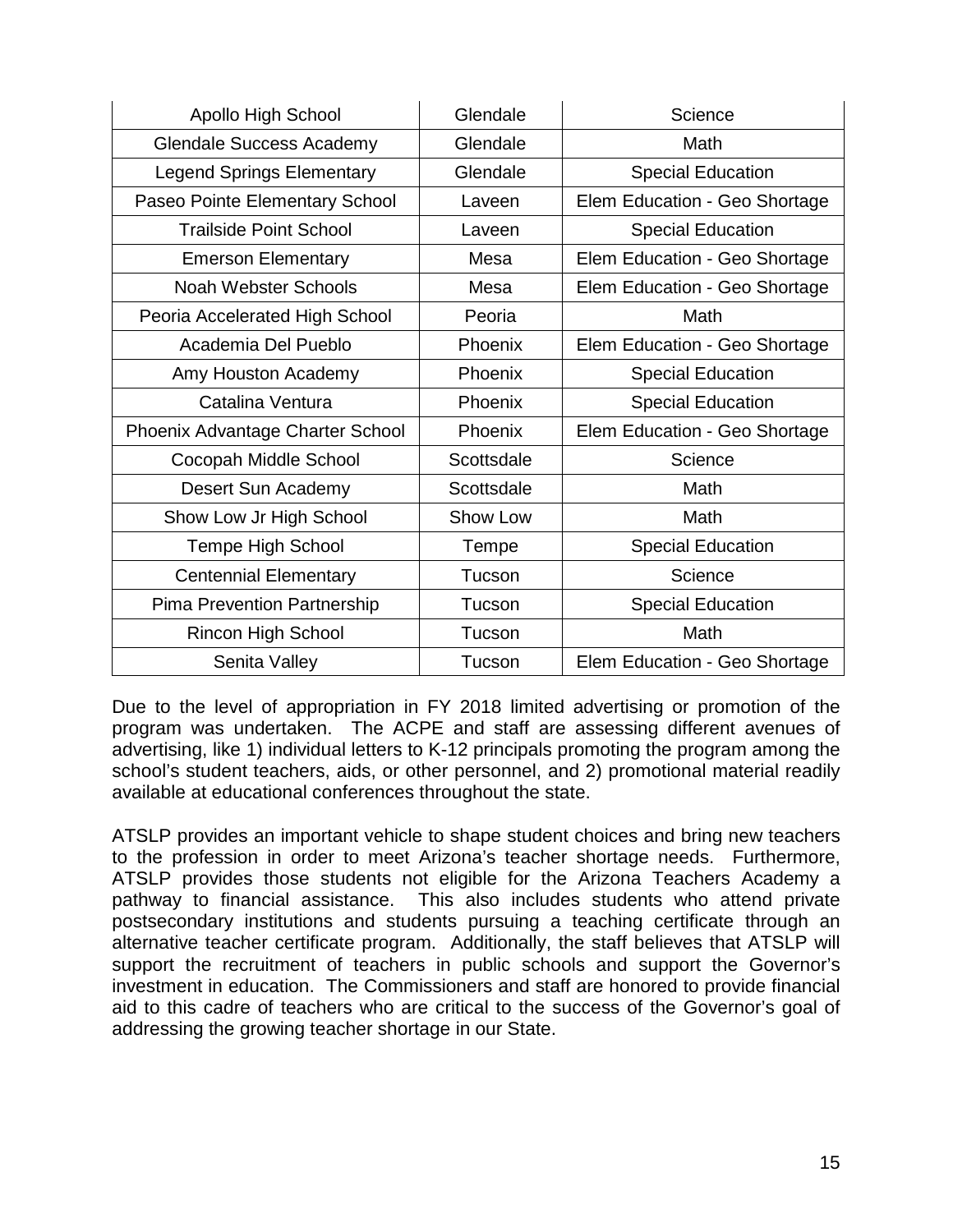| | | |
|---|---|---|
| Apollo High School | Glendale | Science |
| Glendale Success Academy | Glendale | Math |
| Legend Springs Elementary | Glendale | Special Education |
| Paseo Pointe Elementary School | Laveen | Elem Education - Geo Shortage |
| Trailside Point School | Laveen | Special Education |
| Emerson Elementary | Mesa | Elem Education - Geo Shortage |
| Noah Webster Schools | Mesa | Elem Education - Geo Shortage |
| Peoria Accelerated High School | Peoria | Math |
| Academia Del Pueblo | Phoenix | Elem Education - Geo Shortage |
| Amy Houston Academy | Phoenix | Special Education |
| Catalina Ventura | Phoenix | Special Education |
| Phoenix Advantage Charter School | Phoenix | Elem Education - Geo Shortage |
| Cocopah Middle School | Scottsdale | Science |
| Desert Sun Academy | Scottsdale | Math |
| Show Low Jr High School | Show Low | Math |
| Tempe High School | Tempe | Special Education |
| Centennial Elementary | Tucson | Science |
| Pima Prevention Partnership | Tucson | Special Education |
| Rincon High School | Tucson | Math |
| Senita Valley | Tucson | Elem Education - Geo Shortage |

Due to the level of appropriation in FY 2018 limited advertising or promotion of the program was undertaken. The ACPE and staff are assessing different avenues of advertising, like 1) individual letters to K-12 principals promoting the program among the school's student teachers, aids, or other personnel, and 2) promotional material readily available at educational conferences throughout the state.

ATSLP provides an important vehicle to shape student choices and bring new teachers to the profession in order to meet Arizona's teacher shortage needs. Furthermore, ATSLP provides those students not eligible for the Arizona Teachers Academy a pathway to financial assistance. This also includes students who attend private postsecondary institutions and students pursuing a teaching certificate through an alternative teacher certificate program. Additionally, the staff believes that ATSLP will support the recruitment of teachers in public schools and support the Governor's investment in education. The Commissioners and staff are honored to provide financial aid to this cadre of teachers who are critical to the success of the Governor's goal of addressing the growing teacher shortage in our State.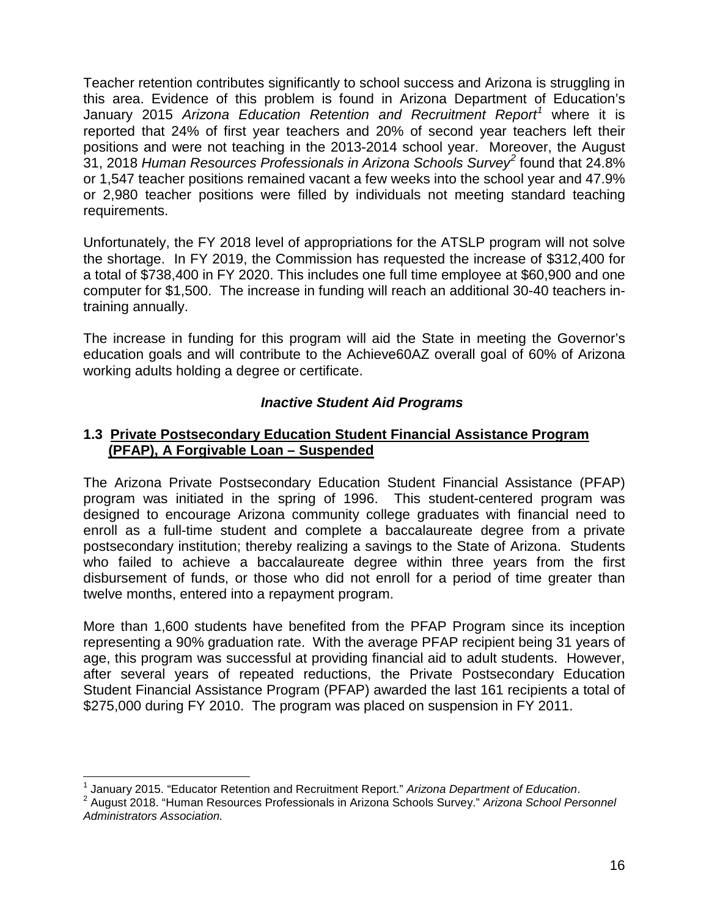Teacher retention contributes significantly to school success and Arizona is struggling in this area. Evidence of this problem is found in Arizona Department of Education's January 2015 *Arizona Education Retention and Recruitment Report*[1] where it is reported that 24% of first year teachers and 20% of second year teachers left their positions and were not teaching in the 2013-2014 school year. Moreover, the August 31, 2018 *Human Resources Professionals in Arizona Schools Survey*[2] found that 24.8% or 1,547 teacher positions remained vacant a few weeks into the school year and 47.9% or 2,980 teacher positions were filled by individuals not meeting standard teaching requirements.

Unfortunately, the FY 2018 level of appropriations for the ATSLP program will not solve the shortage. In FY 2019, the Commission has requested the increase of $312,400 for a total of $738,400 in FY 2020. This includes one full time employee at $60,900 and one computer for $1,500. The increase in funding will reach an additional 30-40 teachers in-training annually.

The increase in funding for this program will aid the State in meeting the Governor's education goals and will contribute to the Achieve60AZ overall goal of 60% of Arizona working adults holding a degree or certificate.

### ***Inactive Student Aid Programs***

#### **1.3 Private Postsecondary Education Student Financial Assistance Program (PFAP), A Forgivable Loan – Suspended**

The Arizona Private Postsecondary Education Student Financial Assistance (PFAP) program was initiated in the spring of 1996. This student-centered program was designed to encourage Arizona community college graduates with financial need to enroll as a full-time student and complete a baccalaureate degree from a private postsecondary institution; thereby realizing a savings to the State of Arizona. Students who failed to achieve a baccalaureate degree within three years from the first disbursement of funds, or those who did not enroll for a period of time greater than twelve months, entered into a repayment program.

More than 1,600 students have benefited from the PFAP Program since its inception representing a 90% graduation rate. With the average PFAP recipient being 31 years of age, this program was successful at providing financial aid to adult students. However, after several years of repeated reductions, the Private Postsecondary Education Student Financial Assistance Program (PFAP) awarded the last 161 recipients a total of $275,000 during FY 2010. The program was placed on suspension in FY 2011.

---

[1] January 2015. "Educator Retention and Recruitment Report." *Arizona Department of Education*.

[2] August 2018. "Human Resources Professionals in Arizona Schools Survey." *Arizona School Personnel Administrators Association.*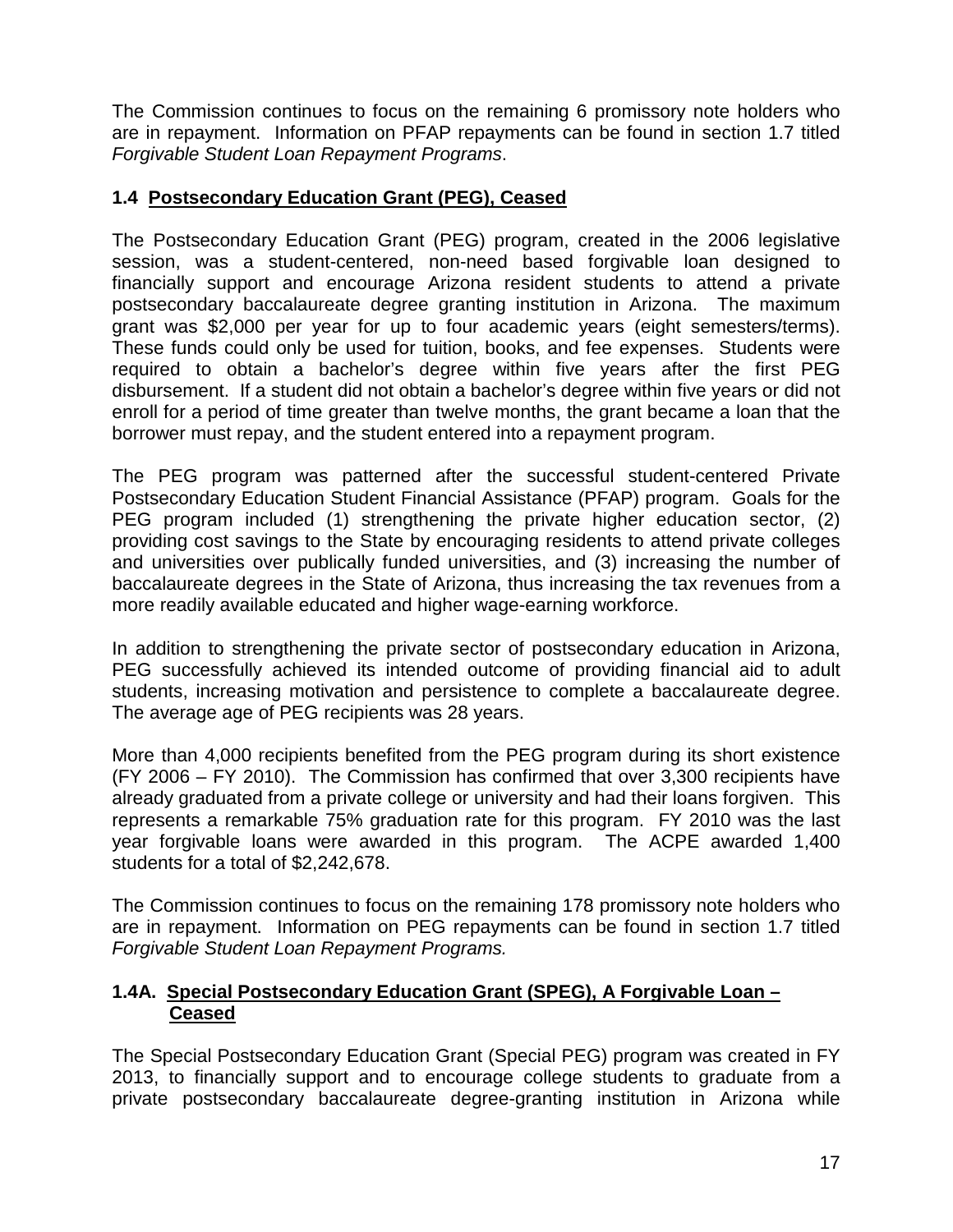The Commission continues to focus on the remaining 6 promissory note holders who are in repayment. Information on PFAP repayments can be found in section 1.7 titled *Forgivable Student Loan Repayment Programs*.

### 1.4 <u>Postsecondary Education Grant (PEG), Ceased</u>

The Postsecondary Education Grant (PEG) program, created in the 2006 legislative session, was a student-centered, non-need based forgivable loan designed to financially support and encourage Arizona resident students to attend a private postsecondary baccalaureate degree granting institution in Arizona. The maximum grant was $2,000 per year for up to four academic years (eight semesters/terms). These funds could only be used for tuition, books, and fee expenses. Students were required to obtain a bachelor's degree within five years after the first PEG disbursement. If a student did not obtain a bachelor's degree within five years or did not enroll for a period of time greater than twelve months, the grant became a loan that the borrower must repay, and the student entered into a repayment program.

The PEG program was patterned after the successful student-centered Private Postsecondary Education Student Financial Assistance (PFAP) program. Goals for the PEG program included (1) strengthening the private higher education sector, (2) providing cost savings to the State by encouraging residents to attend private colleges and universities over publically funded universities, and (3) increasing the number of baccalaureate degrees in the State of Arizona, thus increasing the tax revenues from a more readily available educated and higher wage-earning workforce.

In addition to strengthening the private sector of postsecondary education in Arizona, PEG successfully achieved its intended outcome of providing financial aid to adult students, increasing motivation and persistence to complete a baccalaureate degree. The average age of PEG recipients was 28 years.

More than 4,000 recipients benefited from the PEG program during its short existence (FY 2006 – FY 2010). The Commission has confirmed that over 3,300 recipients have already graduated from a private college or university and had their loans forgiven. This represents a remarkable 75% graduation rate for this program. FY 2010 was the last year forgivable loans were awarded in this program. The ACPE awarded 1,400 students for a total of $2,242,678.

The Commission continues to focus on the remaining 178 promissory note holders who are in repayment. Information on PEG repayments can be found in section 1.7 titled *Forgivable Student Loan Repayment Programs.*

### 1.4A. <u>Special Postsecondary Education Grant (SPEG), A Forgivable Loan – Ceased</u>

The Special Postsecondary Education Grant (Special PEG) program was created in FY 2013, to financially support and to encourage college students to graduate from a private postsecondary baccalaureate degree-granting institution in Arizona while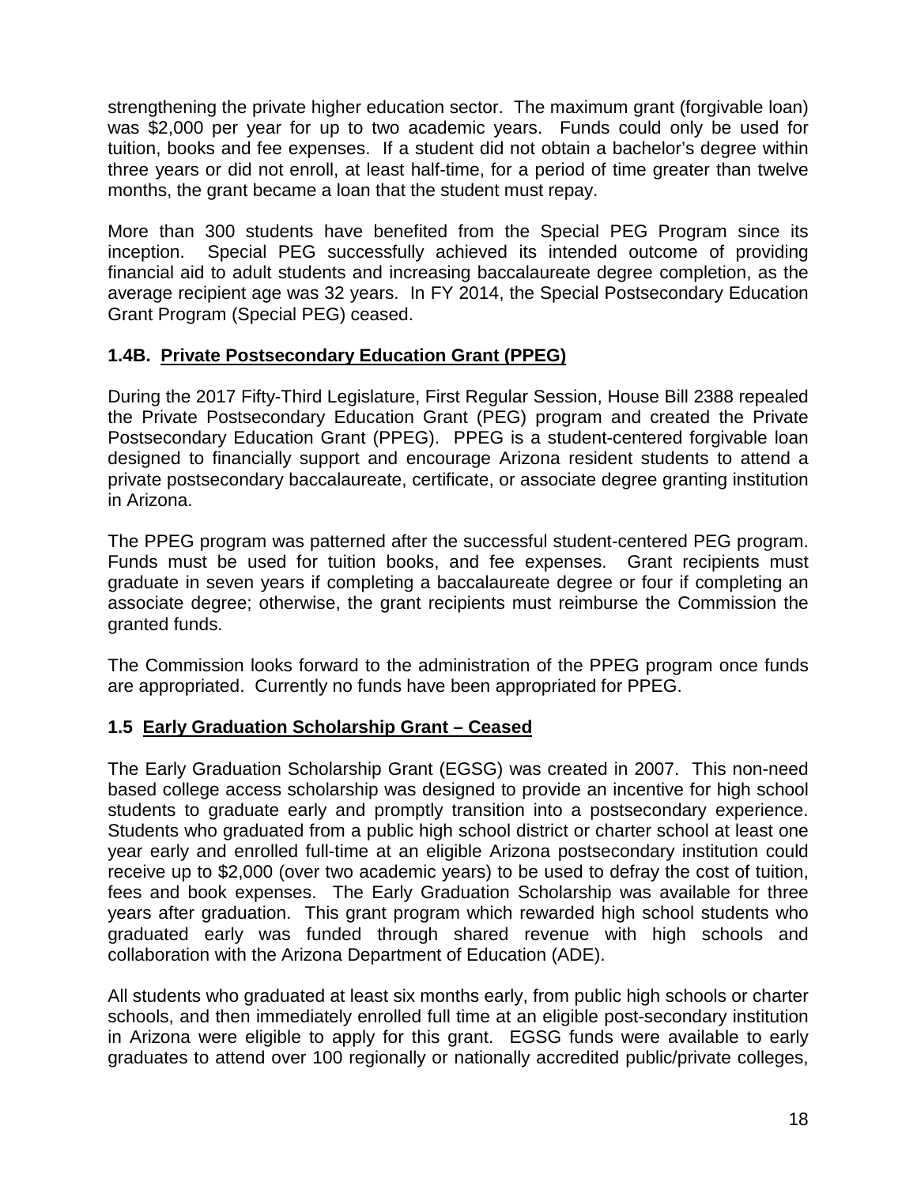strengthening the private higher education sector. The maximum grant (forgivable loan) was $2,000 per year for up to two academic years. Funds could only be used for tuition, books and fee expenses. If a student did not obtain a bachelor's degree within three years or did not enroll, at least half-time, for a period of time greater than twelve months, the grant became a loan that the student must repay.

More than 300 students have benefited from the Special PEG Program since its inception. Special PEG successfully achieved its intended outcome of providing financial aid to adult students and increasing baccalaureate degree completion, as the average recipient age was 32 years. In FY 2014, the Special Postsecondary Education Grant Program (Special PEG) ceased.

### 1.4B. Private Postsecondary Education Grant (PPEG)

During the 2017 Fifty-Third Legislature, First Regular Session, House Bill 2388 repealed the Private Postsecondary Education Grant (PEG) program and created the Private Postsecondary Education Grant (PPEG). PPEG is a student-centered forgivable loan designed to financially support and encourage Arizona resident students to attend a private postsecondary baccalaureate, certificate, or associate degree granting institution in Arizona.

The PPEG program was patterned after the successful student-centered PEG program. Funds must be used for tuition books, and fee expenses. Grant recipients must graduate in seven years if completing a baccalaureate degree or four if completing an associate degree; otherwise, the grant recipients must reimburse the Commission the granted funds.

The Commission looks forward to the administration of the PPEG program once funds are appropriated. Currently no funds have been appropriated for PPEG.

### 1.5 Early Graduation Scholarship Grant – Ceased

The Early Graduation Scholarship Grant (EGSG) was created in 2007. This non-need based college access scholarship was designed to provide an incentive for high school students to graduate early and promptly transition into a postsecondary experience. Students who graduated from a public high school district or charter school at least one year early and enrolled full-time at an eligible Arizona postsecondary institution could receive up to $2,000 (over two academic years) to be used to defray the cost of tuition, fees and book expenses. The Early Graduation Scholarship was available for three years after graduation. This grant program which rewarded high school students who graduated early was funded through shared revenue with high schools and collaboration with the Arizona Department of Education (ADE).

All students who graduated at least six months early, from public high schools or charter schools, and then immediately enrolled full time at an eligible post-secondary institution in Arizona were eligible to apply for this grant. EGSG funds were available to early graduates to attend over 100 regionally or nationally accredited public/private colleges,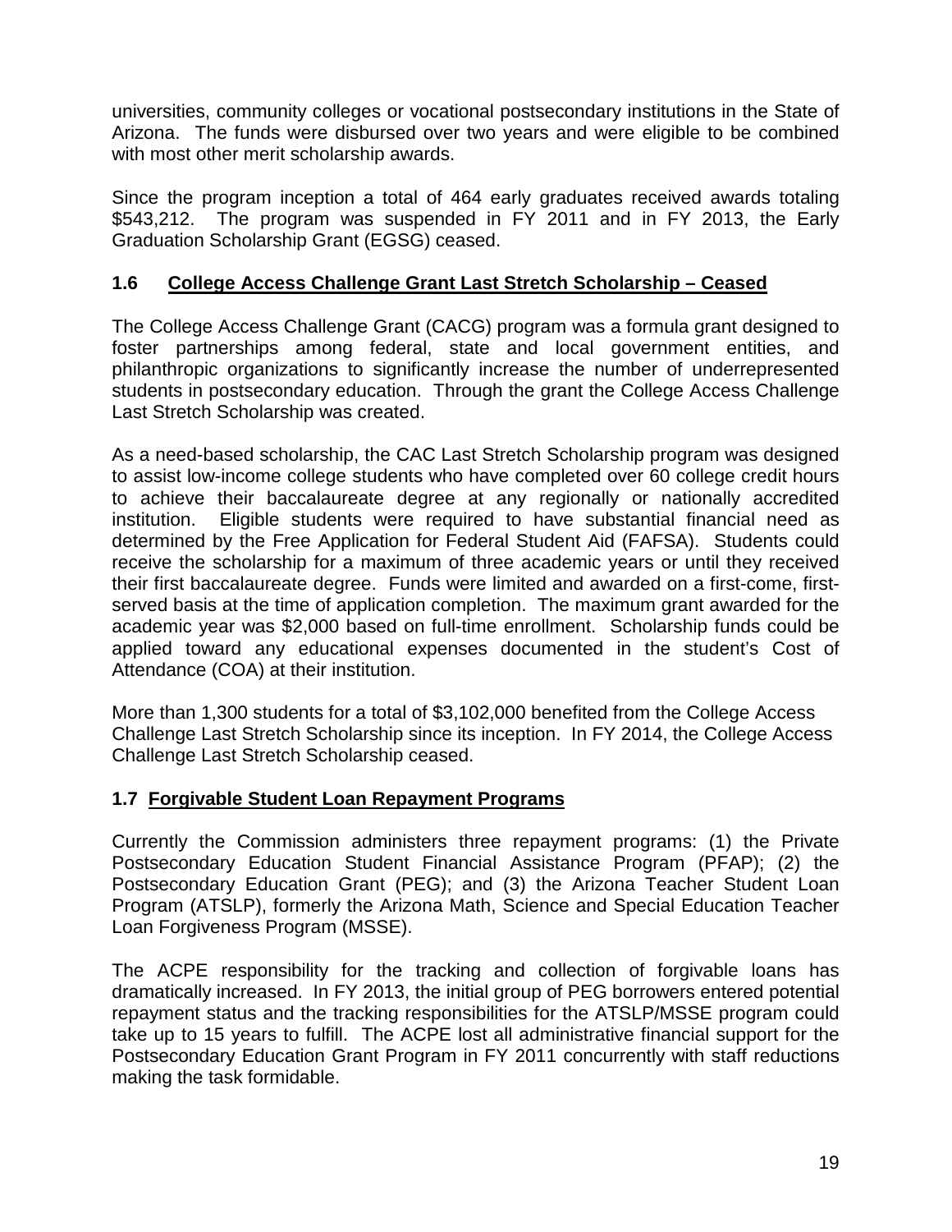universities, community colleges or vocational postsecondary institutions in the State of Arizona. The funds were disbursed over two years and were eligible to be combined with most other merit scholarship awards.

Since the program inception a total of 464 early graduates received awards totaling $543,212. The program was suspended in FY 2011 and in FY 2013, the Early Graduation Scholarship Grant (EGSG) ceased.

### 1.6 College Access Challenge Grant Last Stretch Scholarship – Ceased

The College Access Challenge Grant (CACG) program was a formula grant designed to foster partnerships among federal, state and local government entities, and philanthropic organizations to significantly increase the number of underrepresented students in postsecondary education. Through the grant the College Access Challenge Last Stretch Scholarship was created.

As a need-based scholarship, the CAC Last Stretch Scholarship program was designed to assist low-income college students who have completed over 60 college credit hours to achieve their baccalaureate degree at any regionally or nationally accredited institution. Eligible students were required to have substantial financial need as determined by the Free Application for Federal Student Aid (FAFSA). Students could receive the scholarship for a maximum of three academic years or until they received their first baccalaureate degree. Funds were limited and awarded on a first-come, first-served basis at the time of application completion. The maximum grant awarded for the academic year was $2,000 based on full-time enrollment. Scholarship funds could be applied toward any educational expenses documented in the student's Cost of Attendance (COA) at their institution.

More than 1,300 students for a total of $3,102,000 benefited from the College Access Challenge Last Stretch Scholarship since its inception. In FY 2014, the College Access Challenge Last Stretch Scholarship ceased.

### 1.7 Forgivable Student Loan Repayment Programs

Currently the Commission administers three repayment programs: (1) the Private Postsecondary Education Student Financial Assistance Program (PFAP); (2) the Postsecondary Education Grant (PEG); and (3) the Arizona Teacher Student Loan Program (ATSLP), formerly the Arizona Math, Science and Special Education Teacher Loan Forgiveness Program (MSSE).

The ACPE responsibility for the tracking and collection of forgivable loans has dramatically increased. In FY 2013, the initial group of PEG borrowers entered potential repayment status and the tracking responsibilities for the ATSLP/MSSE program could take up to 15 years to fulfill. The ACPE lost all administrative financial support for the Postsecondary Education Grant Program in FY 2011 concurrently with staff reductions making the task formidable.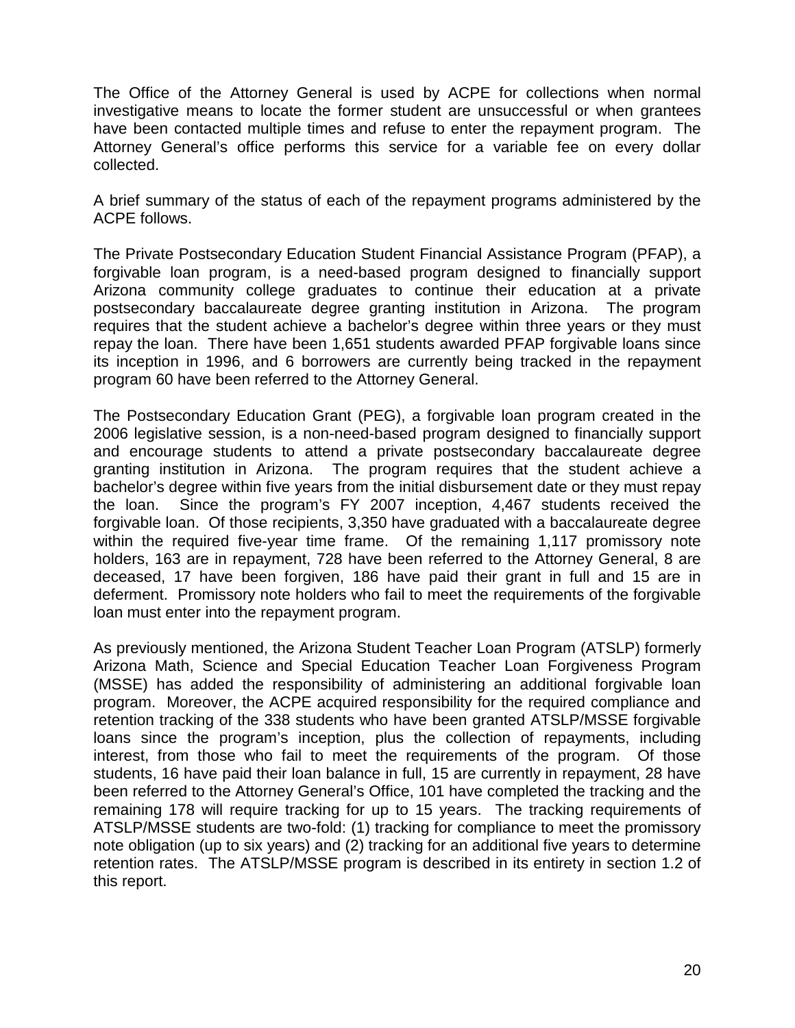The Office of the Attorney General is used by ACPE for collections when normal investigative means to locate the former student are unsuccessful or when grantees have been contacted multiple times and refuse to enter the repayment program. The Attorney General's office performs this service for a variable fee on every dollar collected.

A brief summary of the status of each of the repayment programs administered by the ACPE follows.

The Private Postsecondary Education Student Financial Assistance Program (PFAP), a forgivable loan program, is a need-based program designed to financially support Arizona community college graduates to continue their education at a private postsecondary baccalaureate degree granting institution in Arizona. The program requires that the student achieve a bachelor's degree within three years or they must repay the loan. There have been 1,651 students awarded PFAP forgivable loans since its inception in 1996, and 6 borrowers are currently being tracked in the repayment program 60 have been referred to the Attorney General.

The Postsecondary Education Grant (PEG), a forgivable loan program created in the 2006 legislative session, is a non-need-based program designed to financially support and encourage students to attend a private postsecondary baccalaureate degree granting institution in Arizona. The program requires that the student achieve a bachelor's degree within five years from the initial disbursement date or they must repay the loan. Since the program's FY 2007 inception, 4,467 students received the forgivable loan. Of those recipients, 3,350 have graduated with a baccalaureate degree within the required five-year time frame. Of the remaining 1,117 promissory note holders, 163 are in repayment, 728 have been referred to the Attorney General, 8 are deceased, 17 have been forgiven, 186 have paid their grant in full and 15 are in deferment. Promissory note holders who fail to meet the requirements of the forgivable loan must enter into the repayment program.

As previously mentioned, the Arizona Student Teacher Loan Program (ATSLP) formerly Arizona Math, Science and Special Education Teacher Loan Forgiveness Program (MSSE) has added the responsibility of administering an additional forgivable loan program. Moreover, the ACPE acquired responsibility for the required compliance and retention tracking of the 338 students who have been granted ATSLP/MSSE forgivable loans since the program's inception, plus the collection of repayments, including interest, from those who fail to meet the requirements of the program. Of those students, 16 have paid their loan balance in full, 15 are currently in repayment, 28 have been referred to the Attorney General's Office, 101 have completed the tracking and the remaining 178 will require tracking for up to 15 years. The tracking requirements of ATSLP/MSSE students are two-fold: (1) tracking for compliance to meet the promissory note obligation (up to six years) and (2) tracking for an additional five years to determine retention rates. The ATSLP/MSSE program is described in its entirety in section 1.2 of this report.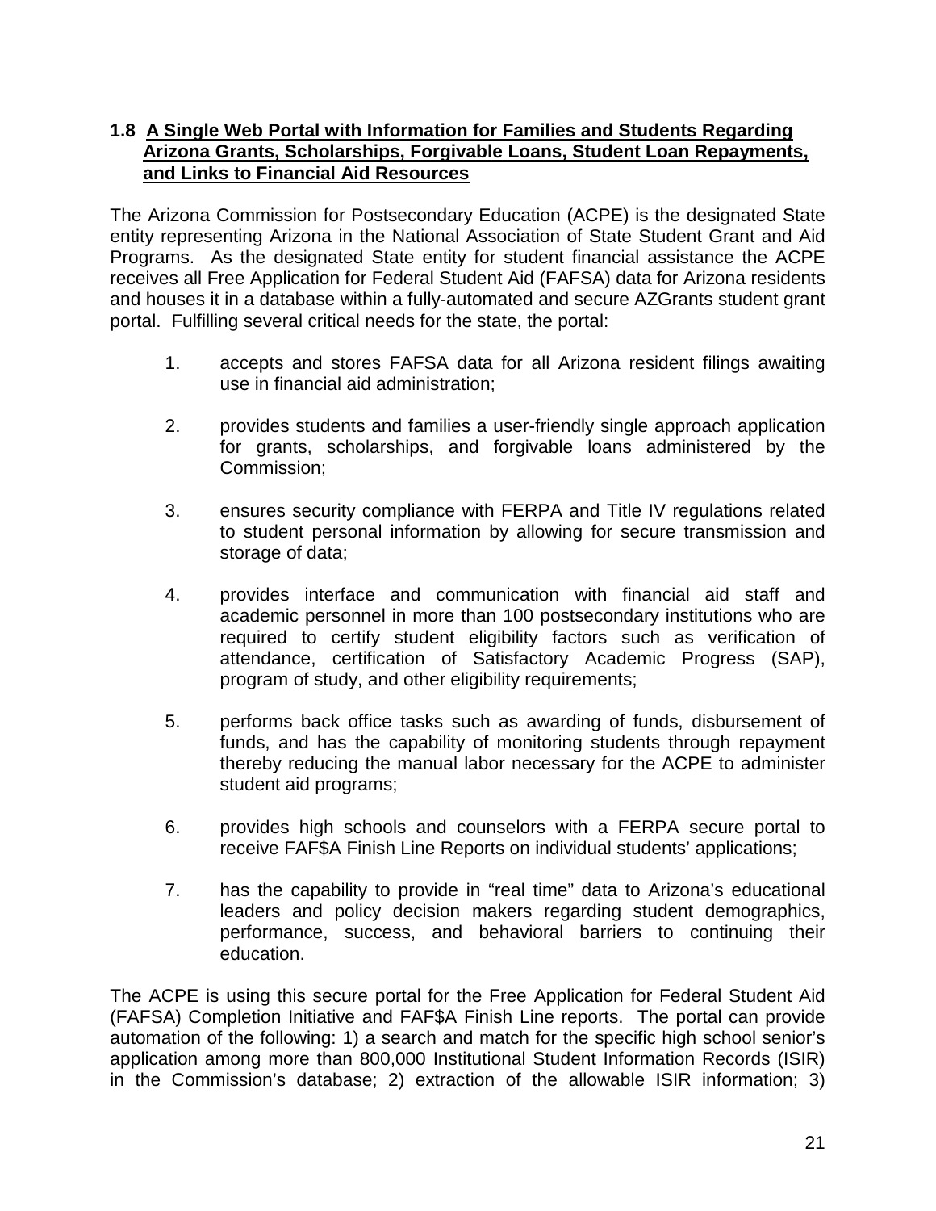### 1.8 A Single Web Portal with Information for Families and Students Regarding Arizona Grants, Scholarships, Forgivable Loans, Student Loan Repayments, and Links to Financial Aid Resources

The Arizona Commission for Postsecondary Education (ACPE) is the designated State entity representing Arizona in the National Association of State Student Grant and Aid Programs. As the designated State entity for student financial assistance the ACPE receives all Free Application for Federal Student Aid (FAFSA) data for Arizona residents and houses it in a database within a fully-automated and secure AZGrants student grant portal. Fulfilling several critical needs for the state, the portal:

1. accepts and stores FAFSA data for all Arizona resident filings awaiting use in financial aid administration;

2. provides students and families a user-friendly single approach application for grants, scholarships, and forgivable loans administered by the Commission;

3. ensures security compliance with FERPA and Title IV regulations related to student personal information by allowing for secure transmission and storage of data;

4. provides interface and communication with financial aid staff and academic personnel in more than 100 postsecondary institutions who are required to certify student eligibility factors such as verification of attendance, certification of Satisfactory Academic Progress (SAP), program of study, and other eligibility requirements;

5. performs back office tasks such as awarding of funds, disbursement of funds, and has the capability of monitoring students through repayment thereby reducing the manual labor necessary for the ACPE to administer student aid programs;

6. provides high schools and counselors with a FERPA secure portal to receive FAF$A Finish Line Reports on individual students' applications;

7. has the capability to provide in "real time" data to Arizona's educational leaders and policy decision makers regarding student demographics, performance, success, and behavioral barriers to continuing their education.

The ACPE is using this secure portal for the Free Application for Federal Student Aid (FAFSA) Completion Initiative and FAF$A Finish Line reports. The portal can provide automation of the following: 1) a search and match for the specific high school senior's application among more than 800,000 Institutional Student Information Records (ISIR) in the Commission's database; 2) extraction of the allowable ISIR information; 3)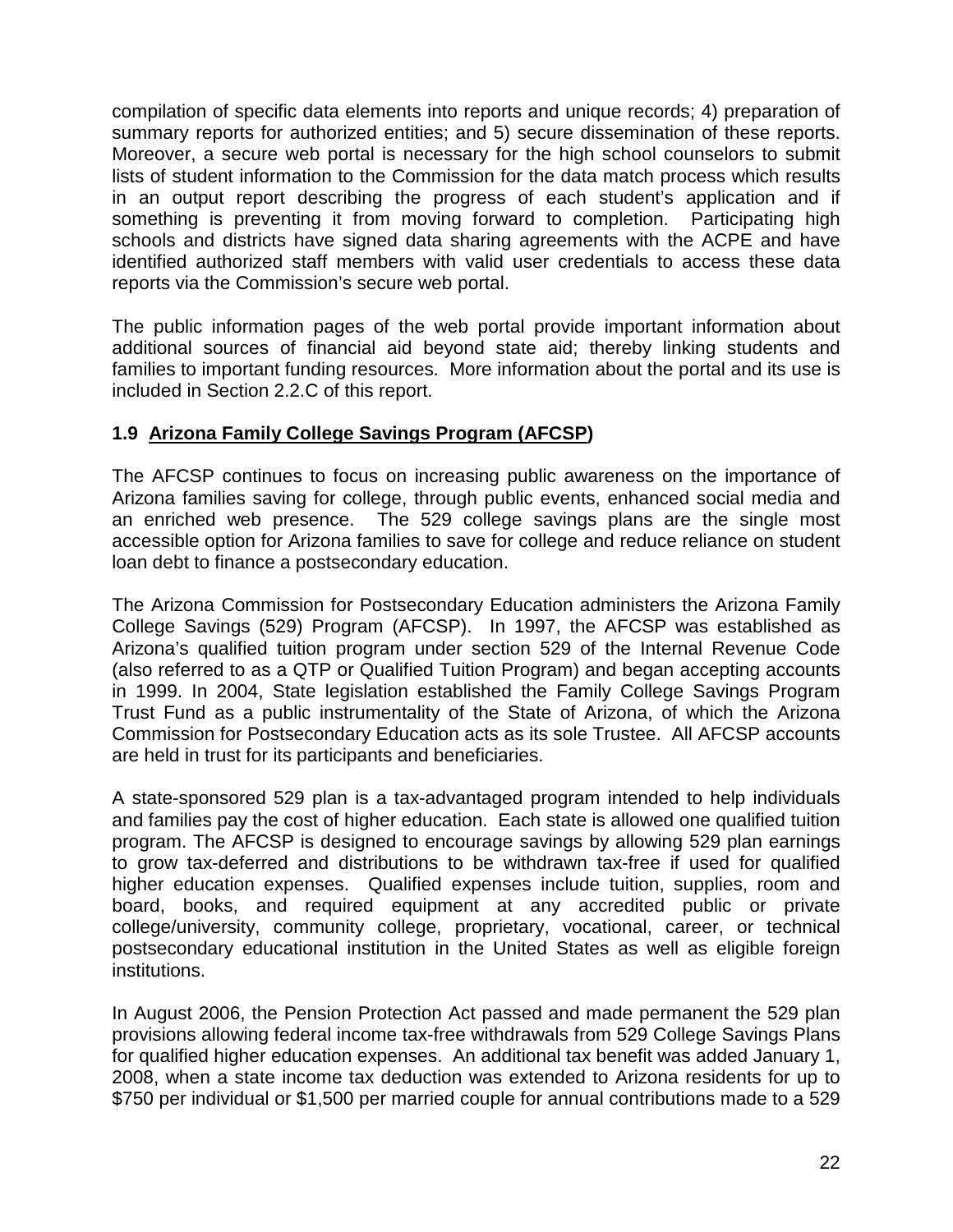compilation of specific data elements into reports and unique records; 4) preparation of summary reports for authorized entities; and 5) secure dissemination of these reports. Moreover, a secure web portal is necessary for the high school counselors to submit lists of student information to the Commission for the data match process which results in an output report describing the progress of each student's application and if something is preventing it from moving forward to completion. Participating high schools and districts have signed data sharing agreements with the ACPE and have identified authorized staff members with valid user credentials to access these data reports via the Commission's secure web portal.

The public information pages of the web portal provide important information about additional sources of financial aid beyond state aid; thereby linking students and families to important funding resources. More information about the portal and its use is included in Section 2.2.C of this report.

### 1.9 Arizona Family College Savings Program (AFCSP)

The AFCSP continues to focus on increasing public awareness on the importance of Arizona families saving for college, through public events, enhanced social media and an enriched web presence. The 529 college savings plans are the single most accessible option for Arizona families to save for college and reduce reliance on student loan debt to finance a postsecondary education.

The Arizona Commission for Postsecondary Education administers the Arizona Family College Savings (529) Program (AFCSP). In 1997, the AFCSP was established as Arizona's qualified tuition program under section 529 of the Internal Revenue Code (also referred to as a QTP or Qualified Tuition Program) and began accepting accounts in 1999. In 2004, State legislation established the Family College Savings Program Trust Fund as a public instrumentality of the State of Arizona, of which the Arizona Commission for Postsecondary Education acts as its sole Trustee. All AFCSP accounts are held in trust for its participants and beneficiaries.

A state-sponsored 529 plan is a tax-advantaged program intended to help individuals and families pay the cost of higher education. Each state is allowed one qualified tuition program. The AFCSP is designed to encourage savings by allowing 529 plan earnings to grow tax-deferred and distributions to be withdrawn tax-free if used for qualified higher education expenses. Qualified expenses include tuition, supplies, room and board, books, and required equipment at any accredited public or private college/university, community college, proprietary, vocational, career, or technical postsecondary educational institution in the United States as well as eligible foreign institutions.

In August 2006, the Pension Protection Act passed and made permanent the 529 plan provisions allowing federal income tax-free withdrawals from 529 College Savings Plans for qualified higher education expenses. An additional tax benefit was added January 1, 2008, when a state income tax deduction was extended to Arizona residents for up to $750 per individual or $1,500 per married couple for annual contributions made to a 529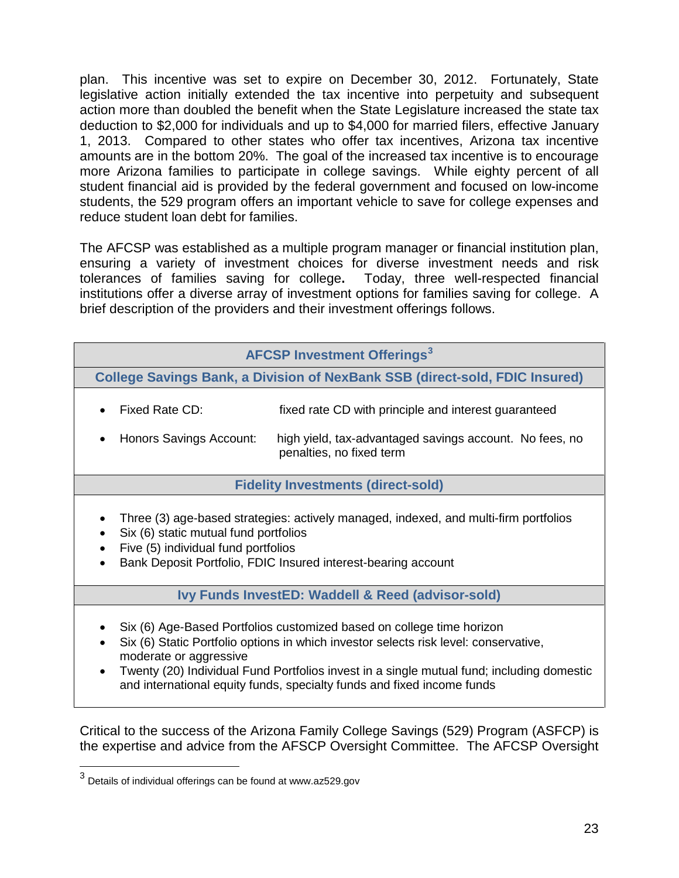plan. This incentive was set to expire on December 30, 2012. Fortunately, State legislative action initially extended the tax incentive into perpetuity and subsequent action more than doubled the benefit when the State Legislature increased the state tax deduction to $2,000 for individuals and up to $4,000 for married filers, effective January 1, 2013. Compared to other states who offer tax incentives, Arizona tax incentive amounts are in the bottom 20%. The goal of the increased tax incentive is to encourage more Arizona families to participate in college savings. While eighty percent of all student financial aid is provided by the federal government and focused on low-income students, the 529 program offers an important vehicle to save for college expenses and reduce student loan debt for families.

The AFCSP was established as a multiple program manager or financial institution plan, ensuring a variety of investment choices for diverse investment needs and risk tolerances of families saving for college**.** Today, three well-respected financial institutions offer a diverse array of investment options for families saving for college. A brief description of the providers and their investment offerings follows.

| **AFCSP Investment Offerings**[3] |
|---|
| **College Savings Bank, a Division of NexBank SSB (direct-sold, FDIC Insured)** |
| • Fixed Rate CD: fixed rate CD with principle and interest guaranteed<br>• Honors Savings Account: high yield, tax-advantaged savings account. No fees, no penalties, no fixed term |
| **Fidelity Investments (direct-sold)** |
| • Three (3) age-based strategies: actively managed, indexed, and multi-firm portfolios<br>• Six (6) static mutual fund portfolios<br>• Five (5) individual fund portfolios<br>• Bank Deposit Portfolio, FDIC Insured interest-bearing account |
| **Ivy Funds InvestED: Waddell & Reed (advisor-sold)** |
| • Six (6) Age-Based Portfolios customized based on college time horizon<br>• Six (6) Static Portfolio options in which investor selects risk level: conservative, moderate or aggressive<br>• Twenty (20) Individual Fund Portfolios invest in a single mutual fund; including domestic and international equity funds, specialty funds and fixed income funds |

Critical to the success of the Arizona Family College Savings (529) Program (ASFCP) is the expertise and advice from the AFSCP Oversight Committee. The AFCSP Oversight

[3] Details of individual offerings can be found at www.az529.gov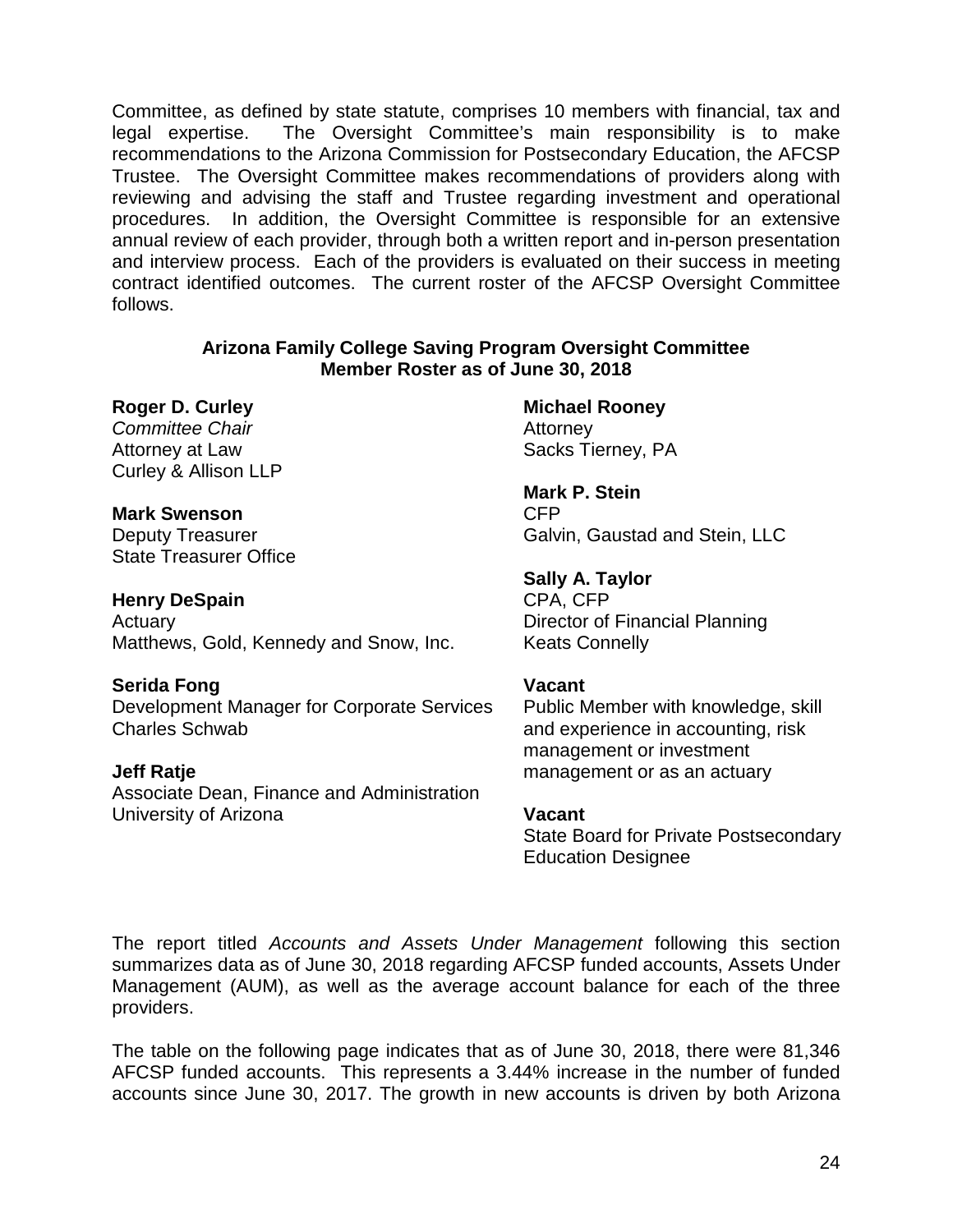Committee, as defined by state statute, comprises 10 members with financial, tax and legal expertise. The Oversight Committee's main responsibility is to make recommendations to the Arizona Commission for Postsecondary Education, the AFCSP Trustee. The Oversight Committee makes recommendations of providers along with reviewing and advising the staff and Trustee regarding investment and operational procedures. In addition, the Oversight Committee is responsible for an extensive annual review of each provider, through both a written report and in-person presentation and interview process. Each of the providers is evaluated on their success in meeting contract identified outcomes. The current roster of the AFCSP Oversight Committee follows.

**Arizona Family College Saving Program Oversight Committee**
**Member Roster as of June 30, 2018**

**Roger D. Curley**
*Committee Chair*
Attorney at Law
Curley & Allison LLP

**Mark Swenson**
Deputy Treasurer
State Treasurer Office

**Henry DeSpain**
Actuary
Matthews, Gold, Kennedy and Snow, Inc.

**Serida Fong**
Development Manager for Corporate Services
Charles Schwab

**Jeff Ratje**
Associate Dean, Finance and Administration
University of Arizona

**Michael Rooney**
Attorney
Sacks Tierney, PA

**Mark P. Stein**
CFP
Galvin, Gaustad and Stein, LLC

**Sally A. Taylor**
CPA, CFP
Director of Financial Planning
Keats Connelly

**Vacant**
Public Member with knowledge, skill and experience in accounting, risk management or investment management or as an actuary

**Vacant**
State Board for Private Postsecondary Education Designee

The report titled *Accounts and Assets Under Management* following this section summarizes data as of June 30, 2018 regarding AFCSP funded accounts, Assets Under Management (AUM), as well as the average account balance for each of the three providers.

The table on the following page indicates that as of June 30, 2018, there were 81,346 AFCSP funded accounts. This represents a 3.44% increase in the number of funded accounts since June 30, 2017. The growth in new accounts is driven by both Arizona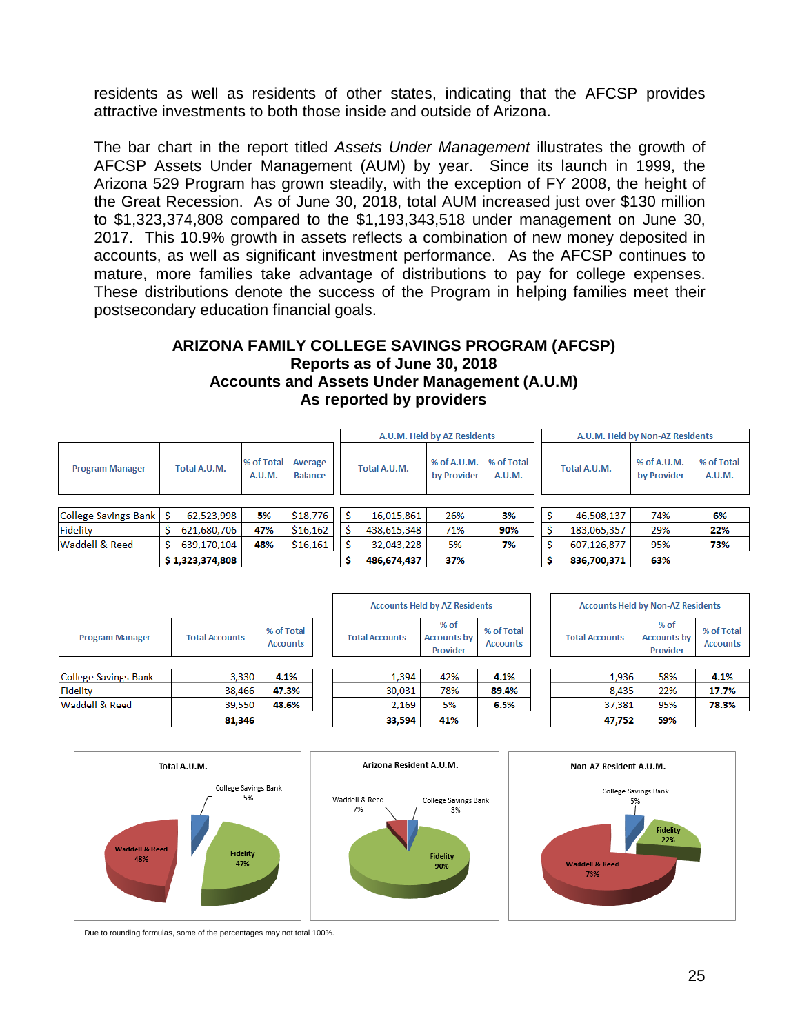residents as well as residents of other states, indicating that the AFCSP provides attractive investments to both those inside and outside of Arizona.

The bar chart in the report titled *Assets Under Management* illustrates the growth of AFCSP Assets Under Management (AUM) by year. Since its launch in 1999, the Arizona 529 Program has grown steadily, with the exception of FY 2008, the height of the Great Recession. As of June 30, 2018, total AUM increased just over $130 million to $1,323,374,808 compared to the $1,193,343,518 under management on June 30, 2017. This 10.9% growth in assets reflects a combination of new money deposited in accounts, as well as significant investment performance. As the AFCSP continues to mature, more families take advantage of distributions to pay for college expenses. These distributions denote the success of the Program in helping families meet their postsecondary education financial goals.

**ARIZONA FAMILY COLLEGE SAVINGS PROGRAM (AFCSP)**
**Reports as of June 30, 2018**
**Accounts and Assets Under Management (A.U.M)**
**As reported by providers**

| Program Manager | Total A.U.M. | % of Total A.U.M. | Average Balance | A.U.M. Held by AZ Residents | | | A.U.M. Held by Non-AZ Residents | | |
|---|---|---|---|---|---|---|---|---|---|
| | | | | Total A.U.M. | % of A.U.M. by Provider | % of Total A.U.M. | Total A.U.M. | % of A.U.M. by Provider | % of Total A.U.M. |
| College Savings Bank | $ 62,523,998 | **5%** | $18,776 | $ 16,015,861 | 26% | **3%** | $ 46,508,137 | 74% | **6%** |
| Fidelity | $ 621,680,706 | **47%** | $16,162 | $ 438,615,348 | 71% | **90%** | $ 183,065,357 | 29% | **22%** |
| Waddell & Reed | $ 639,170,104 | **48%** | $16,161 | $ 32,043,228 | 5% | **7%** | $ 607,126,877 | 95% | **73%** |
| | **$ 1,323,374,808** | | | **$ 486,674,437** | **37%** | | **$ 836,700,371** | **63%** | |

| Program Manager | Total Accounts | % of Total Accounts | Accounts Held by AZ Residents | | | Accounts Held by Non-AZ Residents | | |
|---|---|---|---|---|---|---|---|---|
| | | | Total Accounts | % of Accounts by Provider | % of Total Accounts | Total Accounts | % of Accounts by Provider | % of Total Accounts |
| College Savings Bank | 3,330 | **4.1%** | 1,394 | 42% | **4.1%** | 1,936 | 58% | **4.1%** |
| Fidelity | 38,466 | **47.3%** | 30,031 | 78% | **89.4%** | 8,435 | 22% | **17.7%** |
| Waddell & Reed | 39,550 | **48.6%** | 2,169 | 5% | **6.5%** | 37,381 | 95% | **78.3%** |
| | **81,346** | | **33,594** | **41%** | | **47,752** | **59%** | |

Due to rounding formulas, some of the percentages may not total 100%.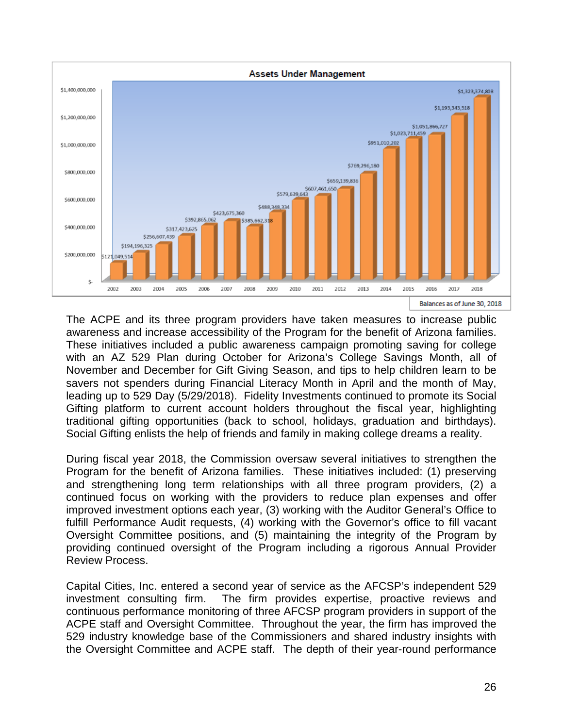**Assets Under Management**

| Year | Assets Under Management |
|---|---|
| 2002 | $121,049,514 |
| 2003 | $194,196,325 |
| 2004 | $256,607,439 |
| 2005 | $317,423,625 |
| 2006 | $392,865,062 |
| 2007 | $423,675,360 |
| 2008 | $385,662,318 |
| 2009 | $488,348,334 |
| 2010 | $579,639,643 |
| 2011 | $607,461,650 |
| 2012 | $659,139,836 |
| 2013 | $769,296,180 |
| 2014 | $951,010,202 |
| 2015 | $1,023,711,459 |
| 2016 | $1,051,866,727 |
| 2017 | $1,193,343,518 |
| 2018 | $1,323,374,808 |

Balances as of June 30, 2018

The ACPE and its three program providers have taken measures to increase public awareness and increase accessibility of the Program for the benefit of Arizona families. These initiatives included a public awareness campaign promoting saving for college with an AZ 529 Plan during October for Arizona's College Savings Month, all of November and December for Gift Giving Season, and tips to help children learn to be savers not spenders during Financial Literacy Month in April and the month of May, leading up to 529 Day (5/29/2018). Fidelity Investments continued to promote its Social Gifting platform to current account holders throughout the fiscal year, highlighting traditional gifting opportunities (back to school, holidays, graduation and birthdays). Social Gifting enlists the help of friends and family in making college dreams a reality.

During fiscal year 2018, the Commission oversaw several initiatives to strengthen the Program for the benefit of Arizona families. These initiatives included: (1) preserving and strengthening long term relationships with all three program providers, (2) a continued focus on working with the providers to reduce plan expenses and offer improved investment options each year, (3) working with the Auditor General's Office to fulfill Performance Audit requests, (4) working with the Governor's office to fill vacant Oversight Committee positions, and (5) maintaining the integrity of the Program by providing continued oversight of the Program including a rigorous Annual Provider Review Process.

Capital Cities, Inc. entered a second year of service as the AFCSP's independent 529 investment consulting firm. The firm provides expertise, proactive reviews and continuous performance monitoring of three AFCSP program providers in support of the ACPE staff and Oversight Committee. Throughout the year, the firm has improved the 529 industry knowledge base of the Commissioners and shared industry insights with the Oversight Committee and ACPE staff. The depth of their year-round performance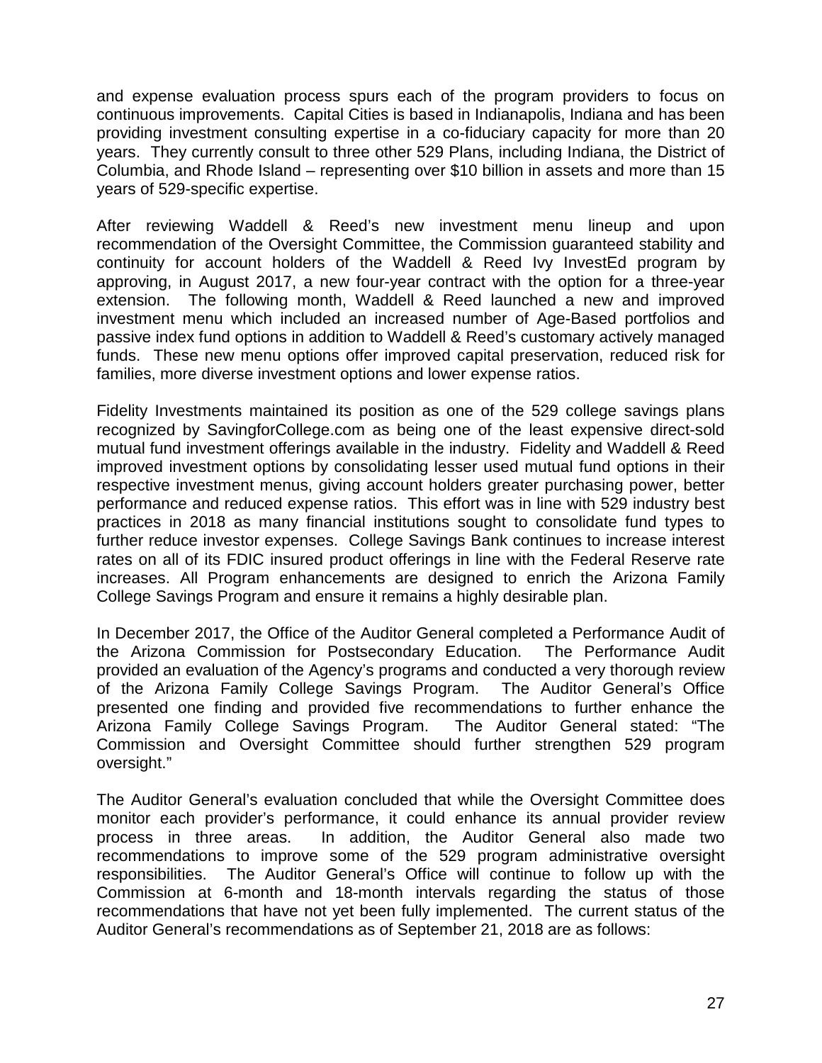and expense evaluation process spurs each of the program providers to focus on continuous improvements. Capital Cities is based in Indianapolis, Indiana and has been providing investment consulting expertise in a co-fiduciary capacity for more than 20 years. They currently consult to three other 529 Plans, including Indiana, the District of Columbia, and Rhode Island – representing over $10 billion in assets and more than 15 years of 529-specific expertise.

After reviewing Waddell & Reed's new investment menu lineup and upon recommendation of the Oversight Committee, the Commission guaranteed stability and continuity for account holders of the Waddell & Reed Ivy InvestEd program by approving, in August 2017, a new four-year contract with the option for a three-year extension. The following month, Waddell & Reed launched a new and improved investment menu which included an increased number of Age-Based portfolios and passive index fund options in addition to Waddell & Reed's customary actively managed funds. These new menu options offer improved capital preservation, reduced risk for families, more diverse investment options and lower expense ratios.

Fidelity Investments maintained its position as one of the 529 college savings plans recognized by SavingforCollege.com as being one of the least expensive direct-sold mutual fund investment offerings available in the industry. Fidelity and Waddell & Reed improved investment options by consolidating lesser used mutual fund options in their respective investment menus, giving account holders greater purchasing power, better performance and reduced expense ratios. This effort was in line with 529 industry best practices in 2018 as many financial institutions sought to consolidate fund types to further reduce investor expenses. College Savings Bank continues to increase interest rates on all of its FDIC insured product offerings in line with the Federal Reserve rate increases. All Program enhancements are designed to enrich the Arizona Family College Savings Program and ensure it remains a highly desirable plan.

In December 2017, the Office of the Auditor General completed a Performance Audit of the Arizona Commission for Postsecondary Education. The Performance Audit provided an evaluation of the Agency's programs and conducted a very thorough review of the Arizona Family College Savings Program. The Auditor General's Office presented one finding and provided five recommendations to further enhance the Arizona Family College Savings Program. The Auditor General stated: "The Commission and Oversight Committee should further strengthen 529 program oversight."

The Auditor General's evaluation concluded that while the Oversight Committee does monitor each provider's performance, it could enhance its annual provider review process in three areas. In addition, the Auditor General also made two recommendations to improve some of the 529 program administrative oversight responsibilities. The Auditor General's Office will continue to follow up with the Commission at 6-month and 18-month intervals regarding the status of those recommendations that have not yet been fully implemented. The current status of the Auditor General's recommendations as of September 21, 2018 are as follows: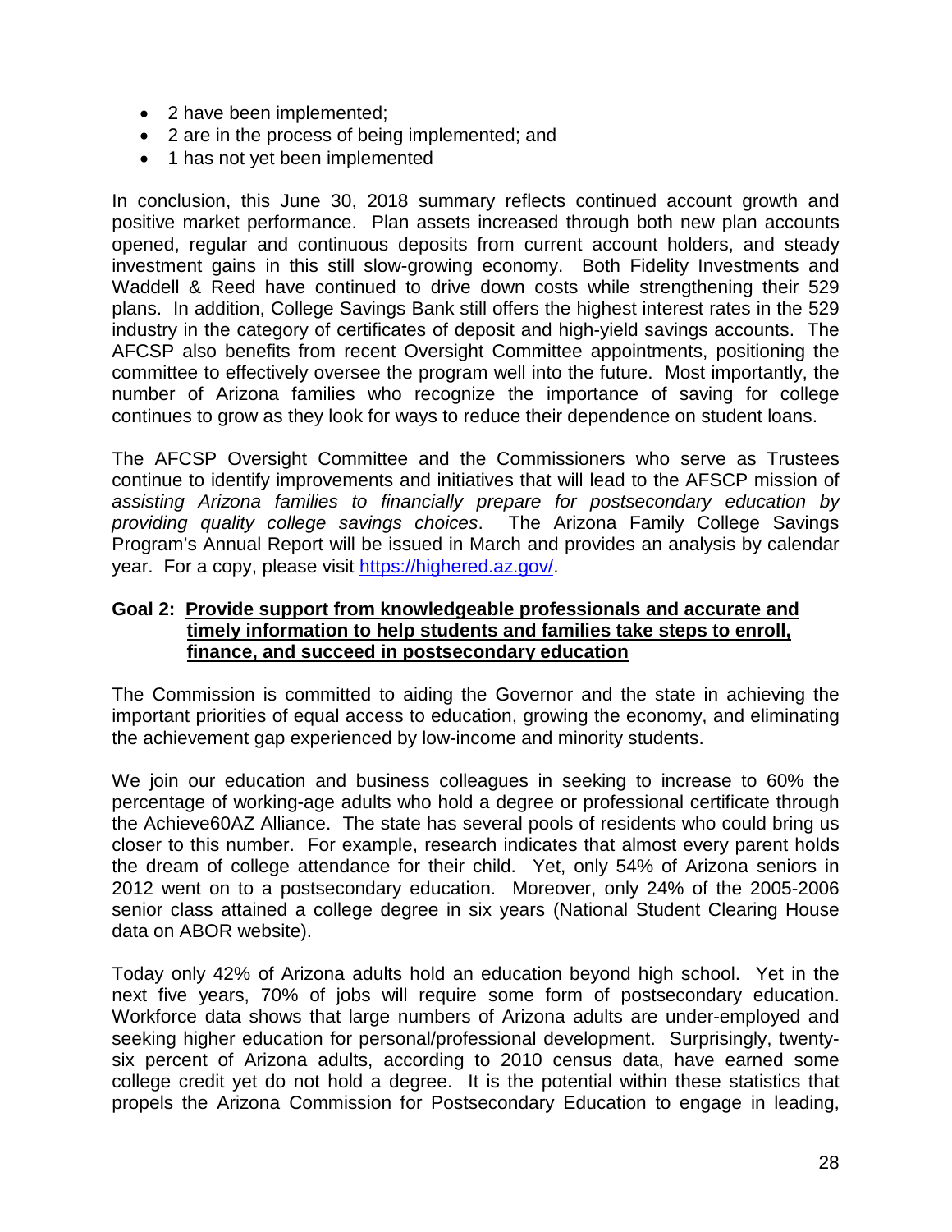- 2 have been implemented;
- 2 are in the process of being implemented; and
- 1 has not yet been implemented

In conclusion, this June 30, 2018 summary reflects continued account growth and positive market performance. Plan assets increased through both new plan accounts opened, regular and continuous deposits from current account holders, and steady investment gains in this still slow-growing economy. Both Fidelity Investments and Waddell & Reed have continued to drive down costs while strengthening their 529 plans. In addition, College Savings Bank still offers the highest interest rates in the 529 industry in the category of certificates of deposit and high-yield savings accounts. The AFCSP also benefits from recent Oversight Committee appointments, positioning the committee to effectively oversee the program well into the future. Most importantly, the number of Arizona families who recognize the importance of saving for college continues to grow as they look for ways to reduce their dependence on student loans.

The AFCSP Oversight Committee and the Commissioners who serve as Trustees continue to identify improvements and initiatives that will lead to the AFSCP mission of *assisting Arizona families to financially prepare for postsecondary education by providing quality college savings choices*. The Arizona Family College Savings Program's Annual Report will be issued in March and provides an analysis by calendar year. For a copy, please visit https://highered.az.gov/.

**Goal 2: <u>Provide support from knowledgeable professionals and accurate and timely information to help students and families take steps to enroll, finance, and succeed in postsecondary education</u>**

The Commission is committed to aiding the Governor and the state in achieving the important priorities of equal access to education, growing the economy, and eliminating the achievement gap experienced by low-income and minority students.

We join our education and business colleagues in seeking to increase to 60% the percentage of working-age adults who hold a degree or professional certificate through the Achieve60AZ Alliance. The state has several pools of residents who could bring us closer to this number. For example, research indicates that almost every parent holds the dream of college attendance for their child. Yet, only 54% of Arizona seniors in 2012 went on to a postsecondary education. Moreover, only 24% of the 2005-2006 senior class attained a college degree in six years (National Student Clearing House data on ABOR website).

Today only 42% of Arizona adults hold an education beyond high school. Yet in the next five years, 70% of jobs will require some form of postsecondary education. Workforce data shows that large numbers of Arizona adults are under-employed and seeking higher education for personal/professional development. Surprisingly, twenty-six percent of Arizona adults, according to 2010 census data, have earned some college credit yet do not hold a degree. It is the potential within these statistics that propels the Arizona Commission for Postsecondary Education to engage in leading,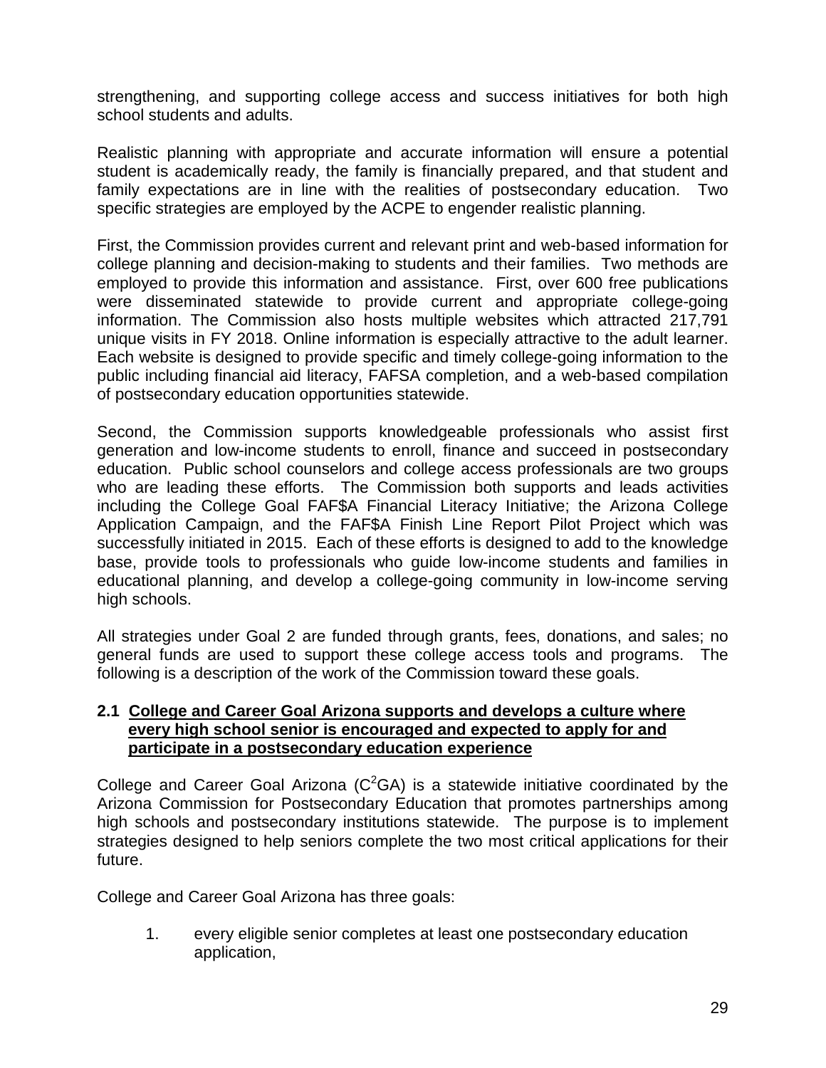strengthening, and supporting college access and success initiatives for both high school students and adults.

Realistic planning with appropriate and accurate information will ensure a potential student is academically ready, the family is financially prepared, and that student and family expectations are in line with the realities of postsecondary education. Two specific strategies are employed by the ACPE to engender realistic planning.

First, the Commission provides current and relevant print and web-based information for college planning and decision-making to students and their families. Two methods are employed to provide this information and assistance. First, over 600 free publications were disseminated statewide to provide current and appropriate college-going information. The Commission also hosts multiple websites which attracted 217,791 unique visits in FY 2018. Online information is especially attractive to the adult learner. Each website is designed to provide specific and timely college-going information to the public including financial aid literacy, FAFSA completion, and a web-based compilation of postsecondary education opportunities statewide.

Second, the Commission supports knowledgeable professionals who assist first generation and low-income students to enroll, finance and succeed in postsecondary education. Public school counselors and college access professionals are two groups who are leading these efforts. The Commission both supports and leads activities including the College Goal FAF$A Financial Literacy Initiative; the Arizona College Application Campaign, and the FAF$A Finish Line Report Pilot Project which was successfully initiated in 2015. Each of these efforts is designed to add to the knowledge base, provide tools to professionals who guide low-income students and families in educational planning, and develop a college-going community in low-income serving high schools.

All strategies under Goal 2 are funded through grants, fees, donations, and sales; no general funds are used to support these college access tools and programs. The following is a description of the work of the Commission toward these goals.

### 2.1 College and Career Goal Arizona supports and develops a culture where every high school senior is encouraged and expected to apply for and participate in a postsecondary education experience

College and Career Goal Arizona ($C^2GA$) is a statewide initiative coordinated by the Arizona Commission for Postsecondary Education that promotes partnerships among high schools and postsecondary institutions statewide. The purpose is to implement strategies designed to help seniors complete the two most critical applications for their future.

College and Career Goal Arizona has three goals:

1. every eligible senior completes at least one postsecondary education application,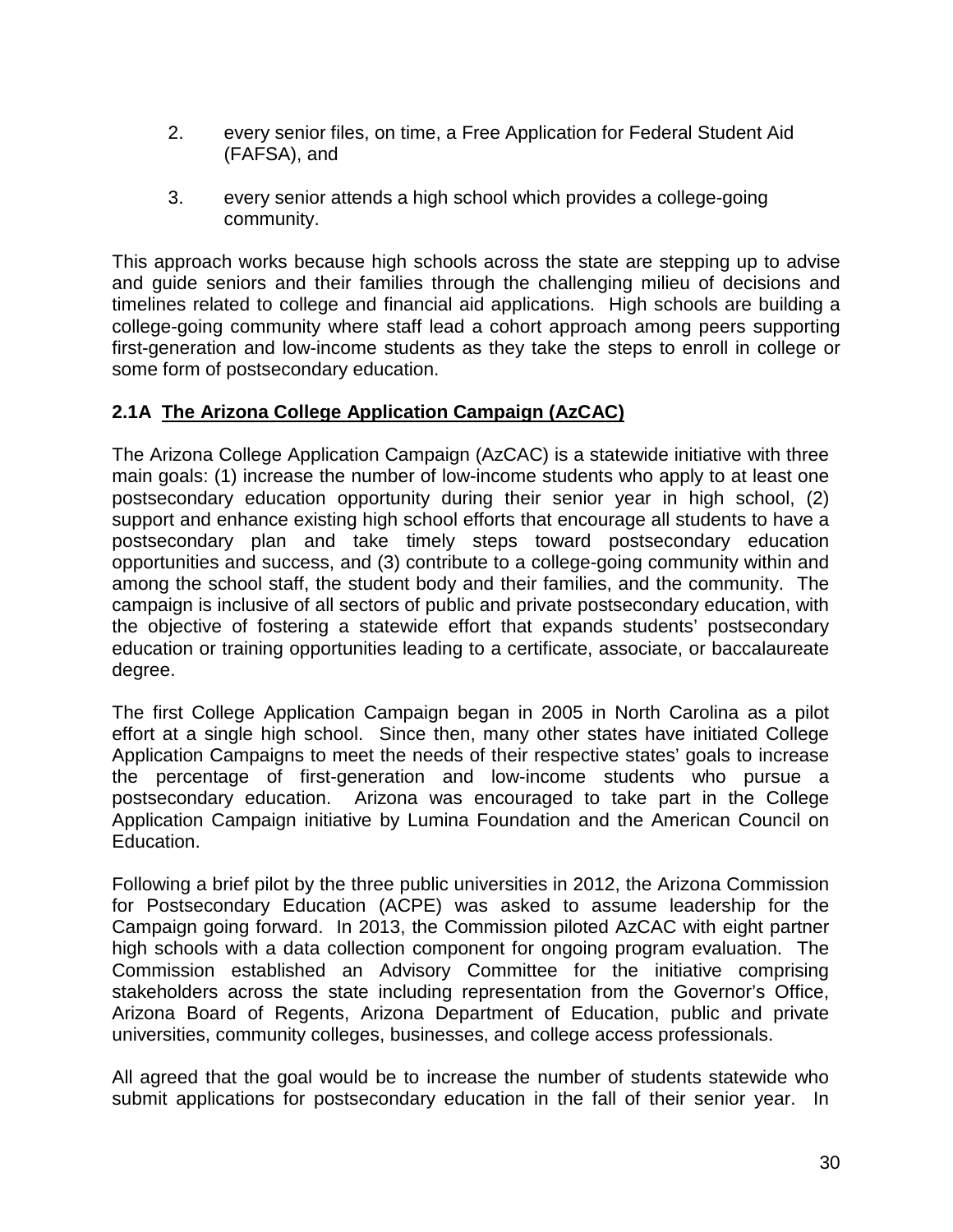2. every senior files, on time, a Free Application for Federal Student Aid (FAFSA), and

3. every senior attends a high school which provides a college-going community.

This approach works because high schools across the state are stepping up to advise and guide seniors and their families through the challenging milieu of decisions and timelines related to college and financial aid applications. High schools are building a college-going community where staff lead a cohort approach among peers supporting first-generation and low-income students as they take the steps to enroll in college or some form of postsecondary education.

### 2.1A The Arizona College Application Campaign (AzCAC)

The Arizona College Application Campaign (AzCAC) is a statewide initiative with three main goals: (1) increase the number of low-income students who apply to at least one postsecondary education opportunity during their senior year in high school, (2) support and enhance existing high school efforts that encourage all students to have a postsecondary plan and take timely steps toward postsecondary education opportunities and success, and (3) contribute to a college-going community within and among the school staff, the student body and their families, and the community. The campaign is inclusive of all sectors of public and private postsecondary education, with the objective of fostering a statewide effort that expands students' postsecondary education or training opportunities leading to a certificate, associate, or baccalaureate degree.

The first College Application Campaign began in 2005 in North Carolina as a pilot effort at a single high school. Since then, many other states have initiated College Application Campaigns to meet the needs of their respective states' goals to increase the percentage of first-generation and low-income students who pursue a postsecondary education. Arizona was encouraged to take part in the College Application Campaign initiative by Lumina Foundation and the American Council on Education.

Following a brief pilot by the three public universities in 2012, the Arizona Commission for Postsecondary Education (ACPE) was asked to assume leadership for the Campaign going forward. In 2013, the Commission piloted AzCAC with eight partner high schools with a data collection component for ongoing program evaluation. The Commission established an Advisory Committee for the initiative comprising stakeholders across the state including representation from the Governor's Office, Arizona Board of Regents, Arizona Department of Education, public and private universities, community colleges, businesses, and college access professionals.

All agreed that the goal would be to increase the number of students statewide who submit applications for postsecondary education in the fall of their senior year. In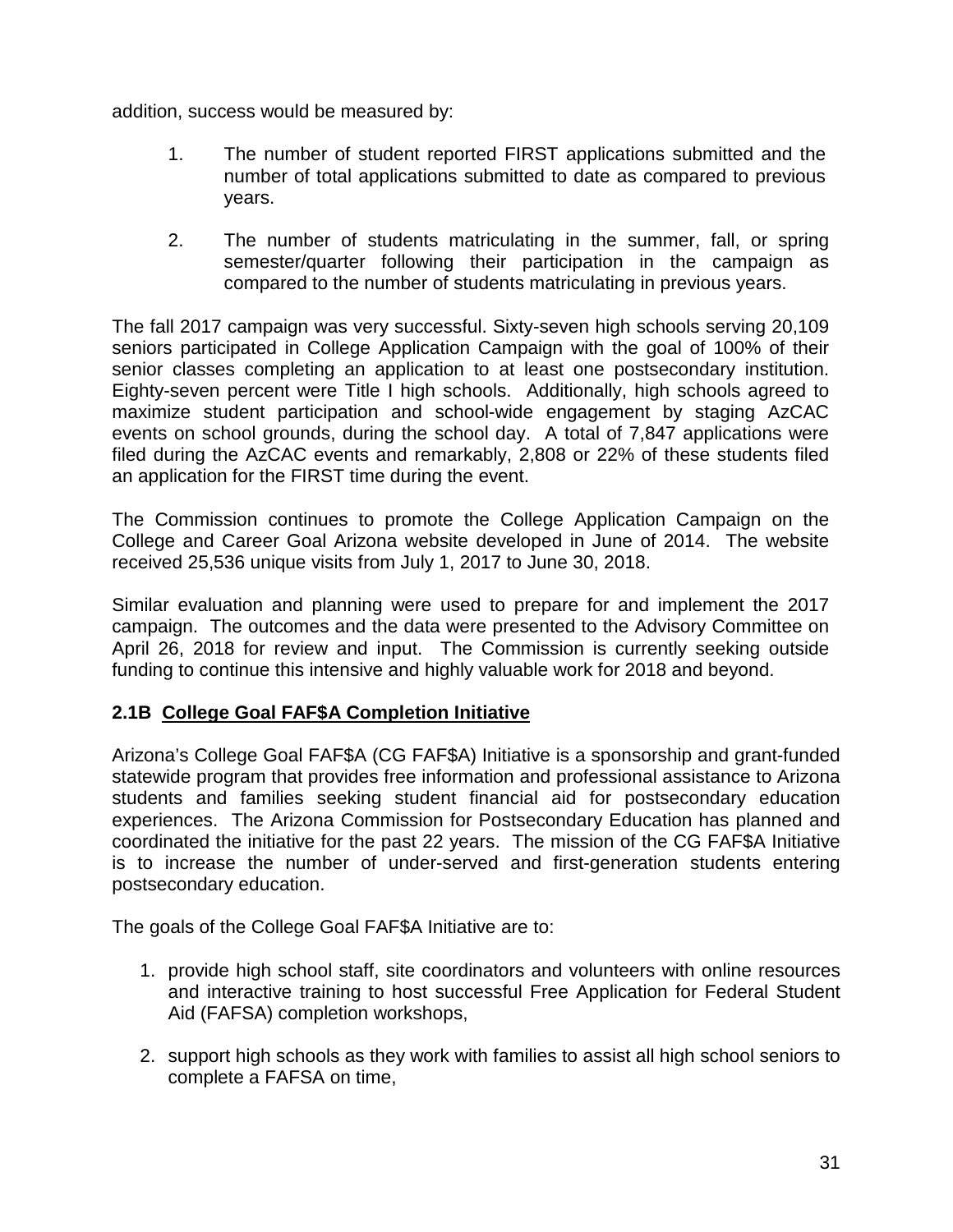addition, success would be measured by:

1. The number of student reported FIRST applications submitted and the number of total applications submitted to date as compared to previous years.

2. The number of students matriculating in the summer, fall, or spring semester/quarter following their participation in the campaign as compared to the number of students matriculating in previous years.

The fall 2017 campaign was very successful. Sixty-seven high schools serving 20,109 seniors participated in College Application Campaign with the goal of 100% of their senior classes completing an application to at least one postsecondary institution. Eighty-seven percent were Title I high schools. Additionally, high schools agreed to maximize student participation and school-wide engagement by staging AzCAC events on school grounds, during the school day. A total of 7,847 applications were filed during the AzCAC events and remarkably, 2,808 or 22% of these students filed an application for the FIRST time during the event.

The Commission continues to promote the College Application Campaign on the College and Career Goal Arizona website developed in June of 2014. The website received 25,536 unique visits from July 1, 2017 to June 30, 2018.

Similar evaluation and planning were used to prepare for and implement the 2017 campaign. The outcomes and the data were presented to the Advisory Committee on April 26, 2018 for review and input. The Commission is currently seeking outside funding to continue this intensive and highly valuable work for 2018 and beyond.

### 2.1B <u>College Goal FAF$A Completion Initiative</u>

Arizona's College Goal FAF$A (CG FAF$A) Initiative is a sponsorship and grant-funded statewide program that provides free information and professional assistance to Arizona students and families seeking student financial aid for postsecondary education experiences. The Arizona Commission for Postsecondary Education has planned and coordinated the initiative for the past 22 years. The mission of the CG FAF$A Initiative is to increase the number of under-served and first-generation students entering postsecondary education.

The goals of the College Goal FAF$A Initiative are to:

1. provide high school staff, site coordinators and volunteers with online resources and interactive training to host successful Free Application for Federal Student Aid (FAFSA) completion workshops,

2. support high schools as they work with families to assist all high school seniors to complete a FAFSA on time,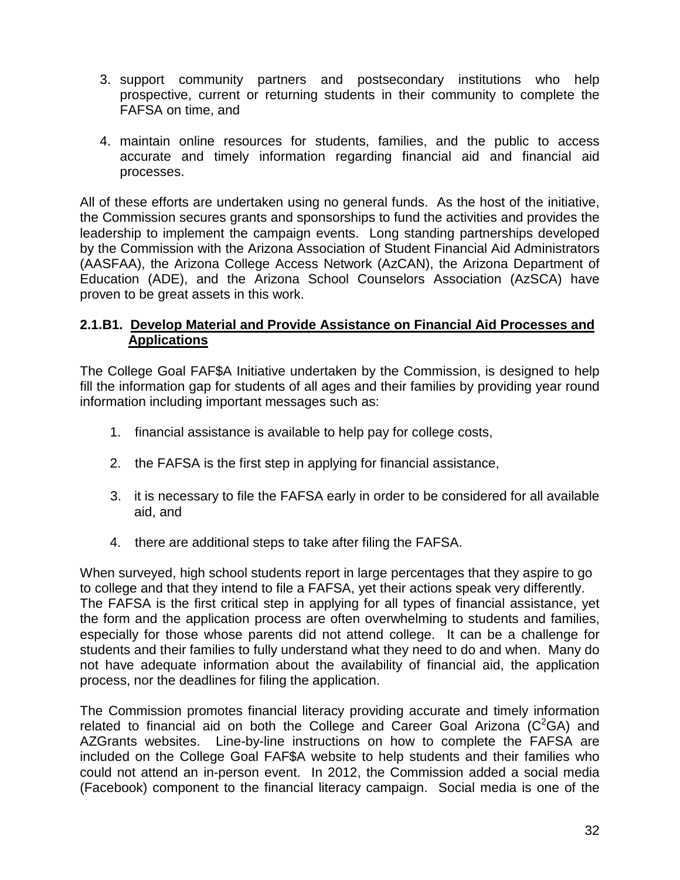3. support community partners and postsecondary institutions who help prospective, current or returning students in their community to complete the FAFSA on time, and

4. maintain online resources for students, families, and the public to access accurate and timely information regarding financial aid and financial aid processes.

All of these efforts are undertaken using no general funds. As the host of the initiative, the Commission secures grants and sponsorships to fund the activities and provides the leadership to implement the campaign events. Long standing partnerships developed by the Commission with the Arizona Association of Student Financial Aid Administrators (AASFAA), the Arizona College Access Network (AzCAN), the Arizona Department of Education (ADE), and the Arizona School Counselors Association (AzSCA) have proven to be great assets in this work.

**2.1.B1. Develop Material and Provide Assistance on Financial Aid Processes and Applications**

The College Goal FAF$A Initiative undertaken by the Commission, is designed to help fill the information gap for students of all ages and their families by providing year round information including important messages such as:

1. financial assistance is available to help pay for college costs,

2. the FAFSA is the first step in applying for financial assistance,

3. it is necessary to file the FAFSA early in order to be considered for all available aid, and

4. there are additional steps to take after filing the FAFSA.

When surveyed, high school students report in large percentages that they aspire to go to college and that they intend to file a FAFSA, yet their actions speak very differently. The FAFSA is the first critical step in applying for all types of financial assistance, yet the form and the application process are often overwhelming to students and families, especially for those whose parents did not attend college. It can be a challenge for students and their families to fully understand what they need to do and when. Many do not have adequate information about the availability of financial aid, the application process, nor the deadlines for filing the application.

The Commission promotes financial literacy providing accurate and timely information related to financial aid on both the College and Career Goal Arizona ($C^2$GA) and AZGrants websites. Line-by-line instructions on how to complete the FAFSA are included on the College Goal FAF$A website to help students and their families who could not attend an in-person event. In 2012, the Commission added a social media (Facebook) component to the financial literacy campaign. Social media is one of the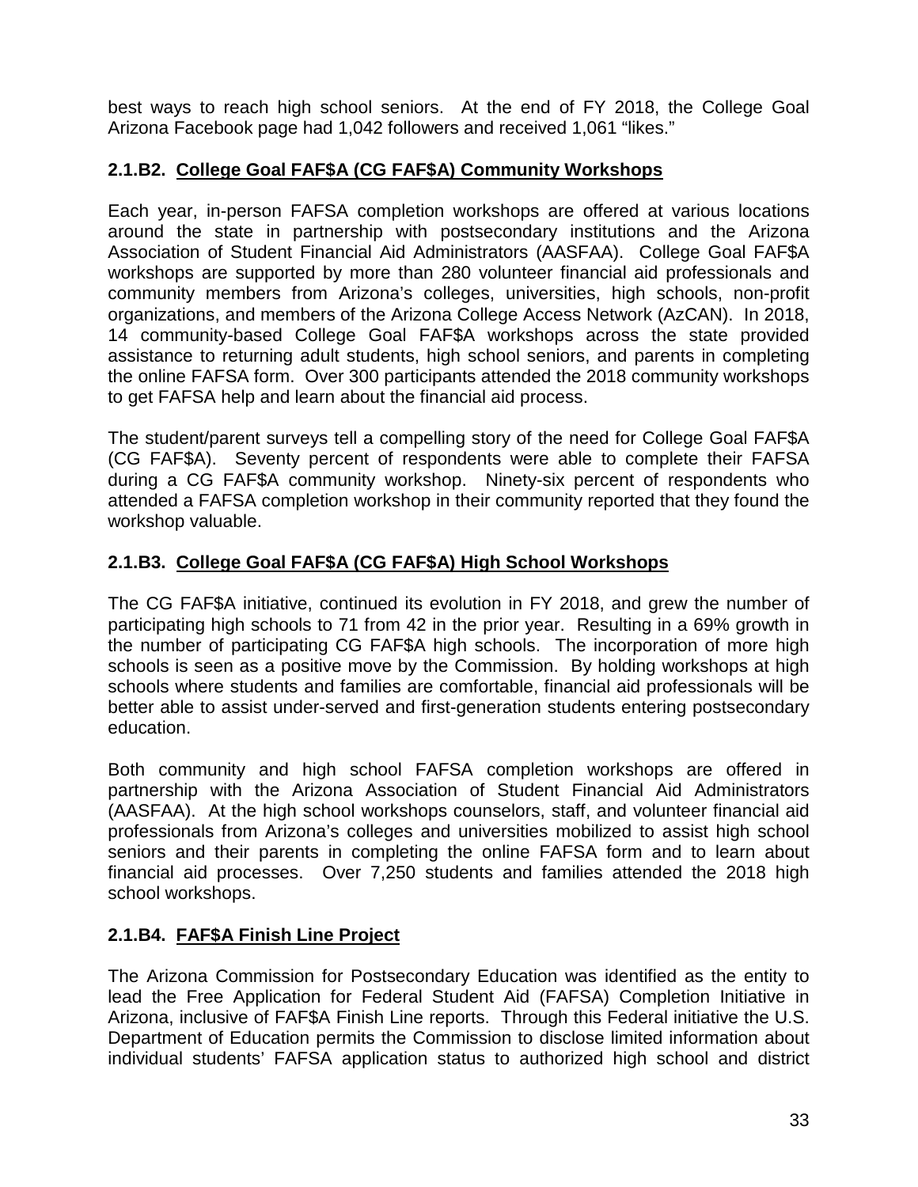best ways to reach high school seniors. At the end of FY 2018, the College Goal Arizona Facebook page had 1,042 followers and received 1,061 "likes."

### 2.1.B2. College Goal FAF$A (CG FAF$A) Community Workshops

Each year, in-person FAFSA completion workshops are offered at various locations around the state in partnership with postsecondary institutions and the Arizona Association of Student Financial Aid Administrators (AASFAA). College Goal FAF$A workshops are supported by more than 280 volunteer financial aid professionals and community members from Arizona's colleges, universities, high schools, non-profit organizations, and members of the Arizona College Access Network (AzCAN). In 2018, 14 community-based College Goal FAF$A workshops across the state provided assistance to returning adult students, high school seniors, and parents in completing the online FAFSA form. Over 300 participants attended the 2018 community workshops to get FAFSA help and learn about the financial aid process.

The student/parent surveys tell a compelling story of the need for College Goal FAF$A (CG FAF$A). Seventy percent of respondents were able to complete their FAFSA during a CG FAF$A community workshop. Ninety-six percent of respondents who attended a FAFSA completion workshop in their community reported that they found the workshop valuable.

### 2.1.B3. College Goal FAF$A (CG FAF$A) High School Workshops

The CG FAF$A initiative, continued its evolution in FY 2018, and grew the number of participating high schools to 71 from 42 in the prior year. Resulting in a 69% growth in the number of participating CG FAF$A high schools. The incorporation of more high schools is seen as a positive move by the Commission. By holding workshops at high schools where students and families are comfortable, financial aid professionals will be better able to assist under-served and first-generation students entering postsecondary education.

Both community and high school FAFSA completion workshops are offered in partnership with the Arizona Association of Student Financial Aid Administrators (AASFAA). At the high school workshops counselors, staff, and volunteer financial aid professionals from Arizona's colleges and universities mobilized to assist high school seniors and their parents in completing the online FAFSA form and to learn about financial aid processes. Over 7,250 students and families attended the 2018 high school workshops.

### 2.1.B4. FAF$A Finish Line Project

The Arizona Commission for Postsecondary Education was identified as the entity to lead the Free Application for Federal Student Aid (FAFSA) Completion Initiative in Arizona, inclusive of FAF$A Finish Line reports. Through this Federal initiative the U.S. Department of Education permits the Commission to disclose limited information about individual students' FAFSA application status to authorized high school and district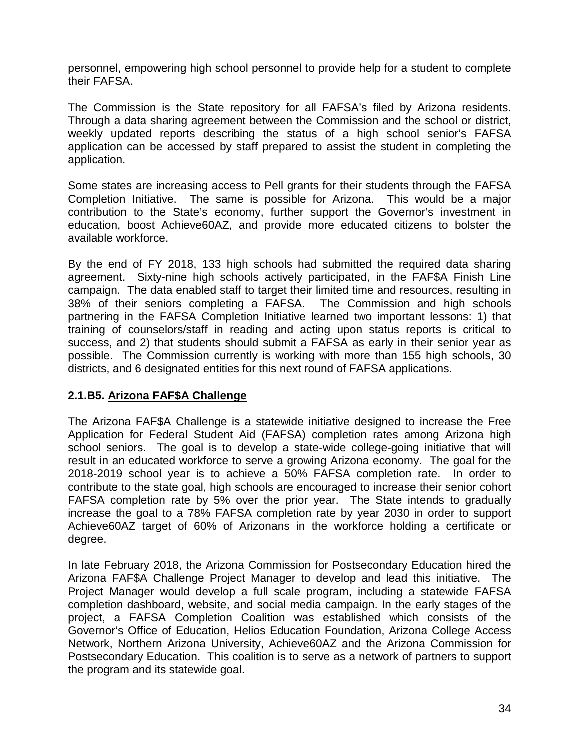personnel, empowering high school personnel to provide help for a student to complete their FAFSA.

The Commission is the State repository for all FAFSA's filed by Arizona residents. Through a data sharing agreement between the Commission and the school or district, weekly updated reports describing the status of a high school senior's FAFSA application can be accessed by staff prepared to assist the student in completing the application.

Some states are increasing access to Pell grants for their students through the FAFSA Completion Initiative. The same is possible for Arizona. This would be a major contribution to the State's economy, further support the Governor's investment in education, boost Achieve60AZ, and provide more educated citizens to bolster the available workforce.

By the end of FY 2018, 133 high schools had submitted the required data sharing agreement. Sixty-nine high schools actively participated, in the FAF$A Finish Line campaign. The data enabled staff to target their limited time and resources, resulting in 38% of their seniors completing a FAFSA. The Commission and high schools partnering in the FAFSA Completion Initiative learned two important lessons: 1) that training of counselors/staff in reading and acting upon status reports is critical to success, and 2) that students should submit a FAFSA as early in their senior year as possible. The Commission currently is working with more than 155 high schools, 30 districts, and 6 designated entities for this next round of FAFSA applications.

### 2.1.B5. Arizona FAF$A Challenge

The Arizona FAF$A Challenge is a statewide initiative designed to increase the Free Application for Federal Student Aid (FAFSA) completion rates among Arizona high school seniors. The goal is to develop a state-wide college-going initiative that will result in an educated workforce to serve a growing Arizona economy. The goal for the 2018-2019 school year is to achieve a 50% FAFSA completion rate. In order to contribute to the state goal, high schools are encouraged to increase their senior cohort FAFSA completion rate by 5% over the prior year. The State intends to gradually increase the goal to a 78% FAFSA completion rate by year 2030 in order to support Achieve60AZ target of 60% of Arizonans in the workforce holding a certificate or degree.

In late February 2018, the Arizona Commission for Postsecondary Education hired the Arizona FAF$A Challenge Project Manager to develop and lead this initiative. The Project Manager would develop a full scale program, including a statewide FAFSA completion dashboard, website, and social media campaign. In the early stages of the project, a FAFSA Completion Coalition was established which consists of the Governor's Office of Education, Helios Education Foundation, Arizona College Access Network, Northern Arizona University, Achieve60AZ and the Arizona Commission for Postsecondary Education. This coalition is to serve as a network of partners to support the program and its statewide goal.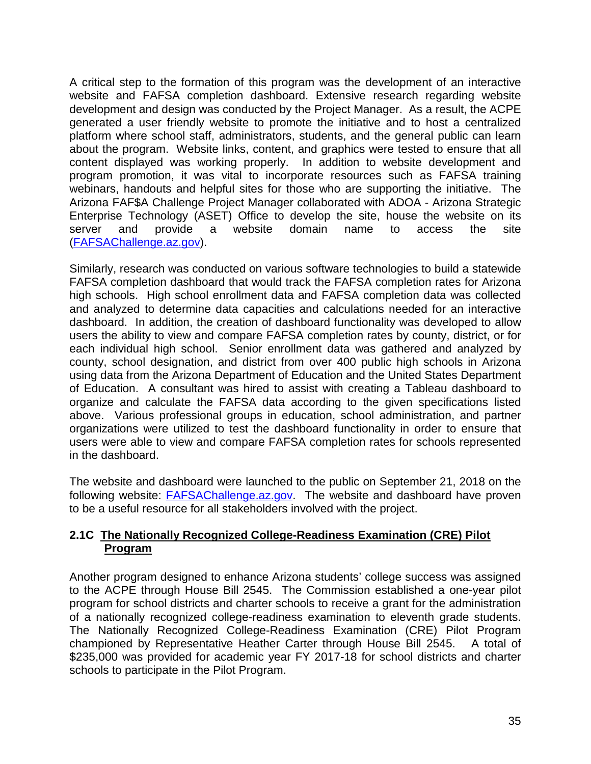A critical step to the formation of this program was the development of an interactive website and FAFSA completion dashboard. Extensive research regarding website development and design was conducted by the Project Manager. As a result, the ACPE generated a user friendly website to promote the initiative and to host a centralized platform where school staff, administrators, students, and the general public can learn about the program. Website links, content, and graphics were tested to ensure that all content displayed was working properly. In addition to website development and program promotion, it was vital to incorporate resources such as FAFSA training webinars, handouts and helpful sites for those who are supporting the initiative. The Arizona FAF$A Challenge Project Manager collaborated with ADOA - Arizona Strategic Enterprise Technology (ASET) Office to develop the site, house the website on its server and provide a website domain name to access the site (FAFSAChallenge.az.gov).

Similarly, research was conducted on various software technologies to build a statewide FAFSA completion dashboard that would track the FAFSA completion rates for Arizona high schools. High school enrollment data and FAFSA completion data was collected and analyzed to determine data capacities and calculations needed for an interactive dashboard. In addition, the creation of dashboard functionality was developed to allow users the ability to view and compare FAFSA completion rates by county, district, or for each individual high school. Senior enrollment data was gathered and analyzed by county, school designation, and district from over 400 public high schools in Arizona using data from the Arizona Department of Education and the United States Department of Education. A consultant was hired to assist with creating a Tableau dashboard to organize and calculate the FAFSA data according to the given specifications listed above. Various professional groups in education, school administration, and partner organizations were utilized to test the dashboard functionality in order to ensure that users were able to view and compare FAFSA completion rates for schools represented in the dashboard.

The website and dashboard were launched to the public on September 21, 2018 on the following website: FAFSAChallenge.az.gov. The website and dashboard have proven to be a useful resource for all stakeholders involved with the project.

### 2.1C The Nationally Recognized College-Readiness Examination (CRE) Pilot Program

Another program designed to enhance Arizona students' college success was assigned to the ACPE through House Bill 2545. The Commission established a one-year pilot program for school districts and charter schools to receive a grant for the administration of a nationally recognized college-readiness examination to eleventh grade students. The Nationally Recognized College-Readiness Examination (CRE) Pilot Program championed by Representative Heather Carter through House Bill 2545. A total of $235,000 was provided for academic year FY 2017-18 for school districts and charter schools to participate in the Pilot Program.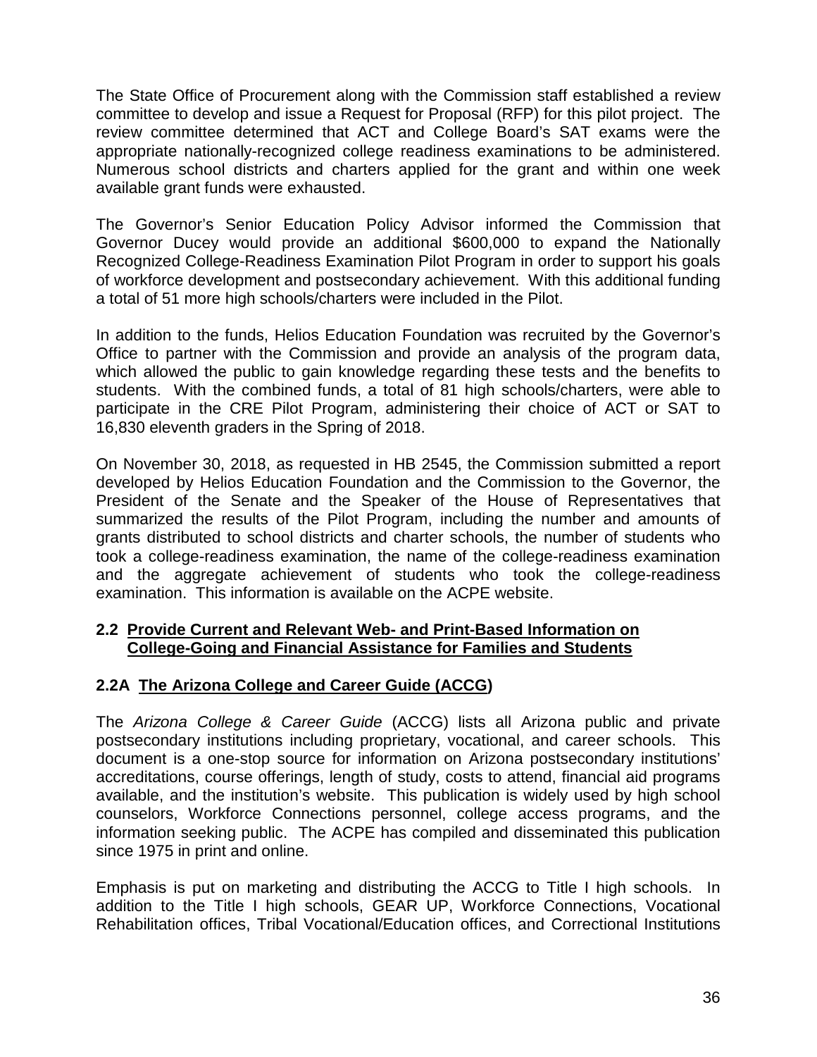The State Office of Procurement along with the Commission staff established a review committee to develop and issue a Request for Proposal (RFP) for this pilot project. The review committee determined that ACT and College Board's SAT exams were the appropriate nationally-recognized college readiness examinations to be administered. Numerous school districts and charters applied for the grant and within one week available grant funds were exhausted.

The Governor's Senior Education Policy Advisor informed the Commission that Governor Ducey would provide an additional $600,000 to expand the Nationally Recognized College-Readiness Examination Pilot Program in order to support his goals of workforce development and postsecondary achievement. With this additional funding a total of 51 more high schools/charters were included in the Pilot.

In addition to the funds, Helios Education Foundation was recruited by the Governor's Office to partner with the Commission and provide an analysis of the program data, which allowed the public to gain knowledge regarding these tests and the benefits to students. With the combined funds, a total of 81 high schools/charters, were able to participate in the CRE Pilot Program, administering their choice of ACT or SAT to 16,830 eleventh graders in the Spring of 2018.

On November 30, 2018, as requested in HB 2545, the Commission submitted a report developed by Helios Education Foundation and the Commission to the Governor, the President of the Senate and the Speaker of the House of Representatives that summarized the results of the Pilot Program, including the number and amounts of grants distributed to school districts and charter schools, the number of students who took a college-readiness examination, the name of the college-readiness examination and the aggregate achievement of students who took the college-readiness examination. This information is available on the ACPE website.

### 2.2 Provide Current and Relevant Web- and Print-Based Information on College-Going and Financial Assistance for Families and Students

### 2.2A The Arizona College and Career Guide (ACCG)

The *Arizona College & Career Guide* (ACCG) lists all Arizona public and private postsecondary institutions including proprietary, vocational, and career schools. This document is a one-stop source for information on Arizona postsecondary institutions' accreditations, course offerings, length of study, costs to attend, financial aid programs available, and the institution's website. This publication is widely used by high school counselors, Workforce Connections personnel, college access programs, and the information seeking public. The ACPE has compiled and disseminated this publication since 1975 in print and online.

Emphasis is put on marketing and distributing the ACCG to Title I high schools. In addition to the Title I high schools, GEAR UP, Workforce Connections, Vocational Rehabilitation offices, Tribal Vocational/Education offices, and Correctional Institutions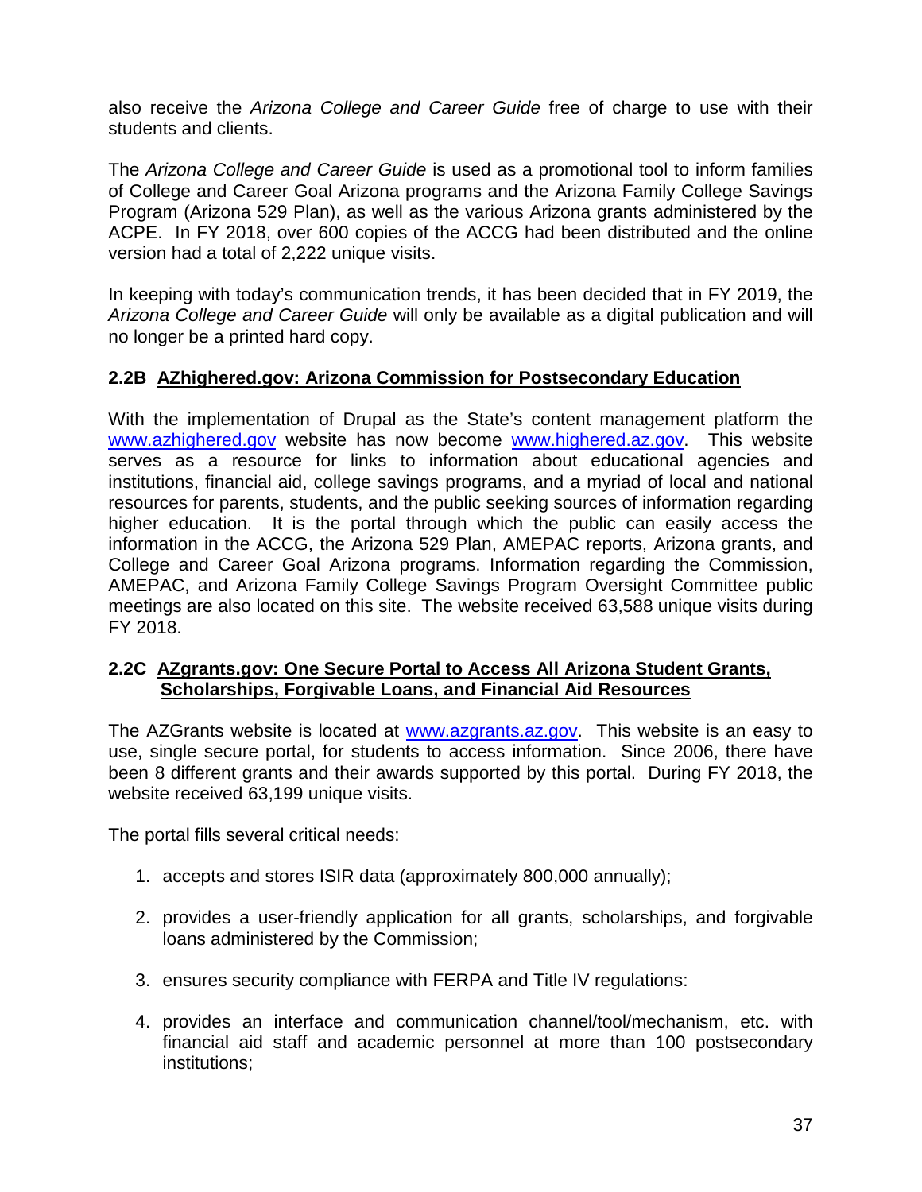also receive the *Arizona College and Career Guide* free of charge to use with their students and clients.

The *Arizona College and Career Guide* is used as a promotional tool to inform families of College and Career Goal Arizona programs and the Arizona Family College Savings Program (Arizona 529 Plan), as well as the various Arizona grants administered by the ACPE. In FY 2018, over 600 copies of the ACCG had been distributed and the online version had a total of 2,222 unique visits.

In keeping with today's communication trends, it has been decided that in FY 2019, the *Arizona College and Career Guide* will only be available as a digital publication and will no longer be a printed hard copy.

### 2.2B AZhighered.gov: Arizona Commission for Postsecondary Education

With the implementation of Drupal as the State's content management platform the www.azhighered.gov website has now become www.highered.az.gov. This website serves as a resource for links to information about educational agencies and institutions, financial aid, college savings programs, and a myriad of local and national resources for parents, students, and the public seeking sources of information regarding higher education. It is the portal through which the public can easily access the information in the ACCG, the Arizona 529 Plan, AMEPAC reports, Arizona grants, and College and Career Goal Arizona programs. Information regarding the Commission, AMEPAC, and Arizona Family College Savings Program Oversight Committee public meetings are also located on this site. The website received 63,588 unique visits during FY 2018.

### 2.2C AZgrants.gov: One Secure Portal to Access All Arizona Student Grants, Scholarships, Forgivable Loans, and Financial Aid Resources

The AZGrants website is located at www.azgrants.az.gov. This website is an easy to use, single secure portal, for students to access information. Since 2006, there have been 8 different grants and their awards supported by this portal. During FY 2018, the website received 63,199 unique visits.

The portal fills several critical needs:

1. accepts and stores ISIR data (approximately 800,000 annually);

2. provides a user-friendly application for all grants, scholarships, and forgivable loans administered by the Commission;

3. ensures security compliance with FERPA and Title IV regulations:

4. provides an interface and communication channel/tool/mechanism, etc. with financial aid staff and academic personnel at more than 100 postsecondary institutions;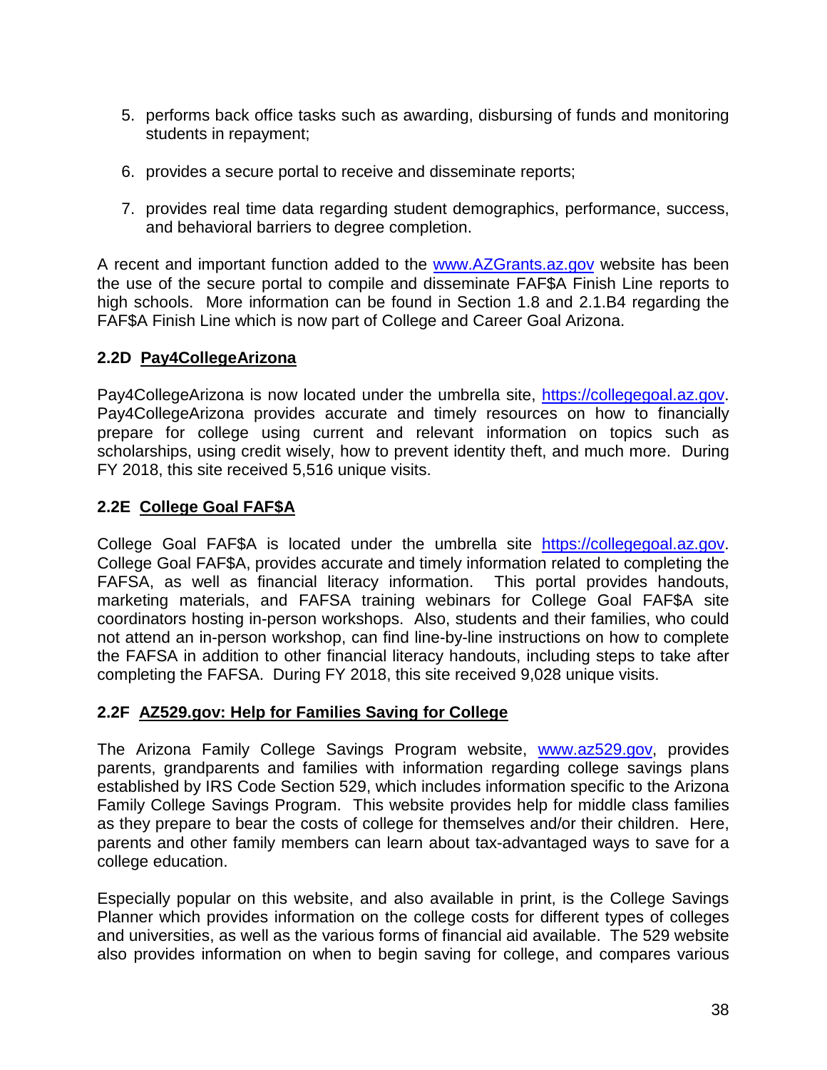5. performs back office tasks such as awarding, disbursing of funds and monitoring students in repayment;

6. provides a secure portal to receive and disseminate reports;

7. provides real time data regarding student demographics, performance, success, and behavioral barriers to degree completion.

A recent and important function added to the [www.AZGrants.az.gov](http://www.AZGrants.az.gov) website has been the use of the secure portal to compile and disseminate FAF$A Finish Line reports to high schools. More information can be found in Section 1.8 and 2.1.B4 regarding the FAF$A Finish Line which is now part of College and Career Goal Arizona.

### 2.2D <u>Pay4CollegeArizona</u>

Pay4CollegeArizona is now located under the umbrella site, [https://collegegoal.az.gov](https://collegegoal.az.gov). Pay4CollegeArizona provides accurate and timely resources on how to financially prepare for college using current and relevant information on topics such as scholarships, using credit wisely, how to prevent identity theft, and much more. During FY 2018, this site received 5,516 unique visits.

### 2.2E <u>College Goal FAF$A</u>

College Goal FAF$A is located under the umbrella site [https://collegegoal.az.gov](https://collegegoal.az.gov). College Goal FAF$A, provides accurate and timely information related to completing the FAFSA, as well as financial literacy information. This portal provides handouts, marketing materials, and FAFSA training webinars for College Goal FAF$A site coordinators hosting in-person workshops. Also, students and their families, who could not attend an in-person workshop, can find line-by-line instructions on how to complete the FAFSA in addition to other financial literacy handouts, including steps to take after completing the FAFSA. During FY 2018, this site received 9,028 unique visits.

### 2.2F <u>AZ529.gov: Help for Families Saving for College</u>

The Arizona Family College Savings Program website, [www.az529.gov](http://www.az529.gov), provides parents, grandparents and families with information regarding college savings plans established by IRS Code Section 529, which includes information specific to the Arizona Family College Savings Program. This website provides help for middle class families as they prepare to bear the costs of college for themselves and/or their children. Here, parents and other family members can learn about tax-advantaged ways to save for a college education.

Especially popular on this website, and also available in print, is the College Savings Planner which provides information on the college costs for different types of colleges and universities, as well as the various forms of financial aid available. The 529 website also provides information on when to begin saving for college, and compares various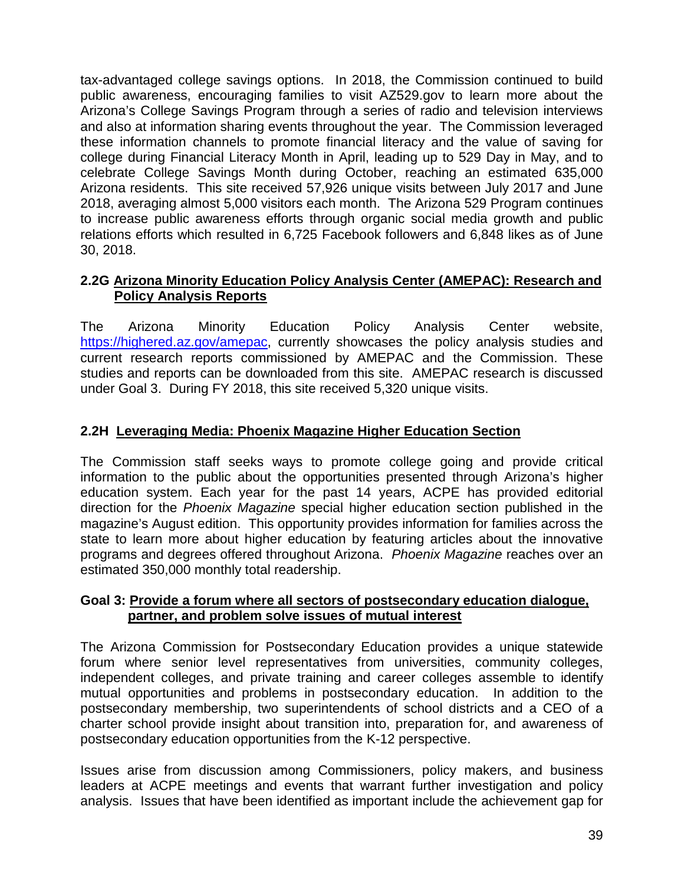tax-advantaged college savings options. In 2018, the Commission continued to build public awareness, encouraging families to visit AZ529.gov to learn more about the Arizona's College Savings Program through a series of radio and television interviews and also at information sharing events throughout the year. The Commission leveraged these information channels to promote financial literacy and the value of saving for college during Financial Literacy Month in April, leading up to 529 Day in May, and to celebrate College Savings Month during October, reaching an estimated 635,000 Arizona residents. This site received 57,926 unique visits between July 2017 and June 2018, averaging almost 5,000 visitors each month. The Arizona 529 Program continues to increase public awareness efforts through organic social media growth and public relations efforts which resulted in 6,725 Facebook followers and 6,848 likes as of June 30, 2018.

### 2.2G Arizona Minority Education Policy Analysis Center (AMEPAC): Research and Policy Analysis Reports

The Arizona Minority Education Policy Analysis Center website, https://highered.az.gov/amepac, currently showcases the policy analysis studies and current research reports commissioned by AMEPAC and the Commission. These studies and reports can be downloaded from this site. AMEPAC research is discussed under Goal 3. During FY 2018, this site received 5,320 unique visits.

### 2.2H Leveraging Media: Phoenix Magazine Higher Education Section

The Commission staff seeks ways to promote college going and provide critical information to the public about the opportunities presented through Arizona's higher education system. Each year for the past 14 years, ACPE has provided editorial direction for the *Phoenix Magazine* special higher education section published in the magazine's August edition. This opportunity provides information for families across the state to learn more about higher education by featuring articles about the innovative programs and degrees offered throughout Arizona. *Phoenix Magazine* reaches over an estimated 350,000 monthly total readership.

### Goal 3: Provide a forum where all sectors of postsecondary education dialogue, partner, and problem solve issues of mutual interest

The Arizona Commission for Postsecondary Education provides a unique statewide forum where senior level representatives from universities, community colleges, independent colleges, and private training and career colleges assemble to identify mutual opportunities and problems in postsecondary education. In addition to the postsecondary membership, two superintendents of school districts and a CEO of a charter school provide insight about transition into, preparation for, and awareness of postsecondary education opportunities from the K-12 perspective.

Issues arise from discussion among Commissioners, policy makers, and business leaders at ACPE meetings and events that warrant further investigation and policy analysis. Issues that have been identified as important include the achievement gap for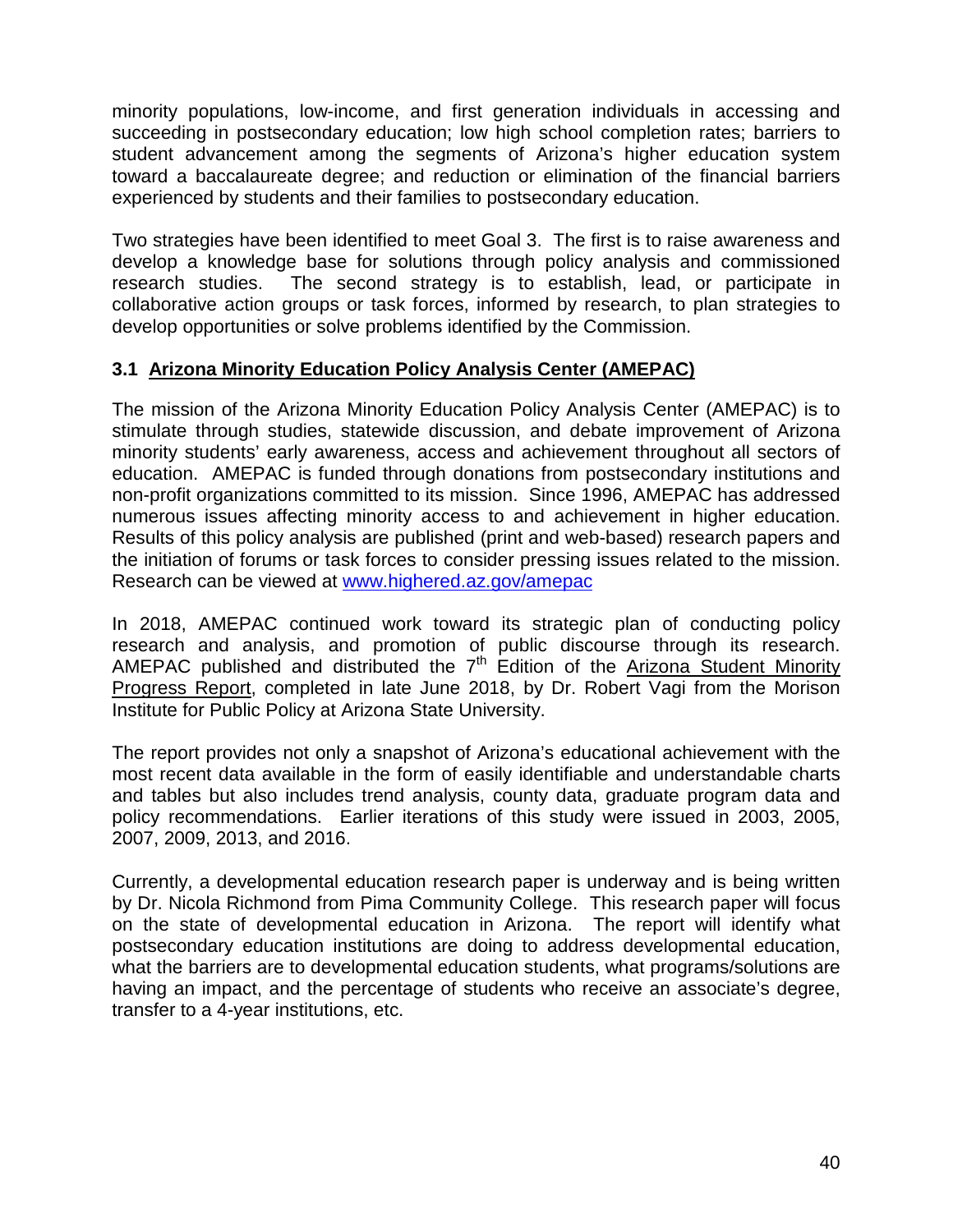minority populations, low-income, and first generation individuals in accessing and succeeding in postsecondary education; low high school completion rates; barriers to student advancement among the segments of Arizona's higher education system toward a baccalaureate degree; and reduction or elimination of the financial barriers experienced by students and their families to postsecondary education.

Two strategies have been identified to meet Goal 3. The first is to raise awareness and develop a knowledge base for solutions through policy analysis and commissioned research studies. The second strategy is to establish, lead, or participate in collaborative action groups or task forces, informed by research, to plan strategies to develop opportunities or solve problems identified by the Commission.

### 3.1 Arizona Minority Education Policy Analysis Center (AMEPAC)

The mission of the Arizona Minority Education Policy Analysis Center (AMEPAC) is to stimulate through studies, statewide discussion, and debate improvement of Arizona minority students' early awareness, access and achievement throughout all sectors of education. AMEPAC is funded through donations from postsecondary institutions and non-profit organizations committed to its mission. Since 1996, AMEPAC has addressed numerous issues affecting minority access to and achievement in higher education. Results of this policy analysis are published (print and web-based) research papers and the initiation of forums or task forces to consider pressing issues related to the mission. Research can be viewed at [www.highered.az.gov/amepac](http://www.highered.az.gov/amepac)

In 2018, AMEPAC continued work toward its strategic plan of conducting policy research and analysis, and promotion of public discourse through its research. AMEPAC published and distributed the 7th Edition of the Arizona Student Minority Progress Report, completed in late June 2018, by Dr. Robert Vagi from the Morison Institute for Public Policy at Arizona State University.

The report provides not only a snapshot of Arizona's educational achievement with the most recent data available in the form of easily identifiable and understandable charts and tables but also includes trend analysis, county data, graduate program data and policy recommendations. Earlier iterations of this study were issued in 2003, 2005, 2007, 2009, 2013, and 2016.

Currently, a developmental education research paper is underway and is being written by Dr. Nicola Richmond from Pima Community College. This research paper will focus on the state of developmental education in Arizona. The report will identify what postsecondary education institutions are doing to address developmental education, what the barriers are to developmental education students, what programs/solutions are having an impact, and the percentage of students who receive an associate's degree, transfer to a 4-year institutions, etc.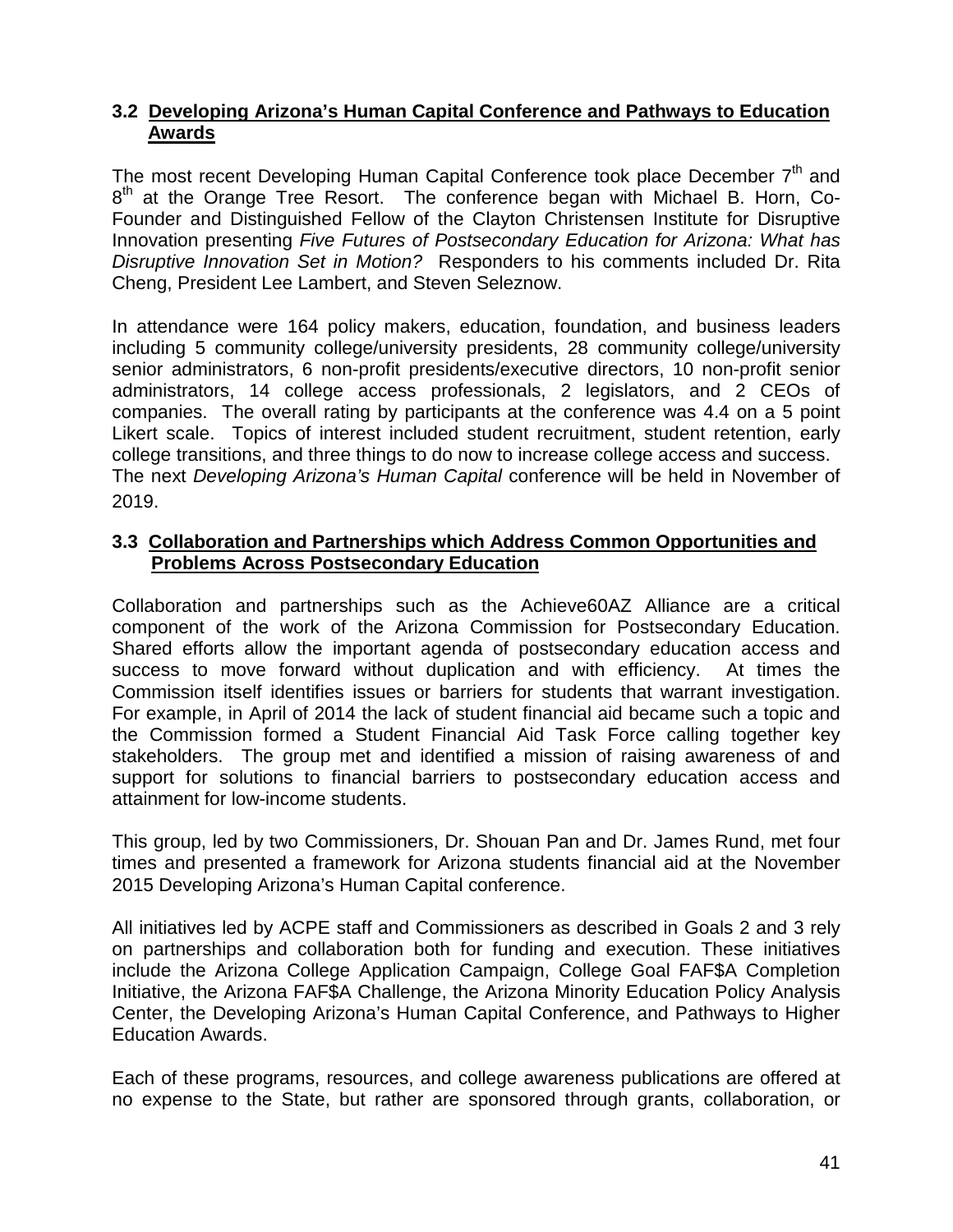### 3.2 Developing Arizona's Human Capital Conference and Pathways to Education Awards

The most recent Developing Human Capital Conference took place December 7th and 8th at the Orange Tree Resort. The conference began with Michael B. Horn, Co-Founder and Distinguished Fellow of the Clayton Christensen Institute for Disruptive Innovation presenting *Five Futures of Postsecondary Education for Arizona: What has Disruptive Innovation Set in Motion?* Responders to his comments included Dr. Rita Cheng, President Lee Lambert, and Steven Seleznow.

In attendance were 164 policy makers, education, foundation, and business leaders including 5 community college/university presidents, 28 community college/university senior administrators, 6 non-profit presidents/executive directors, 10 non-profit senior administrators, 14 college access professionals, 2 legislators, and 2 CEOs of companies. The overall rating by participants at the conference was 4.4 on a 5 point Likert scale. Topics of interest included student recruitment, student retention, early college transitions, and three things to do now to increase college access and success. The next *Developing Arizona's Human Capital* conference will be held in November of 2019.

### 3.3 Collaboration and Partnerships which Address Common Opportunities and Problems Across Postsecondary Education

Collaboration and partnerships such as the Achieve60AZ Alliance are a critical component of the work of the Arizona Commission for Postsecondary Education. Shared efforts allow the important agenda of postsecondary education access and success to move forward without duplication and with efficiency. At times the Commission itself identifies issues or barriers for students that warrant investigation. For example, in April of 2014 the lack of student financial aid became such a topic and the Commission formed a Student Financial Aid Task Force calling together key stakeholders. The group met and identified a mission of raising awareness of and support for solutions to financial barriers to postsecondary education access and attainment for low-income students.

This group, led by two Commissioners, Dr. Shouan Pan and Dr. James Rund, met four times and presented a framework for Arizona students financial aid at the November 2015 Developing Arizona's Human Capital conference.

All initiatives led by ACPE staff and Commissioners as described in Goals 2 and 3 rely on partnerships and collaboration both for funding and execution. These initiatives include the Arizona College Application Campaign, College Goal FAF$A Completion Initiative, the Arizona FAF$A Challenge, the Arizona Minority Education Policy Analysis Center, the Developing Arizona's Human Capital Conference, and Pathways to Higher Education Awards.

Each of these programs, resources, and college awareness publications are offered at no expense to the State, but rather are sponsored through grants, collaboration, or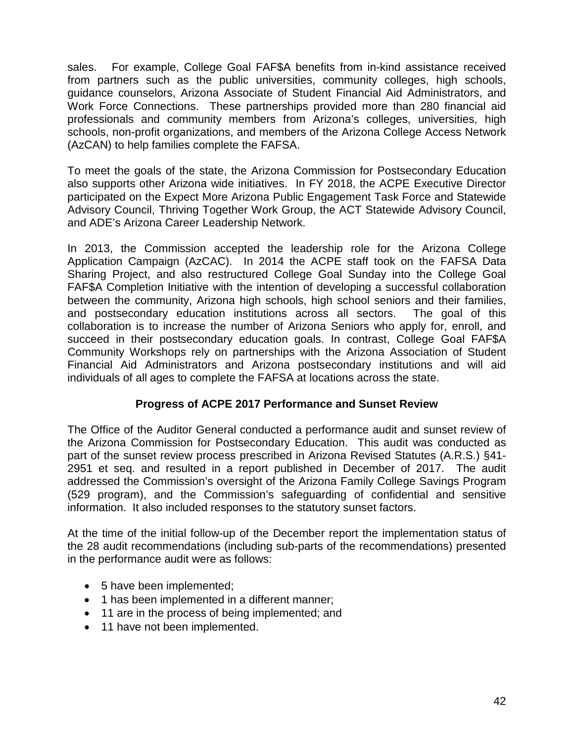sales. For example, College Goal FAF$A benefits from in-kind assistance received from partners such as the public universities, community colleges, high schools, guidance counselors, Arizona Associate of Student Financial Aid Administrators, and Work Force Connections. These partnerships provided more than 280 financial aid professionals and community members from Arizona's colleges, universities, high schools, non-profit organizations, and members of the Arizona College Access Network (AzCAN) to help families complete the FAFSA.

To meet the goals of the state, the Arizona Commission for Postsecondary Education also supports other Arizona wide initiatives. In FY 2018, the ACPE Executive Director participated on the Expect More Arizona Public Engagement Task Force and Statewide Advisory Council, Thriving Together Work Group, the ACT Statewide Advisory Council, and ADE's Arizona Career Leadership Network.

In 2013, the Commission accepted the leadership role for the Arizona College Application Campaign (AzCAC). In 2014 the ACPE staff took on the FAFSA Data Sharing Project, and also restructured College Goal Sunday into the College Goal FAF$A Completion Initiative with the intention of developing a successful collaboration between the community, Arizona high schools, high school seniors and their families, and postsecondary education institutions across all sectors. The goal of this collaboration is to increase the number of Arizona Seniors who apply for, enroll, and succeed in their postsecondary education goals. In contrast, College Goal FAF$A Community Workshops rely on partnerships with the Arizona Association of Student Financial Aid Administrators and Arizona postsecondary institutions and will aid individuals of all ages to complete the FAFSA at locations across the state.

## Progress of ACPE 2017 Performance and Sunset Review

The Office of the Auditor General conducted a performance audit and sunset review of the Arizona Commission for Postsecondary Education. This audit was conducted as part of the sunset review process prescribed in Arizona Revised Statutes (A.R.S.) §41-2951 et seq. and resulted in a report published in December of 2017. The audit addressed the Commission's oversight of the Arizona Family College Savings Program (529 program), and the Commission's safeguarding of confidential and sensitive information. It also included responses to the statutory sunset factors.

At the time of the initial follow-up of the December report the implementation status of the 28 audit recommendations (including sub-parts of the recommendations) presented in the performance audit were as follows:

- 5 have been implemented;
- 1 has been implemented in a different manner;
- 11 are in the process of being implemented; and
- 11 have not been implemented.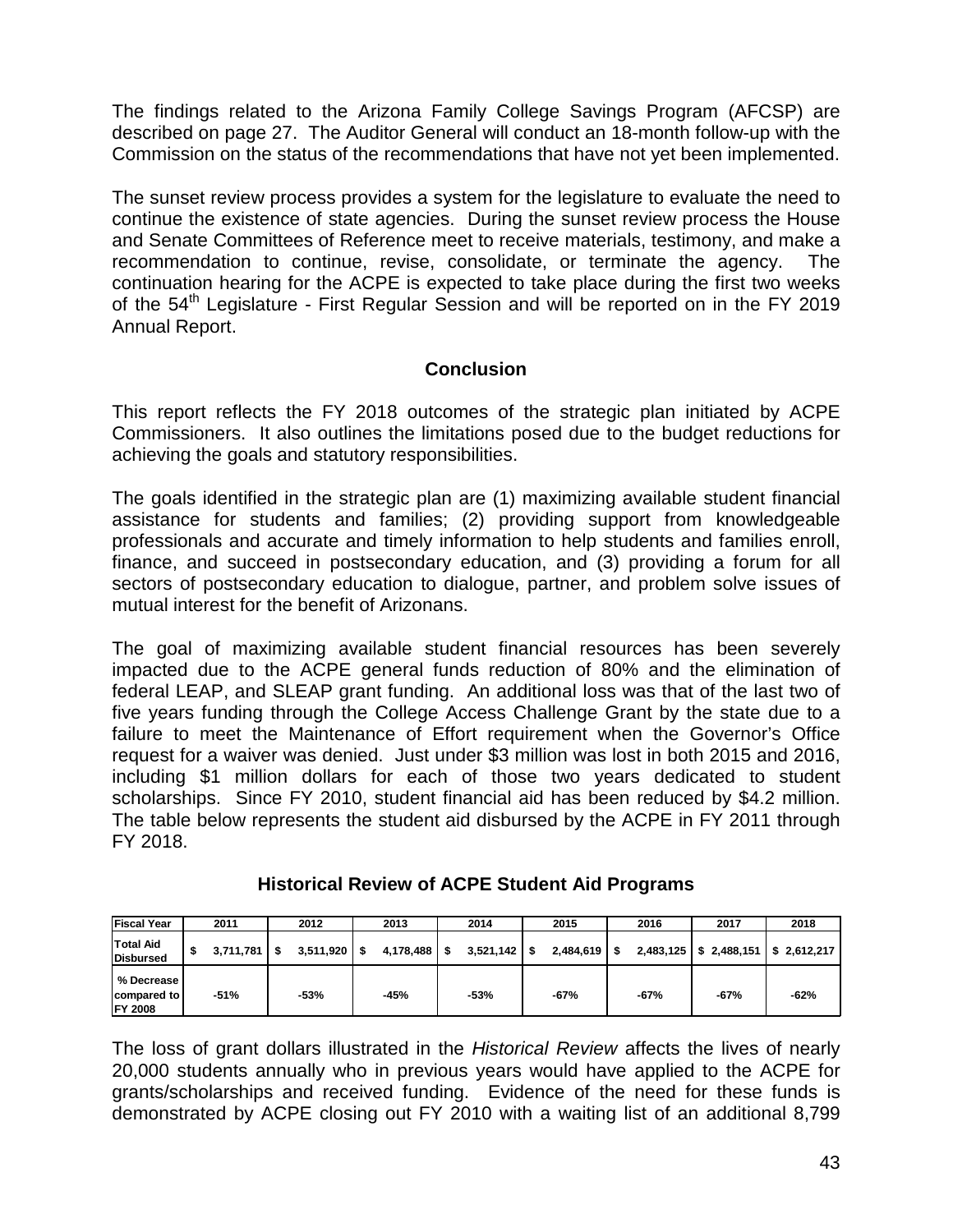The findings related to the Arizona Family College Savings Program (AFCSP) are described on page 27. The Auditor General will conduct an 18-month follow-up with the Commission on the status of the recommendations that have not yet been implemented.

The sunset review process provides a system for the legislature to evaluate the need to continue the existence of state agencies. During the sunset review process the House and Senate Committees of Reference meet to receive materials, testimony, and make a recommendation to continue, revise, consolidate, or terminate the agency. The continuation hearing for the ACPE is expected to take place during the first two weeks of the 54th Legislature - First Regular Session and will be reported on in the FY 2019 Annual Report.

## Conclusion

This report reflects the FY 2018 outcomes of the strategic plan initiated by ACPE Commissioners. It also outlines the limitations posed due to the budget reductions for achieving the goals and statutory responsibilities.

The goals identified in the strategic plan are (1) maximizing available student financial assistance for students and families; (2) providing support from knowledgeable professionals and accurate and timely information to help students and families enroll, finance, and succeed in postsecondary education, and (3) providing a forum for all sectors of postsecondary education to dialogue, partner, and problem solve issues of mutual interest for the benefit of Arizonans.

The goal of maximizing available student financial resources has been severely impacted due to the ACPE general funds reduction of 80% and the elimination of federal LEAP, and SLEAP grant funding. An additional loss was that of the last two of five years funding through the College Access Challenge Grant by the state due to a failure to meet the Maintenance of Effort requirement when the Governor's Office request for a waiver was denied. Just under \$3 million was lost in both 2015 and 2016, including \$1 million dollars for each of those two years dedicated to student scholarships. Since FY 2010, student financial aid has been reduced by \$4.2 million. The table below represents the student aid disbursed by the ACPE in FY 2011 through FY 2018.

### Historical Review of ACPE Student Aid Programs

| Fiscal Year | 2011 | 2012 | 2013 | 2014 | 2015 | 2016 | 2017 | 2018 |
|---|---|---|---|---|---|---|---|---|
| Total Aid Disbursed | \$ 3,711,781 | \$ 3,511,920 | \$ 4,178,488 | \$ 3,521,142 | \$ 2,484,619 | \$ 2,483,125 | \$ 2,488,151 | \$ 2,612,217 |
| % Decrease compared to FY 2008 | -51% | -53% | -45% | -53% | -67% | -67% | -67% | -62% |

The loss of grant dollars illustrated in the *Historical Review* affects the lives of nearly 20,000 students annually who in previous years would have applied to the ACPE for grants/scholarships and received funding. Evidence of the need for these funds is demonstrated by ACPE closing out FY 2010 with a waiting list of an additional 8,799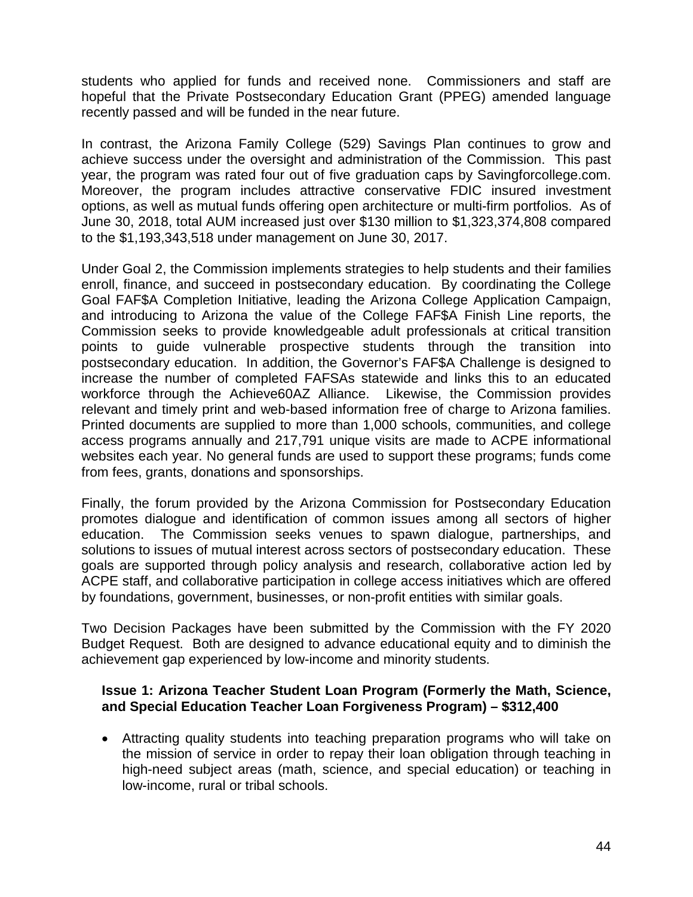students who applied for funds and received none. Commissioners and staff are hopeful that the Private Postsecondary Education Grant (PPEG) amended language recently passed and will be funded in the near future.

In contrast, the Arizona Family College (529) Savings Plan continues to grow and achieve success under the oversight and administration of the Commission. This past year, the program was rated four out of five graduation caps by Savingforcollege.com. Moreover, the program includes attractive conservative FDIC insured investment options, as well as mutual funds offering open architecture or multi-firm portfolios. As of June 30, 2018, total AUM increased just over $130 million to $1,323,374,808 compared to the $1,193,343,518 under management on June 30, 2017.

Under Goal 2, the Commission implements strategies to help students and their families enroll, finance, and succeed in postsecondary education. By coordinating the College Goal FAF$A Completion Initiative, leading the Arizona College Application Campaign, and introducing to Arizona the value of the College FAF$A Finish Line reports, the Commission seeks to provide knowledgeable adult professionals at critical transition points to guide vulnerable prospective students through the transition into postsecondary education. In addition, the Governor's FAF$A Challenge is designed to increase the number of completed FAFSAs statewide and links this to an educated workforce through the Achieve60AZ Alliance. Likewise, the Commission provides relevant and timely print and web-based information free of charge to Arizona families. Printed documents are supplied to more than 1,000 schools, communities, and college access programs annually and 217,791 unique visits are made to ACPE informational websites each year. No general funds are used to support these programs; funds come from fees, grants, donations and sponsorships.

Finally, the forum provided by the Arizona Commission for Postsecondary Education promotes dialogue and identification of common issues among all sectors of higher education. The Commission seeks venues to spawn dialogue, partnerships, and solutions to issues of mutual interest across sectors of postsecondary education. These goals are supported through policy analysis and research, collaborative action led by ACPE staff, and collaborative participation in college access initiatives which are offered by foundations, government, businesses, or non-profit entities with similar goals.

Two Decision Packages have been submitted by the Commission with the FY 2020 Budget Request. Both are designed to advance educational equity and to diminish the achievement gap experienced by low-income and minority students.

**Issue 1: Arizona Teacher Student Loan Program (Formerly the Math, Science, and Special Education Teacher Loan Forgiveness Program) – $312,400**

- Attracting quality students into teaching preparation programs who will take on the mission of service in order to repay their loan obligation through teaching in high-need subject areas (math, science, and special education) or teaching in low-income, rural or tribal schools.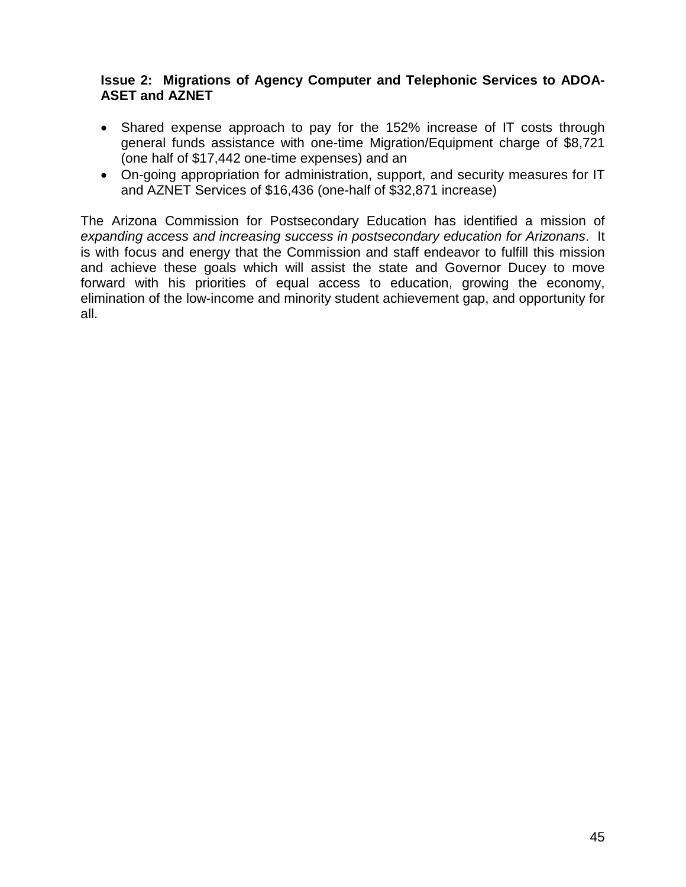**Issue 2: Migrations of Agency Computer and Telephonic Services to ADOA-ASET and AZNET**

- Shared expense approach to pay for the 152% increase of IT costs through general funds assistance with one-time Migration/Equipment charge of $8,721 (one half of $17,442 one-time expenses) and an
- On-going appropriation for administration, support, and security measures for IT and AZNET Services of $16,436 (one-half of $32,871 increase)

The Arizona Commission for Postsecondary Education has identified a mission of *expanding access and increasing success in postsecondary education for Arizonans*. It is with focus and energy that the Commission and staff endeavor to fulfill this mission and achieve these goals which will assist the state and Governor Ducey to move forward with his priorities of equal access to education, growing the economy, elimination of the low-income and minority student achievement gap, and opportunity for all.